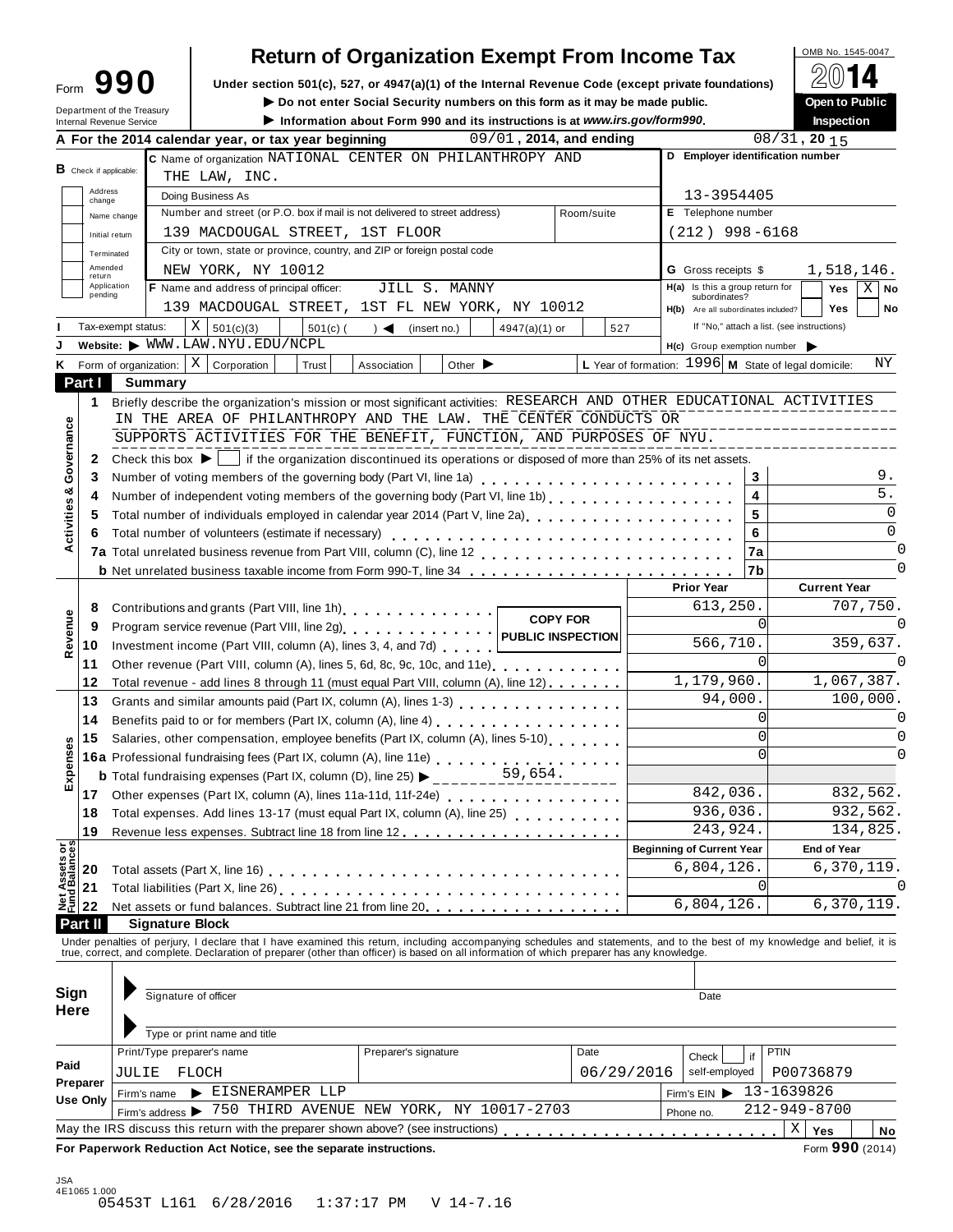# Form 990 — Return of Organization Exempt From Income Tax

OMB No. 1545-0047

**2014**

Under section 501(c), 527, or 4947(a)(1) of the Internal Revenue Code (except private foundations)

▶ Do not enter Social Security numbers on this form as it may be made public.

▶ Information about Form 990 and its instructions is at *www.irs.gov/form990*.

**Open to Public Inspection**

Department of the Treasury
Internal Revenue Service

**A** For the 2014 calendar year, or tax year beginning 09/01, 2014, and ending 08/31, 20 15

**B** Check if applicable: Address change / Name change / Initial return / Terminated / Amended return / Application pending

**C** Name of organization: NATIONAL CENTER ON PHILANTHROPY AND THE LAW, INC.

Doing Business As

Number and street (or P.O. box if mail is not delivered to street address): 139 MACDOUGAL STREET, 1ST FLOOR — Room/suite

City or town, state or province, country, and ZIP or foreign postal code: NEW YORK, NY 10012

**D** Employer identification number: 13-3954405

**E** Telephone number: (212) 998-6168

**G** Gross receipts $ 1,518,146.

**F** Name and address of principal officer: JILL S. MANNY, 139 MACDOUGAL STREET, 1ST FL NEW YORK, NY 10012

**H(a)** Is this a group return for subordinates? Yes [ ] No [X]

**H(b)** Are all subordinates included? Yes [ ] No [ ] — If "No," attach a list. (see instructions)

**I** Tax-exempt status: [X] 501(c)(3) [ ] 501(c) ( ) ◀ (insert no.) [ ] 4947(a)(1) or [ ] 527

**J** Website: ▶ WWW.LAW.NYU.EDU/NCPL

**H(c)** Group exemption number ▶

**K** Form of organization: [X] Corporation [ ] Trust [ ] Association [ ] Other ▶

**L** Year of formation: 1996 **M** State of legal domicile: NY

## Part I Summary

### Activities & Governance

1. Briefly describe the organization's mission or most significant activities: RESEARCH AND OTHER EDUCATIONAL ACTIVITIES IN THE AREA OF PHILANTHROPY AND THE LAW. THE CENTER CONDUCTS OR SUPPORTS ACTIVITIES FOR THE BENEFIT, FUNCTION, AND PURPOSES OF NYU.
2. Check this box ▶ [ ] if the organization discontinued its operations or disposed of more than 25% of its net assets.

| | | Line | Value |
|---|---|---|---|
| 3 | Number of voting members of the governing body (Part VI, line 1a) | 3 | 9. |
| 4 | Number of independent voting members of the governing body (Part VI, line 1b) | 4 | 5. |
| 5 | Total number of individuals employed in calendar year 2014 (Part V, line 2a) | 5 | 0 |
| 6 | Total number of volunteers (estimate if necessary) | 6 | 0 |
| 7a | Total unrelated business revenue from Part VIII, column (C), line 12 | 7a | 0 |
| b | Net unrelated business taxable income from Form 990-T, line 34 | 7b | 0 |

### Revenue / Expenses

| | | Prior Year | Current Year |
|---|---|---|---|
| 8 | Contributions and grants (Part VIII, line 1h) | 613,250. | 707,750. |
| 9 | Program service revenue (Part VIII, line 2g) | 0 | 0 |
| 10 | Investment income (Part VIII, column (A), lines 3, 4, and 7d) | 566,710. | 359,637. |
| 11 | Other revenue (Part VIII, column (A), lines 5, 6d, 8c, 9c, 10c, and 11e) | 0 | 0 |
| 12 | Total revenue - add lines 8 through 11 (must equal Part VIII, column (A), line 12) | 1,179,960. | 1,067,387. |
| 13 | Grants and similar amounts paid (Part IX, column (A), lines 1-3) | 94,000. | 100,000. |
| 14 | Benefits paid to or for members (Part IX, column (A), line 4) | 0 | 0 |
| 15 | Salaries, other compensation, employee benefits (Part IX, column (A), lines 5-10) | 0 | 0 |
| 16a | Professional fundraising fees (Part IX, column (A), line 11e) | 0 | 0 |
| b | Total fundraising expenses (Part IX, column (D), line 25) ▶ 59,654. | | |
| 17 | Other expenses (Part IX, column (A), lines 11a-11d, 11f-24e) | 842,036. | 832,562. |
| 18 | Total expenses. Add lines 13-17 (must equal Part IX, column (A), line 25) | 936,036. | 932,562. |
| 19 | Revenue less expenses. Subtract line 18 from line 12 | 243,924. | 134,825. |

COPY FOR PUBLIC INSPECTION

### Net Assets or Fund Balances

| | | Beginning of Current Year | End of Year |
|---|---|---|---|
| 20 | Total assets (Part X, line 16) | 6,804,126. | 6,370,119. |
| 21 | Total liabilities (Part X, line 26) | 0 | 0 |
| 22 | Net assets or fund balances. Subtract line 21 from line 20 | 6,804,126. | 6,370,119. |

## Part II Signature Block

Under penalties of perjury, I declare that I have examined this return, including accompanying schedules and statements, and to the best of my knowledge and belief, it is true, correct, and complete. Declaration of preparer (other than officer) is based on all information of which preparer has any knowledge.

**Sign Here**

▶ Signature of officer — Date

▶ Type or print name and title

**Paid Preparer Use Only**

| Print/Type preparer's name | Preparer's signature | Date | Check if self-employed | PTIN |
|---|---|---|---|---|
| JULIE FLOCH | | 06/29/2016 | | P00736879 |

Firm's name ▶ EISNERAMPER LLP — Firm's EIN ▶ 13-1639826

Firm's address ▶ 750 THIRD AVENUE NEW YORK, NY 10017-2703 — Phone no. 212-949-8700

May the IRS discuss this return with the preparer shown above? (see instructions) [X] Yes [ ] No

**For Paperwork Reduction Act Notice, see the separate instructions.** Form **990** (2014)

JSA
4E1065 1.000
05453T L161 6/28/2016 1:37:17 PM V 14-7.16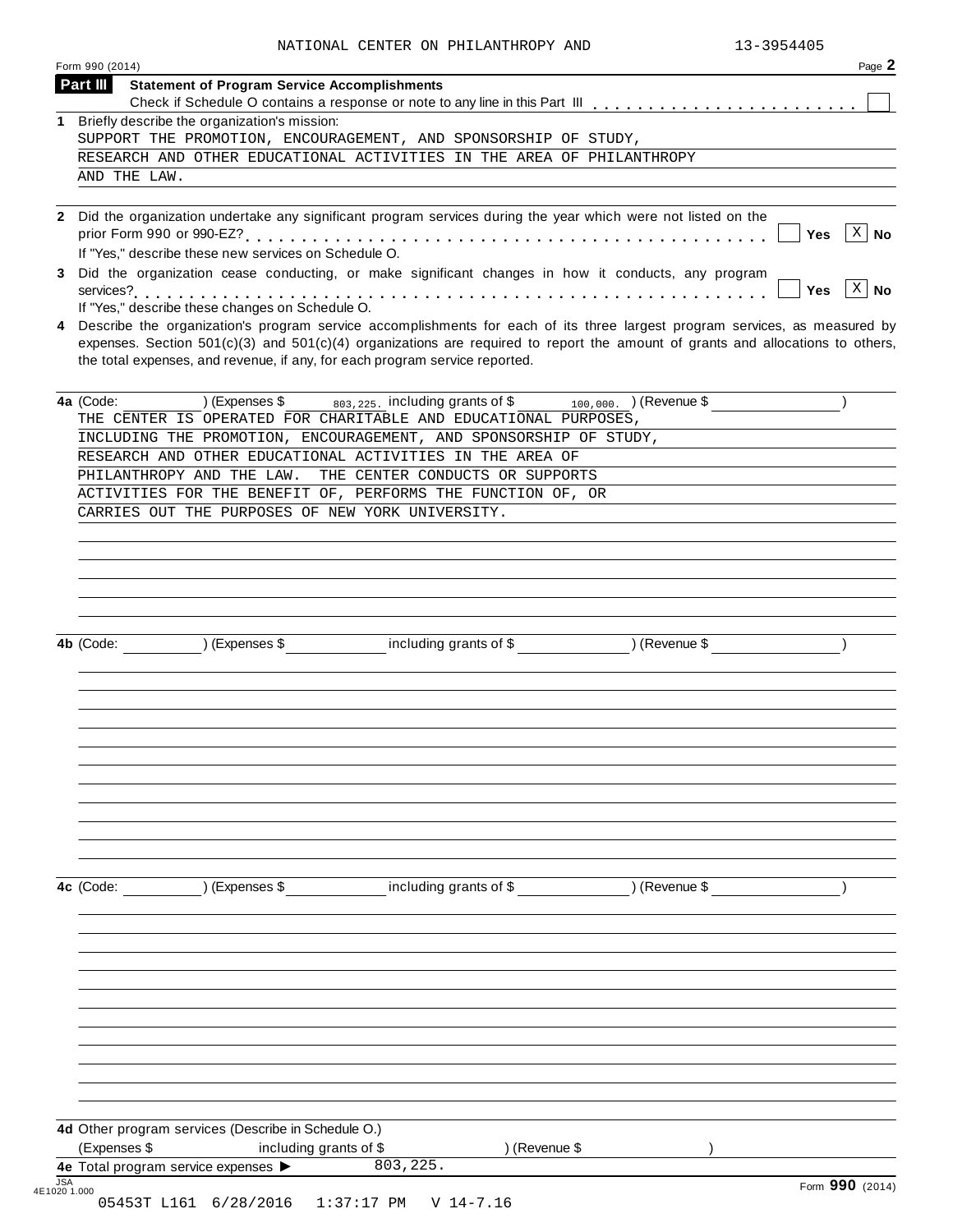NATIONAL CENTER ON PHILANTHROPY AND 13-3954405

Form 990 (2014) Page **2**

## Part III Statement of Program Service Accomplishments

Check if Schedule O contains a response or note to any line in this Part III . . . . . . . . . . . . . . . . . . . . . . . . ☐

**1** Briefly describe the organization's mission:

SUPPORT THE PROMOTION, ENCOURAGEMENT, AND SPONSORSHIP OF STUDY, RESEARCH AND OTHER EDUCATIONAL ACTIVITIES IN THE AREA OF PHILANTHROPY AND THE LAW.

**2** Did the organization undertake any significant program services during the year which were not listed on the prior Form 990 or 990-EZ? . . . . . . . . . . . . . . . . . . . . . . . . . . . . . . . . . . . . . . . . . . . ☐ Yes ☒ No

If "Yes," describe these new services on Schedule O.

**3** Did the organization cease conducting, or make significant changes in how it conducts, any program services? . . . . . . . . . . . . . . . . . . . . . . . . . . . . . . . . . . . . . . . . . . . . . . . . . . . . . . ☐ Yes ☒ No

If "Yes," describe these changes on Schedule O.

**4** Describe the organization's program service accomplishments for each of its three largest program services, as measured by expenses. Section 501(c)(3) and 501(c)(4) organizations are required to report the amount of grants and allocations to others, the total expenses, and revenue, if any, for each program service reported.

**4a** (Code: ) (Expenses $ 803,225. including grants of $ 100,000. ) (Revenue $ )

THE CENTER IS OPERATED FOR CHARITABLE AND EDUCATIONAL PURPOSES, INCLUDING THE PROMOTION, ENCOURAGEMENT, AND SPONSORSHIP OF STUDY, RESEARCH AND OTHER EDUCATIONAL ACTIVITIES IN THE AREA OF PHILANTHROPY AND THE LAW. THE CENTER CONDUCTS OR SUPPORTS ACTIVITIES FOR THE BENEFIT OF, PERFORMS THE FUNCTION OF, OR CARRIES OUT THE PURPOSES OF NEW YORK UNIVERSITY.

**4b** (Code: ) (Expenses $ including grants of $ ) (Revenue $ )

**4c** (Code: ) (Expenses $ including grants of $ ) (Revenue $ )

**4d** Other program services (Describe in Schedule O.)

(Expenses $ including grants of $ ) (Revenue $ )

**4e** Total program service expenses ▶ 803,225.

Form **990** (2014)

05453T L161 6/28/2016 1:37:17 PM V 14-7.16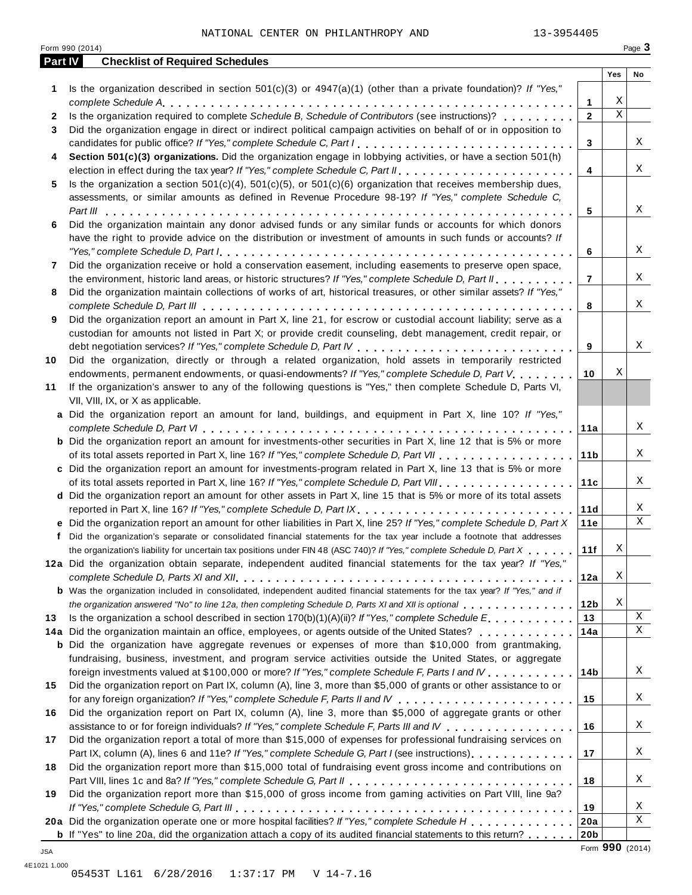NATIONAL CENTER ON PHILANTHROPY AND 13-3954405

Form 990 (2014)

## Part IV Checklist of Required Schedules

| | | | Yes | No |
|---|---|---|---|---|
| 1 | Is the organization described in section 501(c)(3) or 4947(a)(1) (other than a private foundation)? *If "Yes," complete Schedule A* | 1 | X | |
| 2 | Is the organization required to complete *Schedule B, Schedule of Contributors* (see instructions)? | 2 | X | |
| 3 | Did the organization engage in direct or indirect political campaign activities on behalf of or in opposition to candidates for public office? *If "Yes," complete Schedule C, Part I* | 3 | | X |
| 4 | **Section 501(c)(3) organizations.** Did the organization engage in lobbying activities, or have a section 501(h) election in effect during the tax year? *If "Yes," complete Schedule C, Part II* | 4 | | X |
| 5 | Is the organization a section 501(c)(4), 501(c)(5), or 501(c)(6) organization that receives membership dues, assessments, or similar amounts as defined in Revenue Procedure 98-19? *If "Yes," complete Schedule C, Part III* | 5 | | X |
| 6 | Did the organization maintain any donor advised funds or any similar funds or accounts for which donors have the right to provide advice on the distribution or investment of amounts in such funds or accounts? *If "Yes," complete Schedule D, Part I* | 6 | | X |
| 7 | Did the organization receive or hold a conservation easement, including easements to preserve open space, the environment, historic land areas, or historic structures? *If "Yes," complete Schedule D, Part II* | 7 | | X |
| 8 | Did the organization maintain collections of works of art, historical treasures, or other similar assets? *If "Yes," complete Schedule D, Part III* | 8 | | X |
| 9 | Did the organization report an amount in Part X, line 21, for escrow or custodial account liability; serve as a custodian for amounts not listed in Part X; or provide credit counseling, debt management, credit repair, or debt negotiation services? *If "Yes," complete Schedule D, Part IV* | 9 | | X |
| 10 | Did the organization, directly or through a related organization, hold assets in temporarily restricted endowments, permanent endowments, or quasi-endowments? *If "Yes," complete Schedule D, Part V* | 10 | X | |
| 11 | If the organization's answer to any of the following questions is "Yes," then complete Schedule D, Parts VI, VII, VIII, IX, or X as applicable. | | | |
| a | Did the organization report an amount for land, buildings, and equipment in Part X, line 10? *If "Yes," complete Schedule D, Part VI* | 11a | | X |
| b | Did the organization report an amount for investments-other securities in Part X, line 12 that is 5% or more of its total assets reported in Part X, line 16? *If "Yes," complete Schedule D, Part VII* | 11b | | X |
| c | Did the organization report an amount for investments-program related in Part X, line 13 that is 5% or more of its total assets reported in Part X, line 16? *If "Yes," complete Schedule D, Part VIII* | 11c | | X |
| d | Did the organization report an amount for other assets in Part X, line 15 that is 5% or more of its total assets reported in Part X, line 16? *If "Yes," complete Schedule D, Part IX* | 11d | | X |
| e | Did the organization report an amount for other liabilities in Part X, line 25? *If "Yes," complete Schedule D, Part X* | 11e | | X |
| f | Did the organization's separate or consolidated financial statements for the tax year include a footnote that addresses the organization's liability for uncertain tax positions under FIN 48 (ASC 740)? *If "Yes," complete Schedule D, Part X* | 11f | X | |
| 12a | Did the organization obtain separate, independent audited financial statements for the tax year? *If "Yes," complete Schedule D, Parts XI and XII* | 12a | X | |
| b | Was the organization included in consolidated, independent audited financial statements for the tax year? *If "Yes," and if the organization answered "No" to line 12a, then completing Schedule D, Parts XI and XII is optional* | 12b | X | |
| 13 | Is the organization a school described in section 170(b)(1)(A)(ii)? *If "Yes," complete Schedule E* | 13 | | X |
| 14a | Did the organization maintain an office, employees, or agents outside of the United States? | 14a | | X |
| b | Did the organization have aggregate revenues or expenses of more than $10,000 from grantmaking, fundraising, business, investment, and program service activities outside the United States, or aggregate foreign investments valued at $100,000 or more? *If "Yes," complete Schedule F, Parts I and IV* | 14b | | X |
| 15 | Did the organization report on Part IX, column (A), line 3, more than $5,000 of grants or other assistance to or for any foreign organization? *If "Yes," complete Schedule F, Parts II and IV* | 15 | | X |
| 16 | Did the organization report on Part IX, column (A), line 3, more than $5,000 of aggregate grants or other assistance to or for foreign individuals? *If "Yes," complete Schedule F, Parts III and IV* | 16 | | X |
| 17 | Did the organization report a total of more than $15,000 of expenses for professional fundraising services on Part IX, column (A), lines 6 and 11e? *If "Yes," complete Schedule G, Part I* (see instructions) | 17 | | X |
| 18 | Did the organization report more than $15,000 total of fundraising event gross income and contributions on Part VIII, lines 1c and 8a? *If "Yes," complete Schedule G, Part II* | 18 | | X |
| 19 | Did the organization report more than $15,000 of gross income from gaming activities on Part VIII, line 9a? *If "Yes," complete Schedule G, Part III* | 19 | | X |
| 20a | Did the organization operate one or more hospital facilities? *If "Yes," complete Schedule H* | 20a | | X |
| b | If "Yes" to line 20a, did the organization attach a copy of its audited financial statements to this return? | 20b | | |

Form **990** (2014)

JSA
4E1021 1.000
05453T L161 6/28/2016 1:37:17 PM V 14-7.16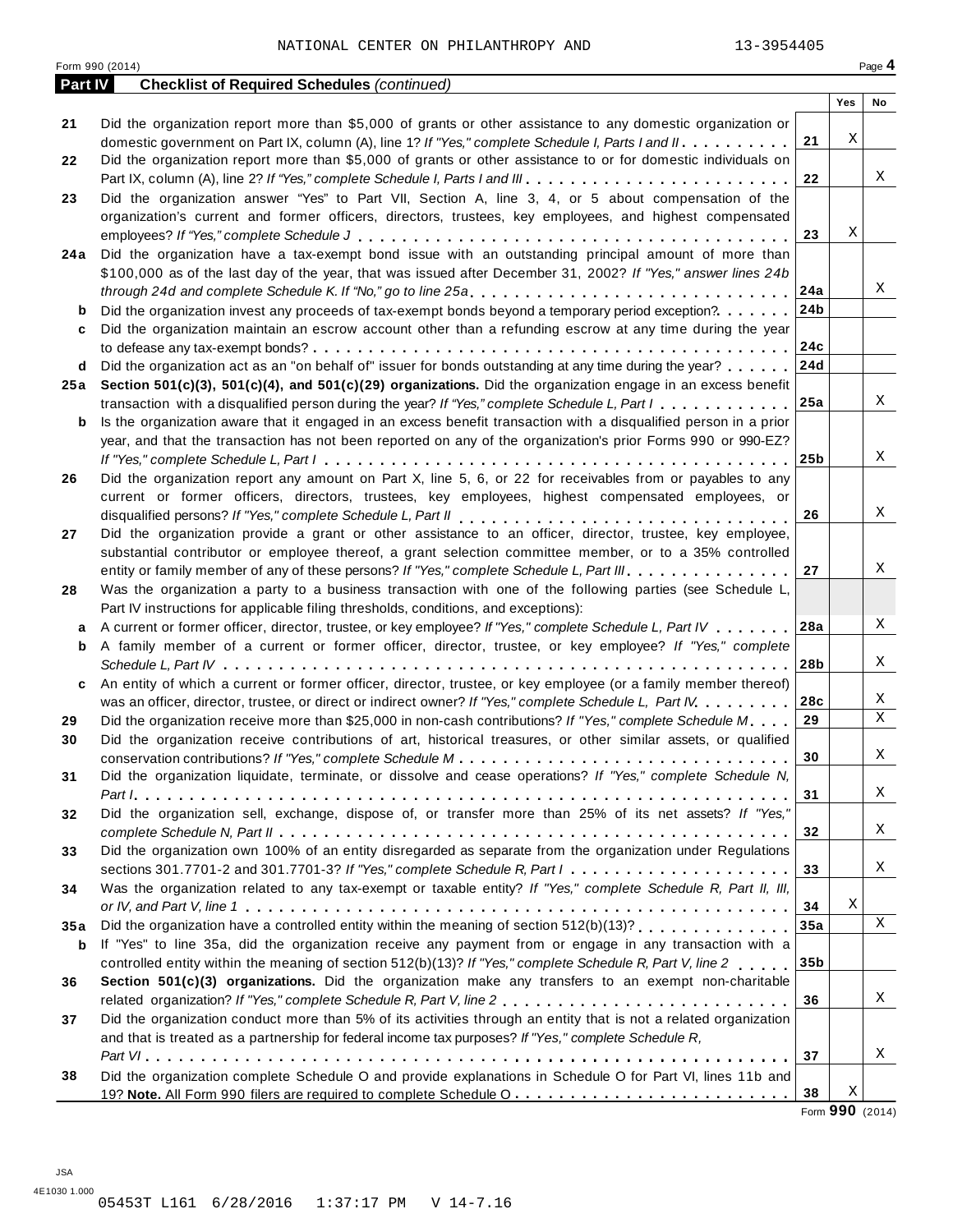NATIONAL CENTER ON PHILANTHROPY AND 13-3954405

Form 990 (2014)

## Part IV Checklist of Required Schedules *(continued)*

| | | | Yes | No |
|---|---|---|---|---|
| 21 | Did the organization report more than $5,000 of grants or other assistance to any domestic organization or domestic government on Part IX, column (A), line 1? *If "Yes," complete Schedule I, Parts I and II* | 21 | X | |
| 22 | Did the organization report more than $5,000 of grants or other assistance to or for domestic individuals on Part IX, column (A), line 2? *If "Yes," complete Schedule I, Parts I and III* | 22 | | X |
| 23 | Did the organization answer "Yes" to Part VII, Section A, line 3, 4, or 5 about compensation of the organization's current and former officers, directors, trustees, key employees, and highest compensated employees? *If "Yes," complete Schedule J* | 23 | X | |
| 24a | Did the organization have a tax-exempt bond issue with an outstanding principal amount of more than $100,000 as of the last day of the year, that was issued after December 31, 2002? *If "Yes," answer lines 24b through 24d and complete Schedule K. If "No," go to line 25a* | 24a | | X |
| b | Did the organization invest any proceeds of tax-exempt bonds beyond a temporary period exception? | 24b | | |
| c | Did the organization maintain an escrow account other than a refunding escrow at any time during the year to defease any tax-exempt bonds? | 24c | | |
| d | Did the organization act as an "on behalf of" issuer for bonds outstanding at any time during the year? | 24d | | |
| 25a | **Section 501(c)(3), 501(c)(4), and 501(c)(29) organizations.** Did the organization engage in an excess benefit transaction with a disqualified person during the year? *If "Yes," complete Schedule L, Part I* | 25a | | X |
| b | Is the organization aware that it engaged in an excess benefit transaction with a disqualified person in a prior year, and that the transaction has not been reported on any of the organization's prior Forms 990 or 990-EZ? *If "Yes," complete Schedule L, Part I* | 25b | | X |
| 26 | Did the organization report any amount on Part X, line 5, 6, or 22 for receivables from or payables to any current or former officers, directors, trustees, key employees, highest compensated employees, or disqualified persons? *If "Yes," complete Schedule L, Part II* | 26 | | X |
| 27 | Did the organization provide a grant or other assistance to an officer, director, trustee, key employee, substantial contributor or employee thereof, a grant selection committee member, or to a 35% controlled entity or family member of any of these persons? *If "Yes," complete Schedule L, Part III* | 27 | | X |
| 28 | Was the organization a party to a business transaction with one of the following parties (see Schedule L, Part IV instructions for applicable filing thresholds, conditions, and exceptions): | | | |
| a | A current or former officer, director, trustee, or key employee? *If "Yes," complete Schedule L, Part IV* | 28a | | X |
| b | A family member of a current or former officer, director, trustee, or key employee? *If "Yes," complete Schedule L, Part IV* | 28b | | X |
| c | An entity of which a current or former officer, director, trustee, or key employee (or a family member thereof) was an officer, director, trustee, or direct or indirect owner? *If "Yes," complete Schedule L, Part IV* | 28c | | X |
| 29 | Did the organization receive more than $25,000 in non-cash contributions? *If "Yes," complete Schedule M* | 29 | | X |
| 30 | Did the organization receive contributions of art, historical treasures, or other similar assets, or qualified conservation contributions? *If "Yes," complete Schedule M* | 30 | | X |
| 31 | Did the organization liquidate, terminate, or dissolve and cease operations? *If "Yes," complete Schedule N, Part I* | 31 | | X |
| 32 | Did the organization sell, exchange, dispose of, or transfer more than 25% of its net assets? *If "Yes," complete Schedule N, Part II* | 32 | | X |
| 33 | Did the organization own 100% of an entity disregarded as separate from the organization under Regulations sections 301.7701-2 and 301.7701-3? *If "Yes," complete Schedule R, Part I* | 33 | | X |
| 34 | Was the organization related to any tax-exempt or taxable entity? *If "Yes," complete Schedule R, Part II, III, or IV, and Part V, line 1* | 34 | X | |
| 35a | Did the organization have a controlled entity within the meaning of section 512(b)(13)? | 35a | | X |
| b | If "Yes" to line 35a, did the organization receive any payment from or engage in any transaction with a controlled entity within the meaning of section 512(b)(13)? *If "Yes," complete Schedule R, Part V, line 2* | 35b | | |
| 36 | **Section 501(c)(3) organizations.** Did the organization make any transfers to an exempt non-charitable related organization? *If "Yes," complete Schedule R, Part V, line 2* | 36 | | X |
| 37 | Did the organization conduct more than 5% of its activities through an entity that is not a related organization and that is treated as a partnership for federal income tax purposes? *If "Yes," complete Schedule R, Part VI* | 37 | | X |
| 38 | Did the organization complete Schedule O and provide explanations in Schedule O for Part VI, lines 11b and 19? **Note.** All Form 990 filers are required to complete Schedule O | 38 | X | |

Form **990** (2014)

JSA
4E1030 1.000
05453T L161 6/28/2016 1:37:17 PM V 14-7.16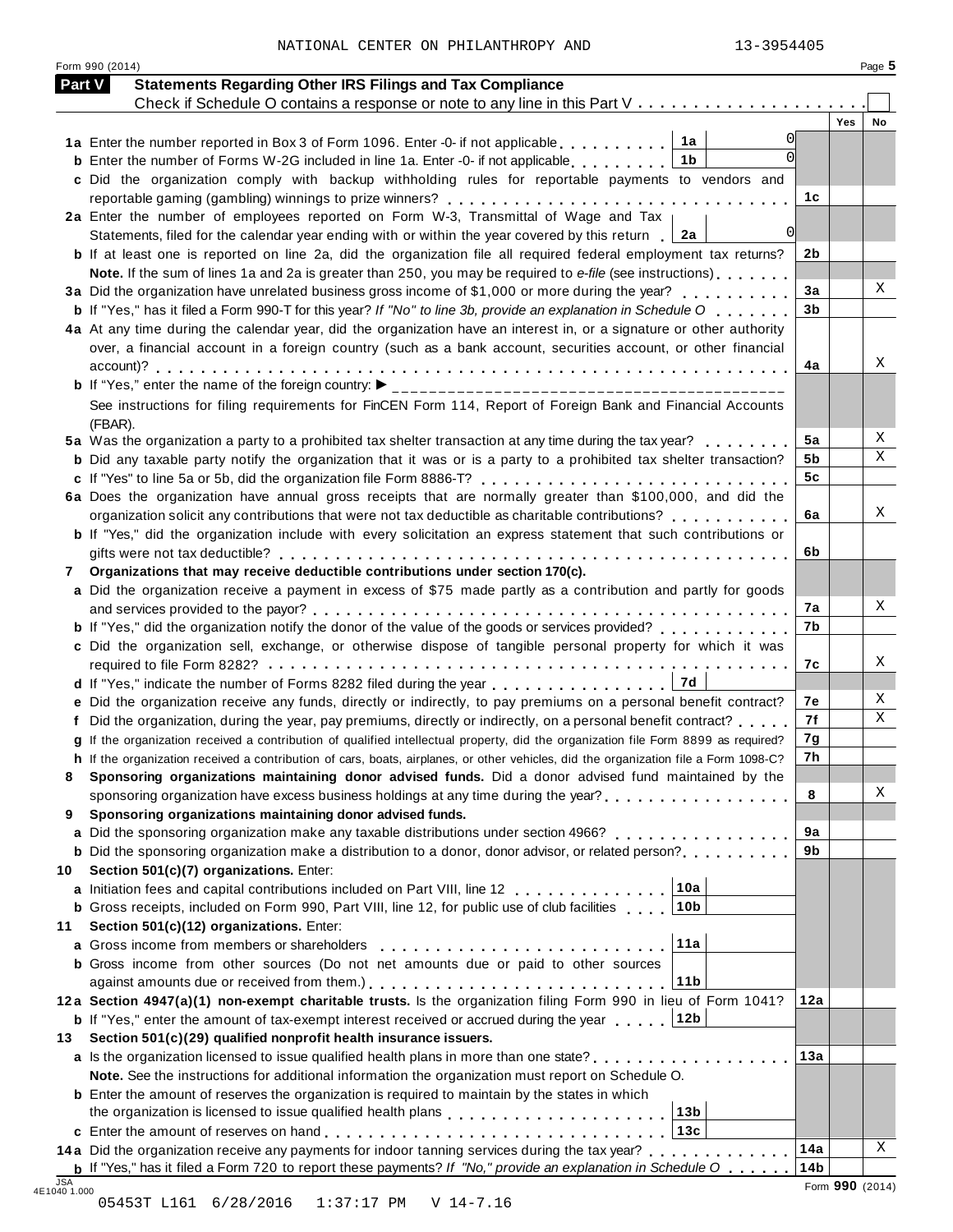NATIONAL CENTER ON PHILANTHROPY AND 13-3954405

Form 990 (2014) Page **5**

## Part V Statements Regarding Other IRS Filings and Tax Compliance

Check if Schedule O contains a response or note to any line in this Part V . . . . . . . . . . . . . . . . . . . . . ☐

| | | | | Yes | No |
|---|---|---|---|---|---|
| **1a** | Enter the number reported in Box 3 of Form 1096. Enter -0- if not applicable . . . . . . . . . . | **1a** 0 | | | |
| **b** | Enter the number of Forms W-2G included in line 1a. Enter -0- if not applicable . . . . . . . . | **1b** 0 | | | |
| **c** | Did the organization comply with backup withholding rules for reportable payments to vendors and reportable gaming (gambling) winnings to prize winners? . . . . . . . . . . . . . . . . . . . . . . . . . . . . | | **1c** | | |
| **2a** | Enter the number of employees reported on Form W-3, Transmittal of Wage and Tax Statements, filed for the calendar year ending with or within the year covered by this return | **2a** 0 | | | |
| **b** | If at least one is reported on line 2a, did the organization file all required federal employment tax returns? | | **2b** | | |
| | **Note.** If the sum of lines 1a and 2a is greater than 250, you may be required to *e-file* (see instructions) . . . . . . . | | | | |
| **3a** | Did the organization have unrelated business gross income of $1,000 or more during the year? . . . . . . . . . . | | **3a** | | X |
| **b** | If "Yes," has it filed a Form 990-T for this year? *If "No" to line 3b, provide an explanation in Schedule O* . . . . . . . | | **3b** | | |
| **4a** | At any time during the calendar year, did the organization have an interest in, or a signature or other authority over, a financial account in a foreign country (such as a bank account, securities account, or other financial account)? . . . . . . . . . . . . . . . . . . . . . . . . . . . . . . . . . . . . . . . . . . . . . . . . . | | **4a** | | X |
| **b** | If "Yes," enter the name of the foreign country: ▶ ________________________________________ | | | | |
| | See instructions for filing requirements for FinCEN Form 114, Report of Foreign Bank and Financial Accounts (FBAR). | | | | |
| **5a** | Was the organization a party to a prohibited tax shelter transaction at any time during the tax year? . . . . . . . . | | **5a** | | X |
| **b** | Did any taxable party notify the organization that it was or is a party to a prohibited tax shelter transaction? | | **5b** | | X |
| **c** | If "Yes" to line 5a or 5b, did the organization file Form 8886-T? . . . . . . . . . . . . . . . . . . . . . . . . . . | | **5c** | | |
| **6a** | Does the organization have annual gross receipts that are normally greater than $100,000, and did the organization solicit any contributions that were not tax deductible as charitable contributions? . . . . . . . . . . . | | **6a** | | X |
| **b** | If "Yes," did the organization include with every solicitation an express statement that such contributions or gifts were not tax deductible? . . . . . . . . . . . . . . . . . . . . . . . . . . . . . . . . . . . . . . . . . . . . | | **6b** | | |
| **7** | **Organizations that may receive deductible contributions under section 170(c).** | | | | |
| **a** | Did the organization receive a payment in excess of $75 made partly as a contribution and partly for goods and services provided to the payor? . . . . . . . . . . . . . . . . . . . . . . . . . . . . . . . . . . . . . . . . . . | | **7a** | | X |
| **b** | If "Yes," did the organization notify the donor of the value of the goods or services provided? . . . . . . . . . . . . | | **7b** | | |
| **c** | Did the organization sell, exchange, or otherwise dispose of tangible personal property for which it was required to file Form 8282? . . . . . . . . . . . . . . . . . . . . . . . . . . . . . . . . . . . . . . . . . . . . . . . . . | | **7c** | | X |
| **d** | If "Yes," indicate the number of Forms 8282 filed during the year . . . . . . . . . . . . . . . . | **7d** | | | |
| **e** | Did the organization receive any funds, directly or indirectly, to pay premiums on a personal benefit contract? | | **7e** | | X |
| **f** | Did the organization, during the year, pay premiums, directly or indirectly, on a personal benefit contract? . . . . . | | **7f** | | X |
| **g** | If the organization received a contribution of qualified intellectual property, did the organization file Form 8899 as required? | | **7g** | | |
| **h** | If the organization received a contribution of cars, boats, airplanes, or other vehicles, did the organization file a Form 1098-C? | | **7h** | | |
| **8** | **Sponsoring organizations maintaining donor advised funds.** Did a donor advised fund maintained by the sponsoring organization have excess business holdings at any time during the year? . . . . . . . . . . . . . . . . . | | **8** | | X |
| **9** | **Sponsoring organizations maintaining donor advised funds.** | | | | |
| **a** | Did the sponsoring organization make any taxable distributions under section 4966? . . . . . . . . . . . . . . . . | | **9a** | | |
| **b** | Did the sponsoring organization make a distribution to a donor, donor advisor, or related person? . . . . . . . . . . | | **9b** | | |
| **10** | **Section 501(c)(7) organizations.** Enter: | | | | |
| **a** | Initiation fees and capital contributions included on Part VIII, line 12 . . . . . . . . . . . . . . | **10a** | | | |
| **b** | Gross receipts, included on Form 990, Part VIII, line 12, for public use of club facilities . . . . | **10b** | | | |
| **11** | **Section 501(c)(12) organizations.** Enter: | | | | |
| **a** | Gross income from members or shareholders . . . . . . . . . . . . . . . . . . . . . . . . . . . | **11a** | | | |
| **b** | Gross income from other sources (Do not net amounts due or paid to other sources against amounts due or received from them.) . . . . . . . . . . . . . . . . . . . . . . . . . . | **11b** | | | |
| **12a** | **Section 4947(a)(1) non-exempt charitable trusts.** Is the organization filing Form 990 in lieu of Form 1041? | | **12a** | | |
| **b** | If "Yes," enter the amount of tax-exempt interest received or accrued during the year . . . . . | **12b** | | | |
| **13** | **Section 501(c)(29) qualified nonprofit health insurance issuers.** | | | | |
| **a** | Is the organization licensed to issue qualified health plans in more than one state? . . . . . . . . . . . . . . . . . . | | **13a** | | |
| | **Note.** See the instructions for additional information the organization must report on Schedule O. | | | | |
| **b** | Enter the amount of reserves the organization is required to maintain by the states in which the organization is licensed to issue qualified health plans . . . . . . . . . . . . . . . . . . . . | **13b** | | | |
| **c** | Enter the amount of reserves on hand . . . . . . . . . . . . . . . . . . . . . . . . . . . . . . . | **13c** | | | |
| **14a** | Did the organization receive any payments for indoor tanning services during the tax year? . . . . . . . . . . . . . | | **14a** | | X |
| **b** | If "Yes," has it filed a Form 720 to report these payments? *If "No," provide an explanation in Schedule O* . . . . . . | | **14b** | | |

JSA 4E1040 1.000

Form **990** (2014)

05453T L161 6/28/2016 1:37:17 PM V 14-7.16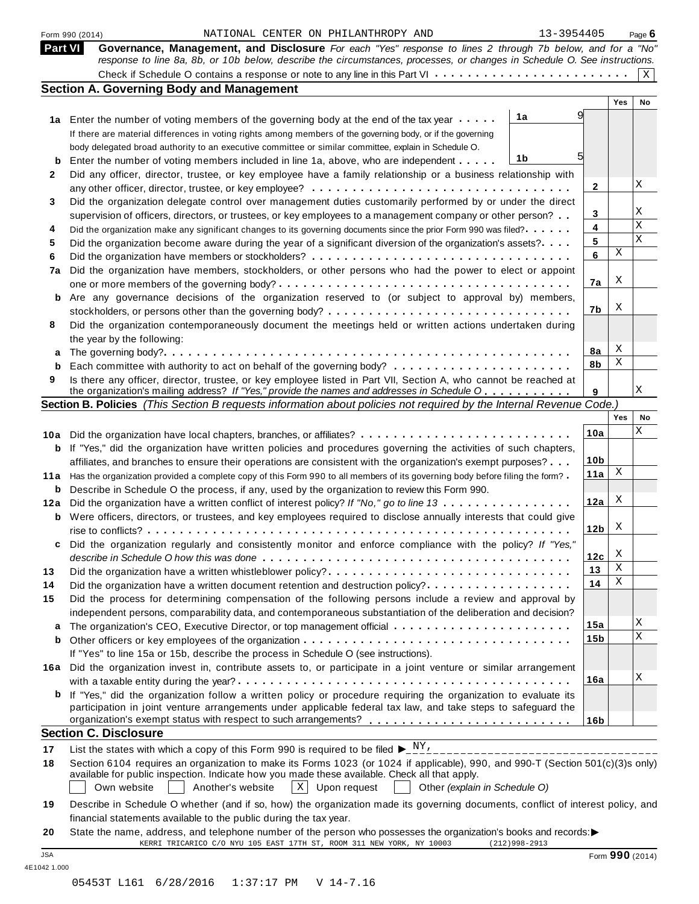Form 990 (2014) NATIONAL CENTER ON PHILANTHROPY AND 13-3954405 Page 6

## Part VI Governance, Management, and Disclosure

*For each "Yes" response to lines 2 through 7b below, and for a "No" response to line 8a, 8b, or 10b below, describe the circumstances, processes, or changes in Schedule O. See instructions.*

Check if Schedule O contains a response or note to any line in this Part VI . . . . . . [X]

### Section A. Governing Body and Management

| | | | | Yes | No |
|---|---|---|---|---|---|
| **1a** | Enter the number of voting members of the governing body at the end of the tax year . . . . . If there are material differences in voting rights among members of the governing body, or if the governing body delegated broad authority to an executive committee or similar committee, explain in Schedule O. | 1a | 9 | | |
| **b** | Enter the number of voting members included in line 1a, above, who are independent . . . . . | 1b | 5 | | |
| **2** | Did any officer, director, trustee, or key employee have a family relationship or a business relationship with any other officer, director, trustee, or key employee? . . . . . | 2 | | | X |
| **3** | Did the organization delegate control over management duties customarily performed by or under the direct supervision of officers, directors, or trustees, or key employees to a management company or other person? . . | 3 | | | X |
| **4** | Did the organization make any significant changes to its governing documents since the prior Form 990 was filed? . . . . . | 4 | | | X |
| **5** | Did the organization become aware during the year of a significant diversion of the organization's assets? . . . . | 5 | | | X |
| **6** | Did the organization have members or stockholders? . . . . . | 6 | | X | |
| **7a** | Did the organization have members, stockholders, or other persons who had the power to elect or appoint one or more members of the governing body? . . . . . | 7a | | X | |
| **b** | Are any governance decisions of the organization reserved to (or subject to approval by) members, stockholders, or persons other than the governing body? . . . . . | 7b | | X | |
| **8** | Did the organization contemporaneously document the meetings held or written actions undertaken during the year by the following: | | | | |
| **a** | The governing body? . . . . . | 8a | | X | |
| **b** | Each committee with authority to act on behalf of the governing body? . . . . . | 8b | | X | |
| **9** | Is there any officer, director, trustee, or key employee listed in Part VII, Section A, who cannot be reached at the organization's mailing address? *If "Yes," provide the names and addresses in Schedule O* . . . . . | 9 | | | X |

### Section B. Policies *(This Section B requests information about policies not required by the Internal Revenue Code.)*

| | | | Yes | No |
|---|---|---|---|---|
| **10a** | Did the organization have local chapters, branches, or affiliates? . . . . . | 10a | | X |
| **b** | If "Yes," did the organization have written policies and procedures governing the activities of such chapters, affiliates, and branches to ensure their operations are consistent with the organization's exempt purposes? . . . | 10b | | |
| **11a** | Has the organization provided a complete copy of this Form 990 to all members of its governing body before filing the form? . | 11a | X | |
| **b** | Describe in Schedule O the process, if any, used by the organization to review this Form 990. | | | |
| **12a** | Did the organization have a written conflict of interest policy? *If "No," go to line 13* . . . . . | 12a | X | |
| **b** | Were officers, directors, or trustees, and key employees required to disclose annually interests that could give rise to conflicts? . . . . . | 12b | X | |
| **c** | Did the organization regularly and consistently monitor and enforce compliance with the policy? *If "Yes," describe in Schedule O how this was done* . . . . . | 12c | X | |
| **13** | Did the organization have a written whistleblower policy? . . . . . | 13 | X | |
| **14** | Did the organization have a written document retention and destruction policy? . . . . . | 14 | X | |
| **15** | Did the process for determining compensation of the following persons include a review and approval by independent persons, comparability data, and contemporaneous substantiation of the deliberation and decision? | | | |
| **a** | The organization's CEO, Executive Director, or top management official . . . . . | 15a | | X |
| **b** | Other officers or key employees of the organization . . . . . If "Yes" to line 15a or 15b, describe the process in Schedule O (see instructions). | 15b | | X |
| **16a** | Did the organization invest in, contribute assets to, or participate in a joint venture or similar arrangement with a taxable entity during the year? . . . . . | 16a | | X |
| **b** | If "Yes," did the organization follow a written policy or procedure requiring the organization to evaluate its participation in joint venture arrangements under applicable federal tax law, and take steps to safeguard the organization's exempt status with respect to such arrangements? . . . . . | 16b | | |

### Section C. Disclosure

**17** List the states with which a copy of this Form 990 is required to be filed ▶ NY,

**18** Section 6104 requires an organization to make its Forms 1023 (or 1024 if applicable), 990, and 990-T (Section 501(c)(3)s only) available for public inspection. Indicate how you made these available. Check all that apply.

[ ] Own website [ ] Another's website [X] Upon request [ ] Other *(explain in Schedule O)*

**19** Describe in Schedule O whether (and if so, how) the organization made its governing documents, conflict of interest policy, and financial statements available to the public during the tax year.

**20** State the name, address, and telephone number of the person who possesses the organization's books and records: ▶

KERRI TRICARICO C/O NYU 105 EAST 17TH ST, ROOM 311 NEW YORK, NY 10003 (212)998-2913

JSA 4E1042 1.000 Form **990** (2014)

05453T L161 6/28/2016 1:37:17 PM V 14-7.16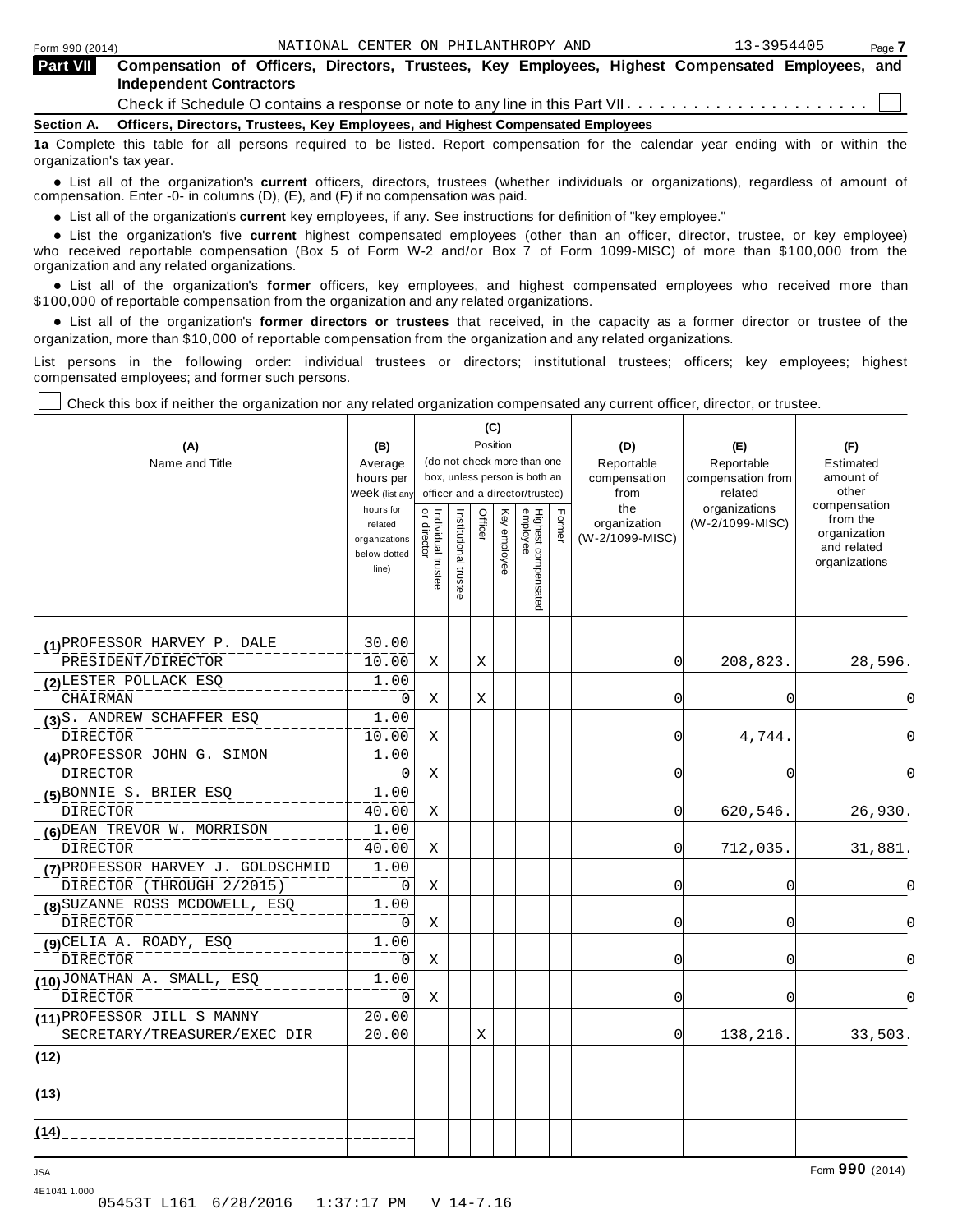## Part VII Compensation of Officers, Directors, Trustees, Key Employees, Highest Compensated Employees, and Independent Contractors

Check if Schedule O contains a response or note to any line in this Part VII . . . . . . . . . . . . . . . . . . . . . . ☐

**Section A. Officers, Directors, Trustees, Key Employees, and Highest Compensated Employees**

**1a** Complete this table for all persons required to be listed. Report compensation for the calendar year ending with or within the organization's tax year.

- List all of the organization's **current** officers, directors, trustees (whether individuals or organizations), regardless of amount of compensation. Enter -0- in columns (D), (E), and (F) if no compensation was paid.
- List all of the organization's **current** key employees, if any. See instructions for definition of "key employee."
- List the organization's five **current** highest compensated employees (other than an officer, director, trustee, or key employee) who received reportable compensation (Box 5 of Form W-2 and/or Box 7 of Form 1099-MISC) of more than $100,000 from the organization and any related organizations.
- List all of the organization's **former** officers, key employees, and highest compensated employees who received more than $100,000 of reportable compensation from the organization and any related organizations.
- List all of the organization's **former directors or trustees** that received, in the capacity as a former director or trustee of the organization, more than $10,000 of reportable compensation from the organization and any related organizations.

List persons in the following order: individual trustees or directors; institutional trustees; officers; key employees; highest compensated employees; and former such persons.

☐ Check this box if neither the organization nor any related organization compensated any current officer, director, or trustee.

| (A) Name and Title | (B) Average hours per week (list any hours for related organizations below dotted line) | (C) Position: Individual trustee or director | Institutional trustee | Officer | Key employee | Highest compensated employee | Former | (D) Reportable compensation from the organization (W-2/1099-MISC) | (E) Reportable compensation from related organizations (W-2/1099-MISC) | (F) Estimated amount of other compensation from the organization and related organizations |
|---|---|---|---|---|---|---|---|---|---|---|
| (1) PROFESSOR HARVEY P. DALE<br>PRESIDENT/DIRECTOR | 30.00<br>10.00 | X | | X | | | | 0 | 208,823. | 28,596. |
| (2) LESTER POLLACK ESQ<br>CHAIRMAN | 1.00<br>0 | X | | X | | | | 0 | 0 | 0 |
| (3) S. ANDREW SCHAFFER ESQ<br>DIRECTOR | 1.00<br>10.00 | X | | | | | | 0 | 4,744. | 0 |
| (4) PROFESSOR JOHN G. SIMON<br>DIRECTOR | 1.00<br>0 | X | | | | | | 0 | 0 | 0 |
| (5) BONNIE S. BRIER ESQ<br>DIRECTOR | 1.00<br>40.00 | X | | | | | | 0 | 620,546. | 26,930. |
| (6) DEAN TREVOR W. MORRISON<br>DIRECTOR | 1.00<br>40.00 | X | | | | | | 0 | 712,035. | 31,881. |
| (7) PROFESSOR HARVEY J. GOLDSCHMID<br>DIRECTOR (THROUGH 2/2015) | 1.00<br>0 | X | | | | | | 0 | 0 | 0 |
| (8) SUZANNE ROSS MCDOWELL, ESQ<br>DIRECTOR | 1.00<br>0 | X | | | | | | 0 | 0 | 0 |
| (9) CELIA A. ROADY, ESQ<br>DIRECTOR | 1.00<br>0 | X | | | | | | 0 | 0 | 0 |
| (10) JONATHAN A. SMALL, ESQ<br>DIRECTOR | 1.00<br>0 | X | | | | | | 0 | 0 | 0 |
| (11) PROFESSOR JILL S MANNY<br>SECRETARY/TREASURER/EXEC DIR | 20.00<br>20.00 | | | X | | | | 0 | 138,216. | 33,503. |
| (12) | | | | | | | | | | |
| (13) | | | | | | | | | | |
| (14) | | | | | | | | | | |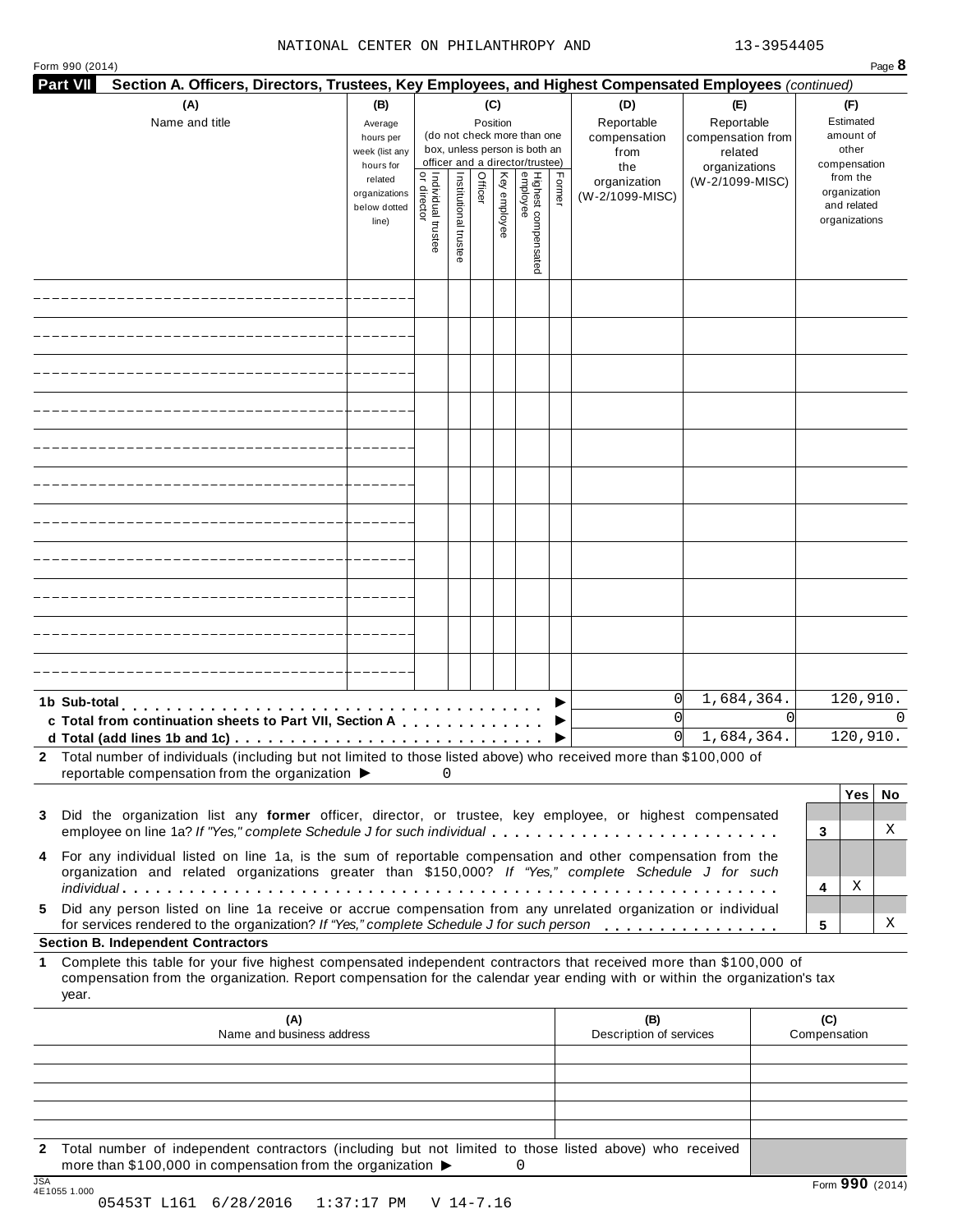NATIONAL CENTER ON PHILANTHROPY AND 13-3954405

Form 990 (2014) Page **8**

**Part VII Section A. Officers, Directors, Trustees, Key Employees, and Highest Compensated Employees** *(continued)*

| (A) Name and title | (B) Average hours per week (list any hours for related organizations below dotted line) | (C) Position: Individual trustee or director | Institutional trustee | Officer | Key employee | Highest compensated employee | Former | (D) Reportable compensation from the organization (W-2/1099-MISC) | (E) Reportable compensation from related organizations (W-2/1099-MISC) | (F) Estimated amount of other compensation from the organization and related organizations |
|---|---|---|---|---|---|---|---|---|---|---|
| | | | | | | | | | | |
| | | | | | | | | | | |
| | | | | | | | | | | |
| | | | | | | | | | | |
| | | | | | | | | | | |
| | | | | | | | | | | |
| | | | | | | | | | | |
| | | | | | | | | | | |
| | | | | | | | | | | |
| | | | | | | | | | | |
| | | | | | | | | | | |
| **1b Sub-total** ▶ | | | | | | | | 0 | 1,684,364. | 120,910. |
| **c Total from continuation sheets to Part VII, Section A** ▶ | | | | | | | | 0 | 0 | 0 |
| **d Total (add lines 1b and 1c)** ▶ | | | | | | | | 0 | 1,684,364. | 120,910. |

**2** Total number of individuals (including but not limited to those listed above) who received more than $100,000 of reportable compensation from the organization ▶ 0

| | | Yes | No |
|---|---|---|---|
| **3** Did the organization list any **former** officer, director, or trustee, key employee, or highest compensated employee on line 1a? *If "Yes," complete Schedule J for such individual* | 3 | | X |
| **4** For any individual listed on line 1a, is the sum of reportable compensation and other compensation from the organization and related organizations greater than $150,000? *If "Yes," complete Schedule J for such individual* | 4 | X | |
| **5** Did any person listed on line 1a receive or accrue compensation from any unrelated organization or individual for services rendered to the organization? *If "Yes," complete Schedule J for such person* | 5 | | X |

**Section B. Independent Contractors**

**1** Complete this table for your five highest compensated independent contractors that received more than $100,000 of compensation from the organization. Report compensation for the calendar year ending with or within the organization's tax year.

| (A) Name and business address | (B) Description of services | (C) Compensation |
|---|---|---|
| | | |
| | | |
| | | |
| | | |
| | | |

**2** Total number of independent contractors (including but not limited to those listed above) who received more than $100,000 in compensation from the organization ▶ 0

JSA 4E1055 1.000

05453T L161 6/28/2016 1:37:17 PM V 14-7.16

Form **990** (2014)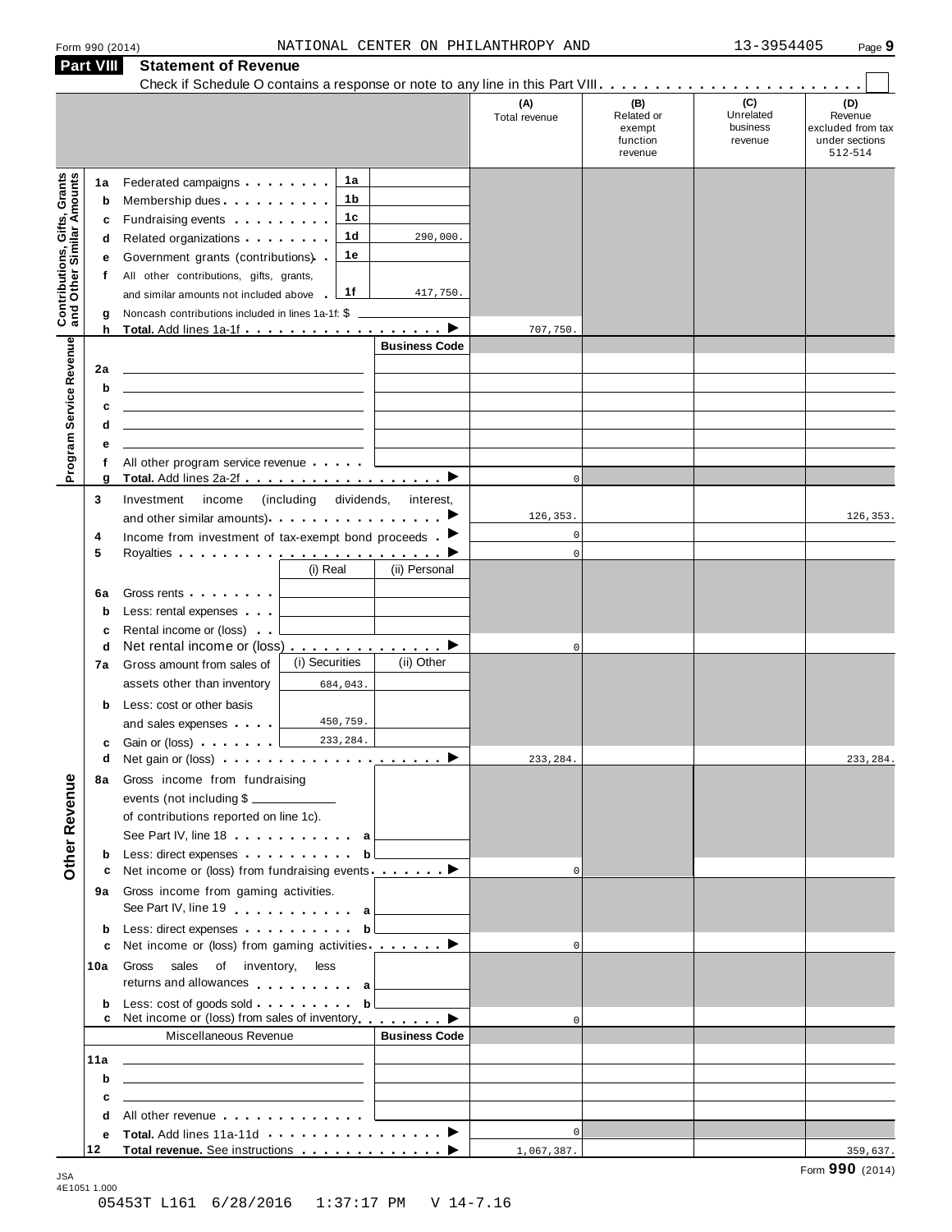Form 990 (2014) NATIONAL CENTER ON PHILANTHROPY AND 13-3954405 Page **9**

## Part VIII Statement of Revenue

Check if Schedule O contains a response or note to any line in this Part VIII . . . . . . . . . . . . . . . . . . . . . . . . ☐

| | | | | (A) Total revenue | (B) Related or exempt function revenue | (C) Unrelated business revenue | (D) Revenue excluded from tax under sections 512-514 |
|---|---|---|---|---|---|---|---|
| **Contributions, Gifts, Grants and Other Similar Amounts** | 1a Federated campaigns | 1a | | | | | |
| | b Membership dues | 1b | | | | | |
| | c Fundraising events | 1c | | | | | |
| | d Related organizations | 1d | 290,000. | | | | |
| | e Government grants (contributions) | 1e | | | | | |
| | f All other contributions, gifts, grants, and similar amounts not included above | 1f | 417,750. | | | | |
| | g Noncash contributions included in lines 1a-1f: $ | | | | | | |
| | h **Total.** Add lines 1a-1f ▶ | | | 707,750. | | | |
| **Program Service Revenue** | | | Business Code | | | | |
| | 2a | | | | | | |
| | b | | | | | | |
| | c | | | | | | |
| | d | | | | | | |
| | e | | | | | | |
| | f All other program service revenue | | | | | | |
| | g **Total.** Add lines 2a-2f ▶ | | | 0 | | | |
| | 3 Investment income (including dividends, interest, and other similar amounts) ▶ | | | 126,353. | | | 126,353. |
| | 4 Income from investment of tax-exempt bond proceeds ▶ | | | 0 | | | |
| | 5 Royalties ▶ | | | 0 | | | |
| | | (i) Real | (ii) Personal | | | | |
| | 6a Gross rents | | | | | | |
| | b Less: rental expenses | | | | | | |
| | c Rental income or (loss) | | | | | | |
| | d Net rental income or (loss) ▶ | | | 0 | | | |
| | 7a Gross amount from sales of assets other than inventory | (i) Securities 684,043. | (ii) Other | | | | |
| | b Less: cost or other basis and sales expenses | 450,759. | | | | | |
| | c Gain or (loss) | 233,284. | | | | | |
| | d Net gain or (loss) ▶ | | | 233,284. | | | 233,284. |
| **Other Revenue** | 8a Gross income from fundraising events (not including $ of contributions reported on line 1c). See Part IV, line 18 | a | | | | | |
| | b Less: direct expenses | b | | | | | |
| | c Net income or (loss) from fundraising events ▶ | | | 0 | | | |
| | 9a Gross income from gaming activities. See Part IV, line 19 | a | | | | | |
| | b Less: direct expenses | b | | | | | |
| | c Net income or (loss) from gaming activities ▶ | | | 0 | | | |
| | 10a Gross sales of inventory, less returns and allowances | a | | | | | |
| | b Less: cost of goods sold | b | | | | | |
| | c Net income or (loss) from sales of inventory ▶ | | | 0 | | | |
| | Miscellaneous Revenue | | Business Code | | | | |
| | 11a | | | | | | |
| | b | | | | | | |
| | c | | | | | | |
| | d All other revenue | | | | | | |
| | e **Total.** Add lines 11a-11d ▶ | | | 0 | | | |
| | 12 **Total revenue.** See instructions ▶ | | | 1,067,387. | | | 359,637. |

Form **990** (2014)

JSA 4E1051 1.000

05453T L161 6/28/2016 1:37:17 PM V 14-7.16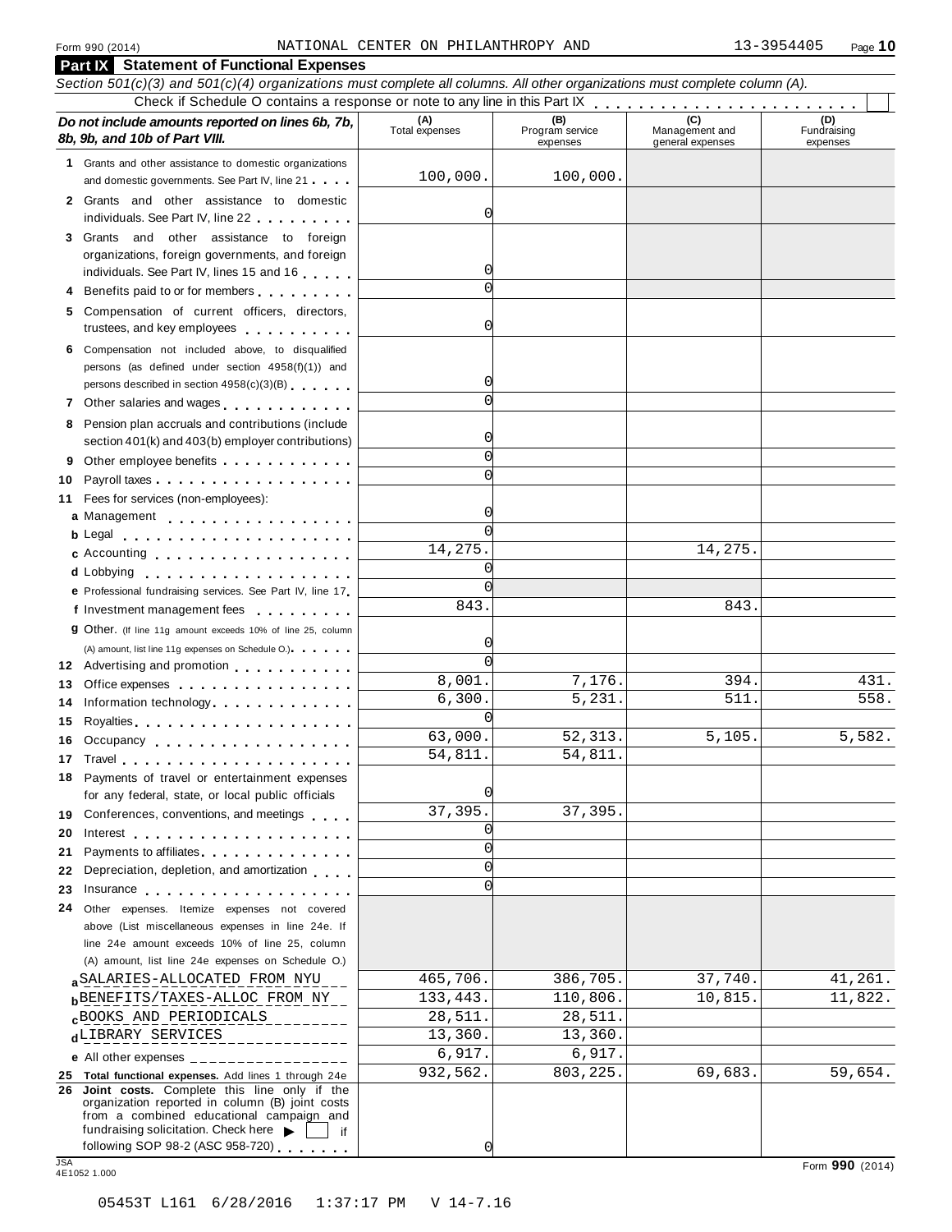Form 990 (2014) NATIONAL CENTER ON PHILANTHROPY AND 13-3954405

## Part IX Statement of Functional Expenses

*Section 501(c)(3) and 501(c)(4) organizations must complete all columns. All other organizations must complete column (A).*

Check if Schedule O contains a response or note to any line in this Part IX . . . . . . . . . . . . . . . . . . . . . . . . ☐

| *Do not include amounts reported on lines 6b, 7b, 8b, 9b, and 10b of Part VIII.* | (A) Total expenses | (B) Program service expenses | (C) Management and general expenses | (D) Fundraising expenses |
|---|---|---|---|---|
| 1 Grants and other assistance to domestic organizations and domestic governments. See Part IV, line 21 | 100,000. | 100,000. | | |
| 2 Grants and other assistance to domestic individuals. See Part IV, line 22 | 0 | | | |
| 3 Grants and other assistance to foreign organizations, foreign governments, and foreign individuals. See Part IV, lines 15 and 16 | 0 | | | |
| 4 Benefits paid to or for members | 0 | | | |
| 5 Compensation of current officers, directors, trustees, and key employees | 0 | | | |
| 6 Compensation not included above, to disqualified persons (as defined under section 4958(f)(1)) and persons described in section 4958(c)(3)(B) | 0 | | | |
| 7 Other salaries and wages | 0 | | | |
| 8 Pension plan accruals and contributions (include section 401(k) and 403(b) employer contributions) | 0 | | | |
| 9 Other employee benefits | 0 | | | |
| 10 Payroll taxes | 0 | | | |
| 11 Fees for services (non-employees): | | | | |
| a Management | 0 | | | |
| b Legal | 0 | | | |
| c Accounting | 14,275. | | 14,275. | |
| d Lobbying | 0 | | | |
| e Professional fundraising services. See Part IV, line 17 | 0 | | | |
| f Investment management fees | 843. | | 843. | |
| g Other. (If line 11g amount exceeds 10% of line 25, column (A) amount, list line 11g expenses on Schedule O.) | 0 | | | |
| 12 Advertising and promotion | 0 | | | |
| 13 Office expenses | 8,001. | 7,176. | 394. | 431. |
| 14 Information technology | 6,300. | 5,231. | 511. | 558. |
| 15 Royalties | 0 | | | |
| 16 Occupancy | 63,000. | 52,313. | 5,105. | 5,582. |
| 17 Travel | 54,811. | 54,811. | | |
| 18 Payments of travel or entertainment expenses for any federal, state, or local public officials | 0 | | | |
| 19 Conferences, conventions, and meetings | 37,395. | 37,395. | | |
| 20 Interest | 0 | | | |
| 21 Payments to affiliates | 0 | | | |
| 22 Depreciation, depletion, and amortization | 0 | | | |
| 23 Insurance | 0 | | | |
| 24 Other expenses. Itemize expenses not covered above (List miscellaneous expenses in line 24e. If line 24e amount exceeds 10% of line 25, column (A) amount, list line 24e expenses on Schedule O.) | | | | |
| a SALARIES-ALLOCATED FROM NYU | 465,706. | 386,705. | 37,740. | 41,261. |
| b BENEFITS/TAXES-ALLOC FROM NY | 133,443. | 110,806. | 10,815. | 11,822. |
| c BOOKS AND PERIODICALS | 28,511. | 28,511. | | |
| d LIBRARY SERVICES | 13,360. | 13,360. | | |
| e All other expenses | 6,917. | 6,917. | | |
| 25 **Total functional expenses.** Add lines 1 through 24e | 932,562. | 803,225. | 69,683. | 59,654. |
| 26 **Joint costs.** Complete this line only if the organization reported in column (B) joint costs from a combined educational campaign and fundraising solicitation. Check here ▶ ☐ if following SOP 98-2 (ASC 958-720) | 0 | | | |

Form **990** (2014)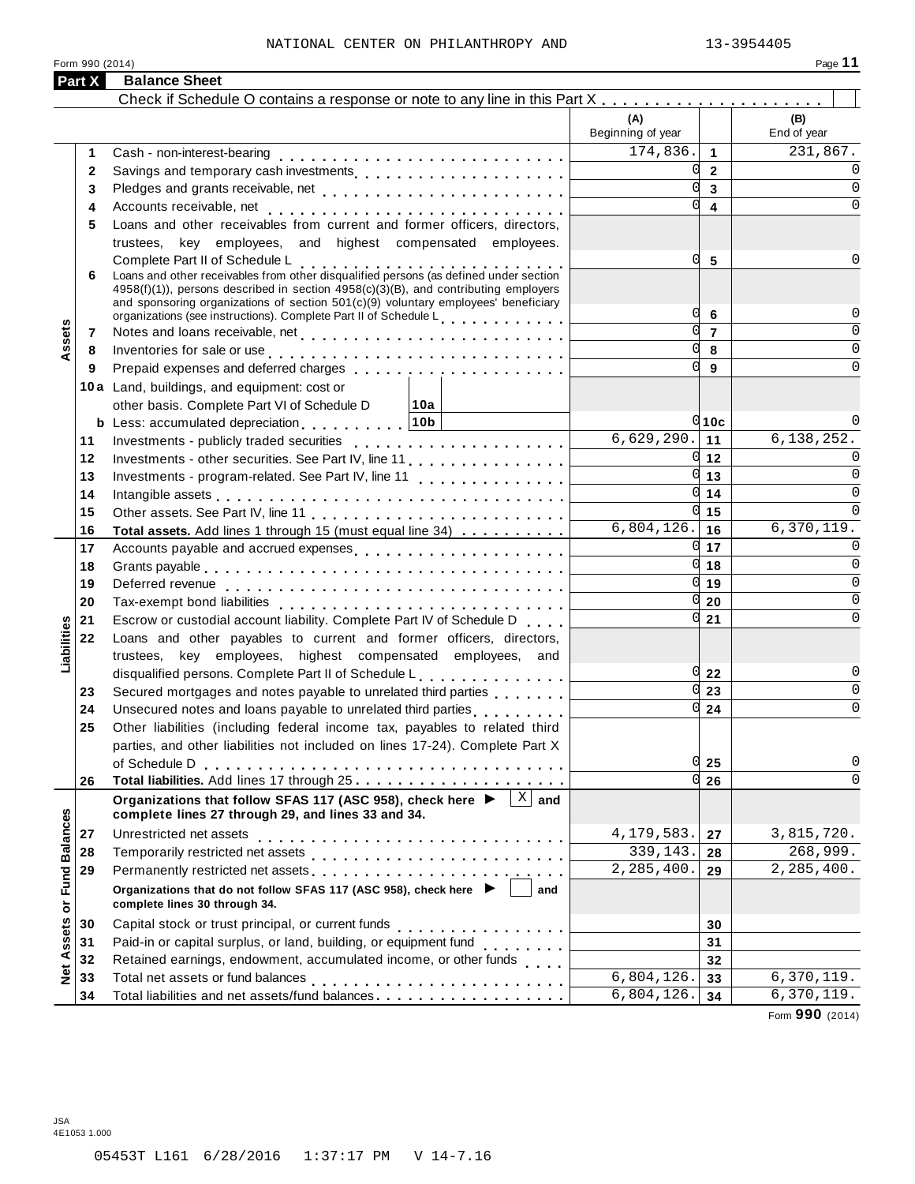NATIONAL CENTER ON PHILANTHROPY AND 13-3954405

Form 990 (2014)

## Part X Balance Sheet

Check if Schedule O contains a response or note to any line in this Part X . . . . . . . . . . . . . . . . . . . .

| | | | (A) Beginning of year | | (B) End of year |
|---|---|---|---|---|---|
| Assets | 1 | Cash - non-interest-bearing | 174,836. | 1 | 231,867. |
| | 2 | Savings and temporary cash investments | 0 | 2 | 0 |
| | 3 | Pledges and grants receivable, net | 0 | 3 | 0 |
| | 4 | Accounts receivable, net | 0 | 4 | 0 |
| | 5 | Loans and other receivables from current and former officers, directors, trustees, key employees, and highest compensated employees. Complete Part II of Schedule L | 0 | 5 | 0 |
| | 6 | Loans and other receivables from other disqualified persons (as defined under section 4958(f)(1)), persons described in section 4958(c)(3)(B), and contributing employers and sponsoring organizations of section 501(c)(9) voluntary employees' beneficiary organizations (see instructions). Complete Part II of Schedule L | 0 | 6 | 0 |
| | 7 | Notes and loans receivable, net | 0 | 7 | 0 |
| | 8 | Inventories for sale or use | 0 | 8 | 0 |
| | 9 | Prepaid expenses and deferred charges | 0 | 9 | 0 |
| | 10a | Land, buildings, and equipment: cost or other basis. Complete Part VI of Schedule D — 10a | | | |
| | b | Less: accumulated depreciation — 10b | 0 | 10c | 0 |
| | 11 | Investments - publicly traded securities | 6,629,290. | 11 | 6,138,252. |
| | 12 | Investments - other securities. See Part IV, line 11 | 0 | 12 | 0 |
| | 13 | Investments - program-related. See Part IV, line 11 | 0 | 13 | 0 |
| | 14 | Intangible assets | 0 | 14 | 0 |
| | 15 | Other assets. See Part IV, line 11 | 0 | 15 | 0 |
| | 16 | **Total assets.** Add lines 1 through 15 (must equal line 34) | 6,804,126. | 16 | 6,370,119. |
| Liabilities | 17 | Accounts payable and accrued expenses | 0 | 17 | 0 |
| | 18 | Grants payable | 0 | 18 | 0 |
| | 19 | Deferred revenue | 0 | 19 | 0 |
| | 20 | Tax-exempt bond liabilities | 0 | 20 | 0 |
| | 21 | Escrow or custodial account liability. Complete Part IV of Schedule D | 0 | 21 | 0 |
| | 22 | Loans and other payables to current and former officers, directors, trustees, key employees, highest compensated employees, and disqualified persons. Complete Part II of Schedule L | 0 | 22 | 0 |
| | 23 | Secured mortgages and notes payable to unrelated third parties | 0 | 23 | 0 |
| | 24 | Unsecured notes and loans payable to unrelated third parties | 0 | 24 | 0 |
| | 25 | Other liabilities (including federal income tax, payables to related third parties, and other liabilities not included on lines 17-24). Complete Part X of Schedule D | 0 | 25 | 0 |
| | 26 | **Total liabilities.** Add lines 17 through 25 | 0 | 26 | 0 |
| Net Assets or Fund Balances | | **Organizations that follow SFAS 117 (ASC 958), check here ▶ [X] and complete lines 27 through 29, and lines 33 and 34.** | | | |
| | 27 | Unrestricted net assets | 4,179,583. | 27 | 3,815,720. |
| | 28 | Temporarily restricted net assets | 339,143. | 28 | 268,999. |
| | 29 | Permanently restricted net assets | 2,285,400. | 29 | 2,285,400. |
| | | **Organizations that do not follow SFAS 117 (ASC 958), check here ▶ [ ] and complete lines 30 through 34.** | | | |
| | 30 | Capital stock or trust principal, or current funds | | 30 | |
| | 31 | Paid-in or capital surplus, or land, building, or equipment fund | | 31 | |
| | 32 | Retained earnings, endowment, accumulated income, or other funds | | 32 | |
| | 33 | Total net assets or fund balances | 6,804,126. | 33 | 6,370,119. |
| | 34 | Total liabilities and net assets/fund balances | 6,804,126. | 34 | 6,370,119. |

Form **990** (2014)

JSA
4E1053 1.000

05453T L161 6/28/2016 1:37:17 PM V 14-7.16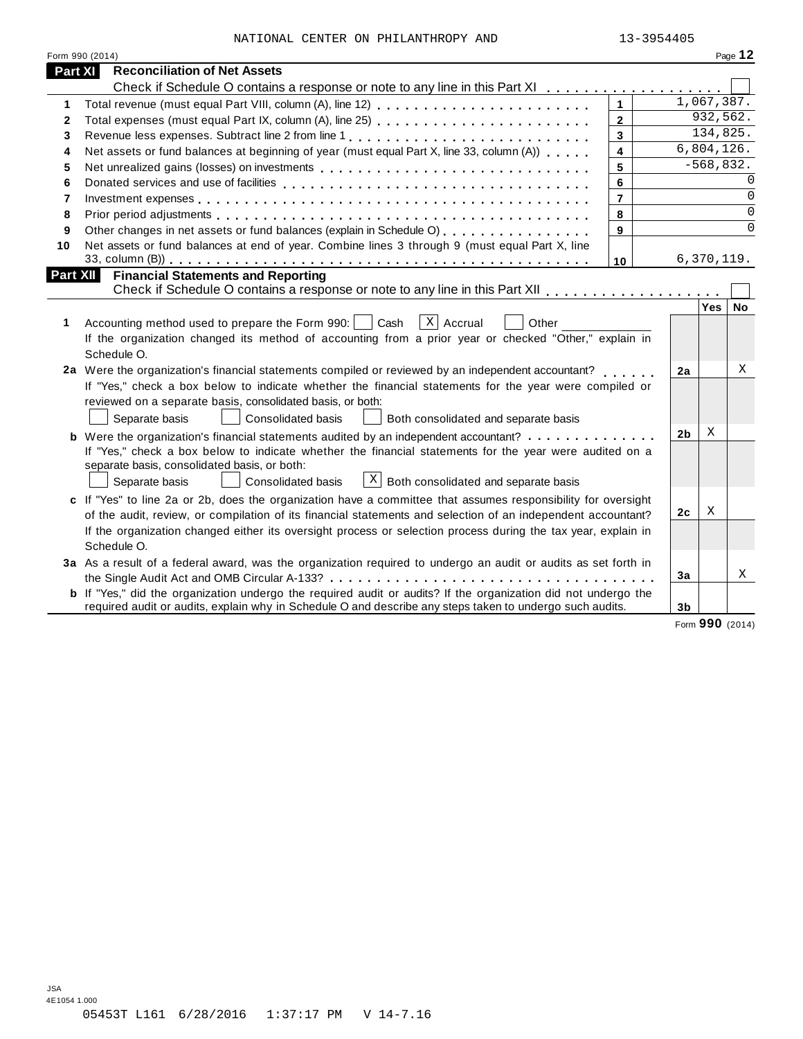NATIONAL CENTER ON PHILANTHROPY AND 13-3954405

Form 990 (2014) Page **12**

## Part XI Reconciliation of Net Assets

Check if Schedule O contains a response or note to any line in this Part XI . . . . . . . . . . . . . . . . . . . ☐

| | | | |
|---|---|---|---|
| **1** | Total revenue (must equal Part VIII, column (A), line 12) | **1** | 1,067,387. |
| **2** | Total expenses (must equal Part IX, column (A), line 25) | **2** | 932,562. |
| **3** | Revenue less expenses. Subtract line 2 from line 1 | **3** | 134,825. |
| **4** | Net assets or fund balances at beginning of year (must equal Part X, line 33, column (A)) | **4** | 6,804,126. |
| **5** | Net unrealized gains (losses) on investments | **5** | -568,832. |
| **6** | Donated services and use of facilities | **6** | 0 |
| **7** | Investment expenses | **7** | 0 |
| **8** | Prior period adjustments | **8** | 0 |
| **9** | Other changes in net assets or fund balances (explain in Schedule O) | **9** | 0 |
| **10** | Net assets or fund balances at end of year. Combine lines 3 through 9 (must equal Part X, line 33, column (B)) | **10** | 6,370,119. |

## Part XII Financial Statements and Reporting

Check if Schedule O contains a response or note to any line in this Part XII . . . . . . . . . . . . . . . . . . ☐

| | | | Yes | No |
|---|---|---|---|---|
| **1** | Accounting method used to prepare the Form 990: ☐ Cash ☒ Accrual ☐ Other ____________ If the organization changed its method of accounting from a prior year or checked "Other," explain in Schedule O. | | | |
| **2a** | Were the organization's financial statements compiled or reviewed by an independent accountant? If "Yes," check a box below to indicate whether the financial statements for the year were compiled or reviewed on a separate basis, consolidated basis, or both: ☐ Separate basis ☐ Consolidated basis ☐ Both consolidated and separate basis | **2a** | | X |
| **b** | Were the organization's financial statements audited by an independent accountant? If "Yes," check a box below to indicate whether the financial statements for the year were audited on a separate basis, consolidated basis, or both: ☐ Separate basis ☐ Consolidated basis ☒ Both consolidated and separate basis | **2b** | X | |
| **c** | If "Yes" to line 2a or 2b, does the organization have a committee that assumes responsibility for oversight of the audit, review, or compilation of its financial statements and selection of an independent accountant? If the organization changed either its oversight process or selection process during the tax year, explain in Schedule O. | **2c** | X | |
| **3a** | As a result of a federal award, was the organization required to undergo an audit or audits as set forth in the Single Audit Act and OMB Circular A-133? | **3a** | | X |
| **b** | If "Yes," did the organization undergo the required audit or audits? If the organization did not undergo the required audit or audits, explain why in Schedule O and describe any steps taken to undergo such audits. | **3b** | | |

Form **990** (2014)

JSA
4E1054 1.000

05453T L161 6/28/2016 1:37:17 PM V 14-7.16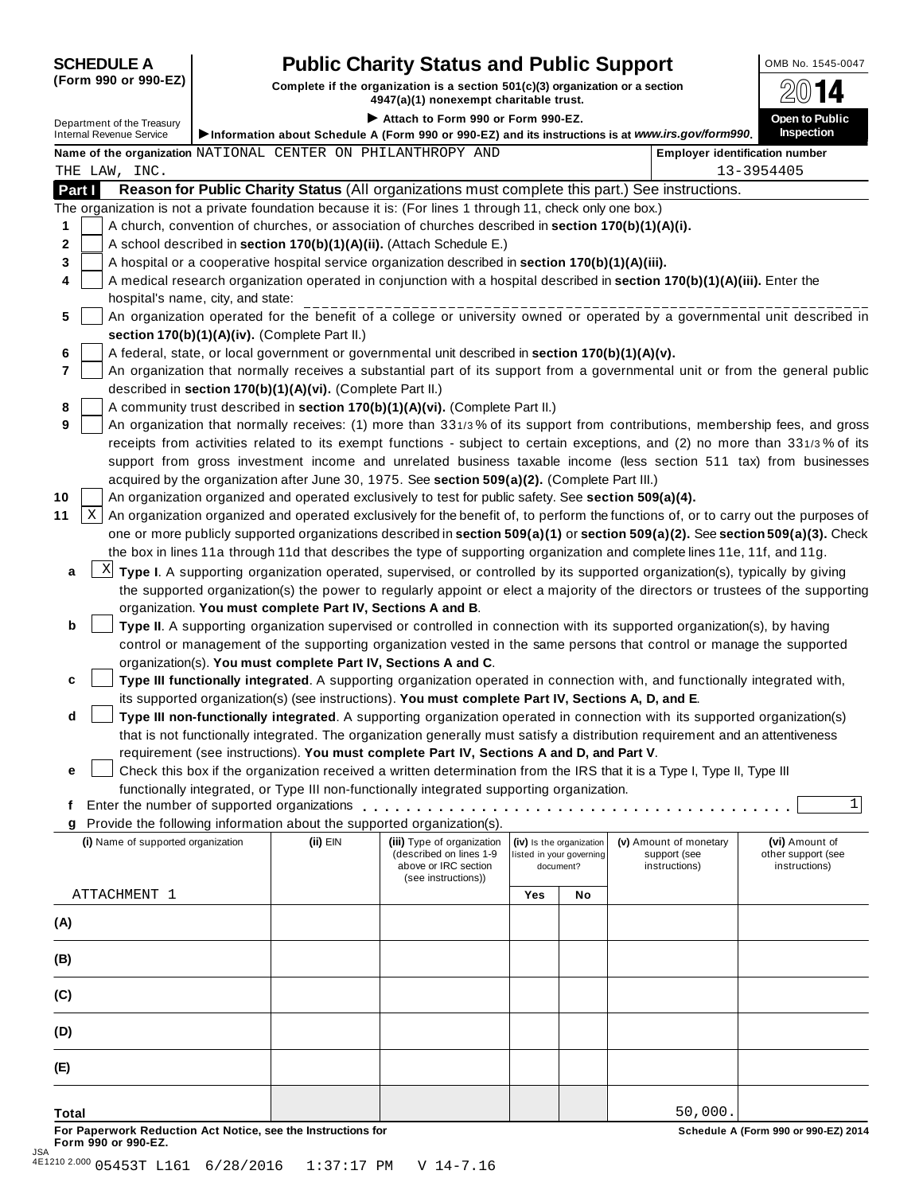**SCHEDULE A**
**(Form 990 or 990-EZ)**

Department of the Treasury
Internal Revenue Service

# Public Charity Status and Public Support

**Complete if the organization is a section 501(c)(3) organization or a section 4947(a)(1) nonexempt charitable trust.**

▶ **Attach to Form 990 or Form 990-EZ.**

▶ **Information about Schedule A (Form 990 or 990-EZ) and its instructions is at** ***www.irs.gov/form990*****.**

OMB No. 1545-0047

**2014**

**Open to Public Inspection**

**Name of the organization** NATIONAL CENTER ON PHILANTHROPY AND THE LAW, INC.

**Employer identification number** 13-3954405

## Part I Reason for Public Charity Status (All organizations must complete this part.) See instructions.

The organization is not a private foundation because it is: (For lines 1 through 11, check only one box.)

1. [ ] A church, convention of churches, or association of churches described in **section 170(b)(1)(A)(i).**
2. [ ] A school described in **section 170(b)(1)(A)(ii).** (Attach Schedule E.)
3. [ ] A hospital or a cooperative hospital service organization described in **section 170(b)(1)(A)(iii).**
4. [ ] A medical research organization operated in conjunction with a hospital described in **section 170(b)(1)(A)(iii).** Enter the hospital's name, city, and state: ______________
5. [ ] An organization operated for the benefit of a college or university owned or operated by a governmental unit described in **section 170(b)(1)(A)(iv).** (Complete Part II.)
6. [ ] A federal, state, or local government or governmental unit described in **section 170(b)(1)(A)(v).**
7. [ ] An organization that normally receives a substantial part of its support from a governmental unit or from the general public described in **section 170(b)(1)(A)(vi).** (Complete Part II.)
8. [ ] A community trust described in **section 170(b)(1)(A)(vi).** (Complete Part II.)
9. [ ] An organization that normally receives: (1) more than 33 1/3 % of its support from contributions, membership fees, and gross receipts from activities related to its exempt functions - subject to certain exceptions, and (2) no more than 33 1/3 % of its support from gross investment income and unrelated business taxable income (less section 511 tax) from businesses acquired by the organization after June 30, 1975. See **section 509(a)(2).** (Complete Part III.)
10. [ ] An organization organized and operated exclusively to test for public safety. See **section 509(a)(4).**
11. [X] An organization organized and operated exclusively for the benefit of, to perform the functions of, or to carry out the purposes of one or more publicly supported organizations described in **section 509(a)(1)** or **section 509(a)(2).** See **section 509(a)(3).** Check the box in lines 11a through 11d that describes the type of supporting organization and complete lines 11e, 11f, and 11g.

   a [X] **Type I**. A supporting organization operated, supervised, or controlled by its supported organization(s), typically by giving the supported organization(s) the power to regularly appoint or elect a majority of the directors or trustees of the supporting organization. **You must complete Part IV, Sections A and B**.

   b [ ] **Type II**. A supporting organization supervised or controlled in connection with its supported organization(s), by having control or management of the supporting organization vested in the same persons that control or manage the supported organization(s). **You must complete Part IV, Sections A and C**.

   c [ ] **Type III functionally integrated**. A supporting organization operated in connection with, and functionally integrated with, its supported organization(s) (see instructions). **You must complete Part IV, Sections A, D, and E**.

   d [ ] **Type III non-functionally integrated**. A supporting organization operated in connection with its supported organization(s) that is not functionally integrated. The organization generally must satisfy a distribution requirement and an attentiveness requirement (see instructions). **You must complete Part IV, Sections A and D, and Part V**.

   e [ ] Check this box if the organization received a written determination from the IRS that it is a Type I, Type II, Type III functionally integrated, or Type III non-functionally integrated supporting organization.

   f Enter the number of supported organizations . . . . . . 1

   g Provide the following information about the supported organization(s).

| (i) Name of supported organization | (ii) EIN | (iii) Type of organization (described on lines 1-9 above or IRC section (see instructions)) | (iv) Is the organization listed in your governing document? Yes | No | (v) Amount of monetary support (see instructions) | (vi) Amount of other support (see instructions) |
|---|---|---|---|---|---|---|
| ATTACHMENT 1 | | | | | | |
| (A) | | | | | | |
| (B) | | | | | | |
| (C) | | | | | | |
| (D) | | | | | | |
| (E) | | | | | | |
| **Total** | | | | | 50,000. | |

**For Paperwork Reduction Act Notice, see the Instructions for Form 990 or 990-EZ.**

**Schedule A (Form 990 or 990-EZ) 2014**

JSA 4E1210 2.000 05453T L161 6/28/2016 1:37:17 PM V 14-7.16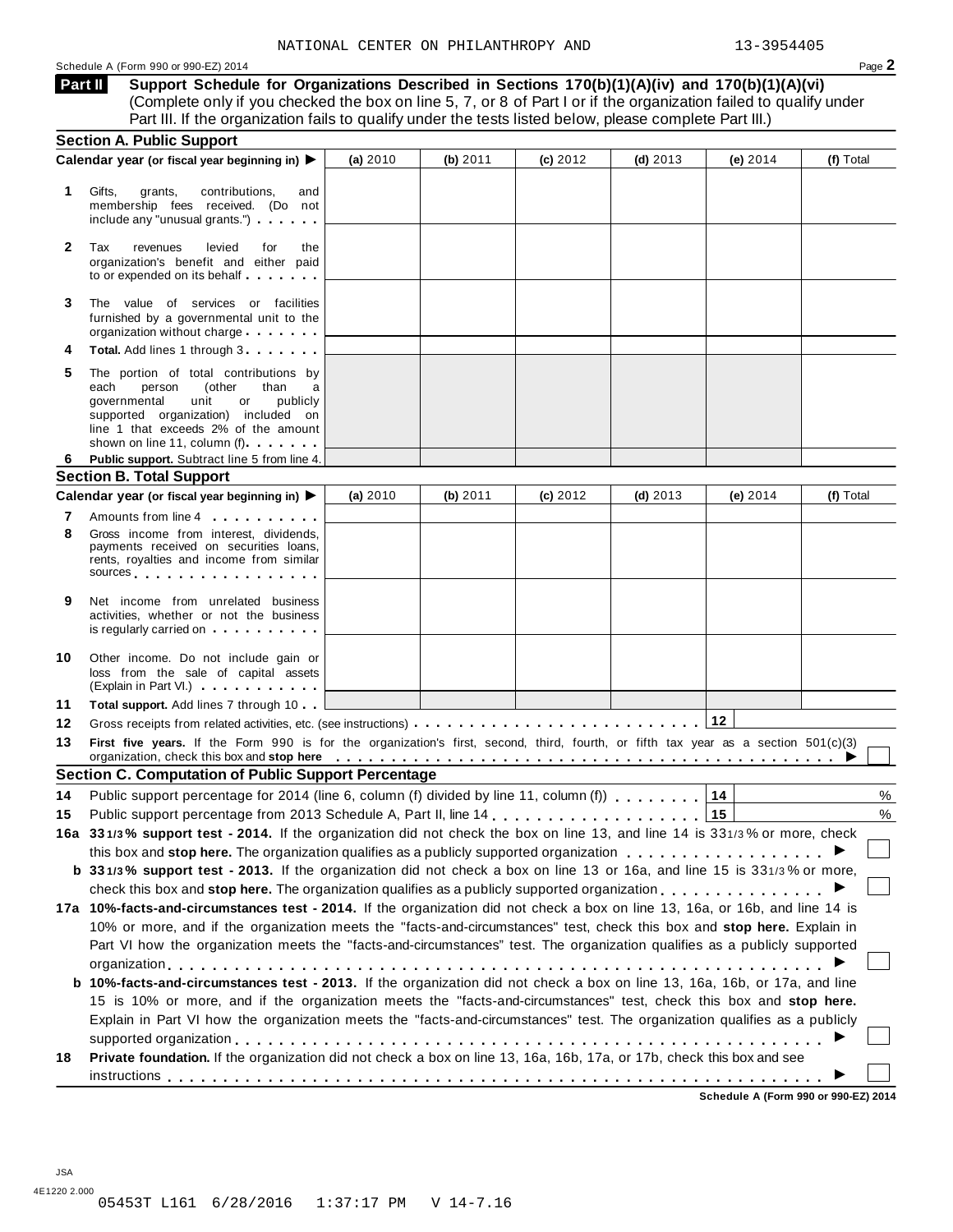NATIONAL CENTER ON PHILANTHROPY AND 13-3954405

Schedule A (Form 990 or 990-EZ) 2014 Page **2**

## Part II Support Schedule for Organizations Described in Sections 170(b)(1)(A)(iv) and 170(b)(1)(A)(vi)

(Complete only if you checked the box on line 5, 7, or 8 of Part I or if the organization failed to qualify under Part III. If the organization fails to qualify under the tests listed below, please complete Part III.)

### Section A. Public Support

| Calendar year (or fiscal year beginning in) ▶ | (a) 2010 | (b) 2011 | (c) 2012 | (d) 2013 | (e) 2014 | (f) Total |
|---|---|---|---|---|---|---|
| **1** Gifts, grants, contributions, and membership fees received. (Do not include any "unusual grants.") | | | | | | |
| **2** Tax revenues levied for the organization's benefit and either paid to or expended on its behalf | | | | | | |
| **3** The value of services or facilities furnished by a governmental unit to the organization without charge | | | | | | |
| **4** **Total.** Add lines 1 through 3 | | | | | | |
| **5** The portion of total contributions by each person (other than a governmental unit or publicly supported organization) included on line 1 that exceeds 2% of the amount shown on line 11, column (f) | | | | | | |
| **6** **Public support.** Subtract line 5 from line 4. | | | | | | |

### Section B. Total Support

| Calendar year (or fiscal year beginning in) ▶ | (a) 2010 | (b) 2011 | (c) 2012 | (d) 2013 | (e) 2014 | (f) Total |
|---|---|---|---|---|---|---|
| **7** Amounts from line 4 | | | | | | |
| **8** Gross income from interest, dividends, payments received on securities loans, rents, royalties and income from similar sources | | | | | | |
| **9** Net income from unrelated business activities, whether or not the business is regularly carried on | | | | | | |
| **10** Other income. Do not include gain or loss from the sale of capital assets (Explain in Part VI.) | | | | | | |
| **11** **Total support.** Add lines 7 through 10 | | | | | | |

**12** Gross receipts from related activities, etc. (see instructions) . . . **12**

**13** **First five years.** If the Form 990 is for the organization's first, second, third, fourth, or fifth tax year as a section 501(c)(3) organization, check this box and **stop here** ▶ ☐

### Section C. Computation of Public Support Percentage

**14** Public support percentage for 2014 (line 6, column (f) divided by line 11, column (f)) . . . **14** %

**15** Public support percentage from 2013 Schedule A, Part II, line 14 . . . **15** %

**16a** **33 1/3% support test - 2014.** If the organization did not check the box on line 13, and line 14 is 33 1/3% or more, check this box and **stop here.** The organization qualifies as a publicly supported organization ▶ ☐

**b** **33 1/3% support test - 2013.** If the organization did not check a box on line 13 or 16a, and line 15 is 33 1/3% or more, check this box and **stop here.** The organization qualifies as a publicly supported organization ▶ ☐

**17a** **10%-facts-and-circumstances test - 2014.** If the organization did not check a box on line 13, 16a, or 16b, and line 14 is 10% or more, and if the organization meets the "facts-and-circumstances" test, check this box and **stop here.** Explain in Part VI how the organization meets the "facts-and-circumstances" test. The organization qualifies as a publicly supported organization ▶ ☐

**b** **10%-facts-and-circumstances test - 2013.** If the organization did not check a box on line 13, 16a, 16b, or 17a, and line 15 is 10% or more, and if the organization meets the "facts-and-circumstances" test, check this box and **stop here.** Explain in Part VI how the organization meets the "facts-and-circumstances" test. The organization qualifies as a publicly supported organization ▶ ☐

**18** **Private foundation.** If the organization did not check a box on line 13, 16a, 16b, 17a, or 17b, check this box and see instructions ▶ ☐

**Schedule A (Form 990 or 990-EZ) 2014**

JSA
4E1220 2.000
05453T L161 6/28/2016 1:37:17 PM V 14-7.16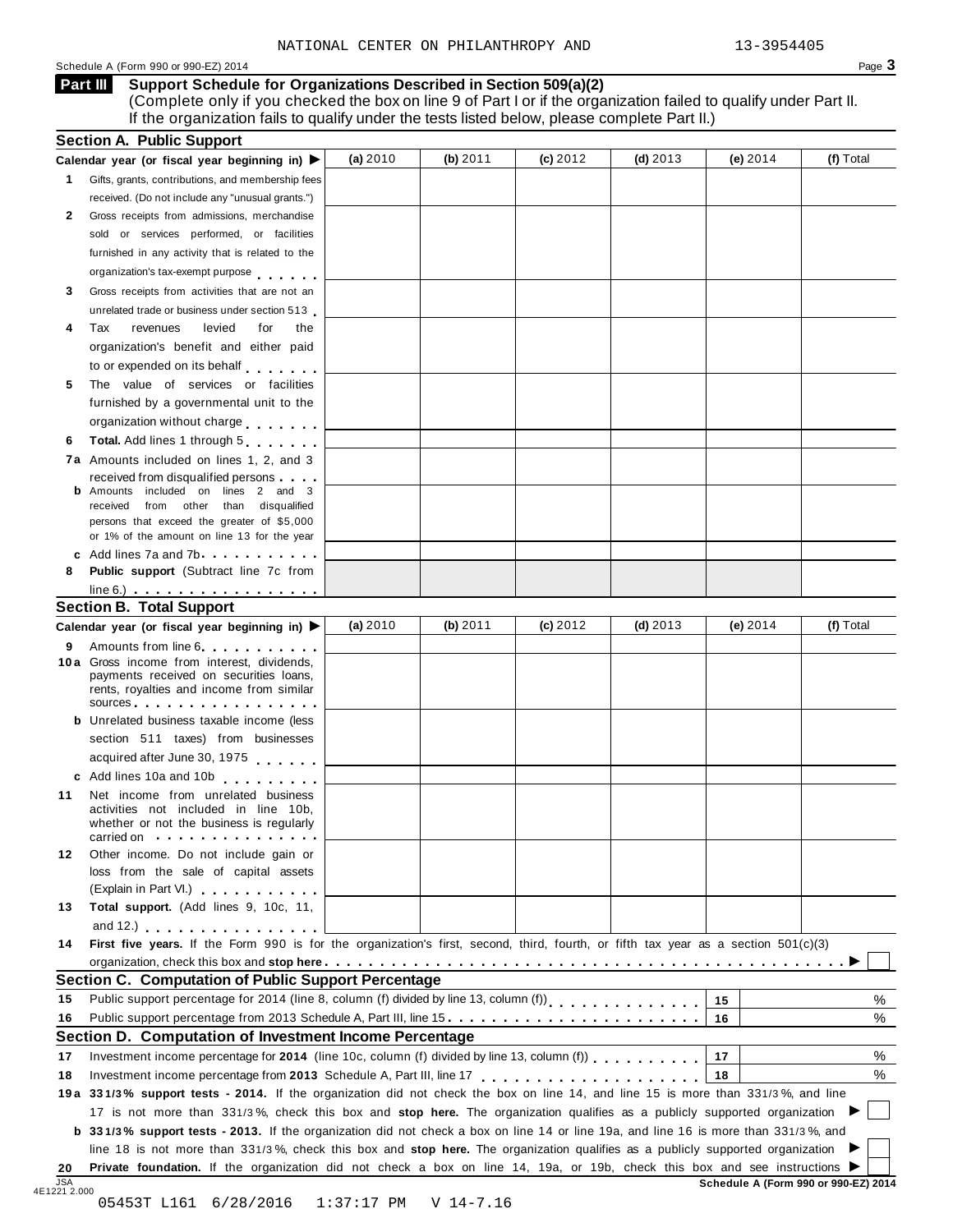NATIONAL CENTER ON PHILANTHROPY AND 13-3954405

Schedule A (Form 990 or 990-EZ) 2014

## Part III Support Schedule for Organizations Described in Section 509(a)(2)

(Complete only if you checked the box on line 9 of Part I or if the organization failed to qualify under Part II. If the organization fails to qualify under the tests listed below, please complete Part II.)

### Section A. Public Support

| Calendar year (or fiscal year beginning in) ▶ | (a) 2010 | (b) 2011 | (c) 2012 | (d) 2013 | (e) 2014 | (f) Total |
|---|---|---|---|---|---|---|
| **1** Gifts, grants, contributions, and membership fees received. (Do not include any "unusual grants.") | | | | | | |
| **2** Gross receipts from admissions, merchandise sold or services performed, or facilities furnished in any activity that is related to the organization's tax-exempt purpose | | | | | | |
| **3** Gross receipts from activities that are not an unrelated trade or business under section 513 | | | | | | |
| **4** Tax revenues levied for the organization's benefit and either paid to or expended on its behalf | | | | | | |
| **5** The value of services or facilities furnished by a governmental unit to the organization without charge | | | | | | |
| **6** **Total.** Add lines 1 through 5 | | | | | | |
| **7a** Amounts included on lines 1, 2, and 3 received from disqualified persons | | | | | | |
| **b** Amounts included on lines 2 and 3 received from other than disqualified persons that exceed the greater of $5,000 or 1% of the amount on line 13 for the year | | | | | | |
| **c** Add lines 7a and 7b | | | | | | |
| **8** **Public support** (Subtract line 7c from line 6.) | | | | | | |

### Section B. Total Support

| Calendar year (or fiscal year beginning in) ▶ | (a) 2010 | (b) 2011 | (c) 2012 | (d) 2013 | (e) 2014 | (f) Total |
|---|---|---|---|---|---|---|
| **9** Amounts from line 6 | | | | | | |
| **10a** Gross income from interest, dividends, payments received on securities loans, rents, royalties and income from similar sources | | | | | | |
| **b** Unrelated business taxable income (less section 511 taxes) from businesses acquired after June 30, 1975 | | | | | | |
| **c** Add lines 10a and 10b | | | | | | |
| **11** Net income from unrelated business activities not included in line 10b, whether or not the business is regularly carried on | | | | | | |
| **12** Other income. Do not include gain or loss from the sale of capital assets (Explain in Part VI.) | | | | | | |
| **13** **Total support.** (Add lines 9, 10c, 11, and 12.) | | | | | | |

**14** **First five years.** If the Form 990 is for the organization's first, second, third, fourth, or fifth tax year as a section 501(c)(3) organization, check this box and **stop here** ▶ ☐

### Section C. Computation of Public Support Percentage

| | | | |
|---|---|---|---|
| **15** | Public support percentage for 2014 (line 8, column (f) divided by line 13, column (f)) | 15 | % |
| **16** | Public support percentage from 2013 Schedule A, Part III, line 15 | 16 | % |

### Section D. Computation of Investment Income Percentage

| | | | |
|---|---|---|---|
| **17** | Investment income percentage for **2014** (line 10c, column (f) divided by line 13, column (f)) | 17 | % |
| **18** | Investment income percentage from **2013** Schedule A, Part III, line 17 | 18 | % |

**19a** **33 1/3% support tests - 2014.** If the organization did not check the box on line 14, and line 15 is more than 33 1/3%, and line 17 is not more than 33 1/3%, check this box and **stop here.** The organization qualifies as a publicly supported organization ▶ ☐

**b** **33 1/3% support tests - 2013.** If the organization did not check a box on line 14 or line 19a, and line 16 is more than 33 1/3%, and line 18 is not more than 33 1/3%, check this box and **stop here.** The organization qualifies as a publicly supported organization ▶ ☐

**20** **Private foundation.** If the organization did not check a box on line 14, 19a, or 19b, check this box and see instructions ▶ ☐

JSA 4E1221 2.000

Schedule A (Form 990 or 990-EZ) 2014

05453T L161 6/28/2016 1:37:17 PM V 14-7.16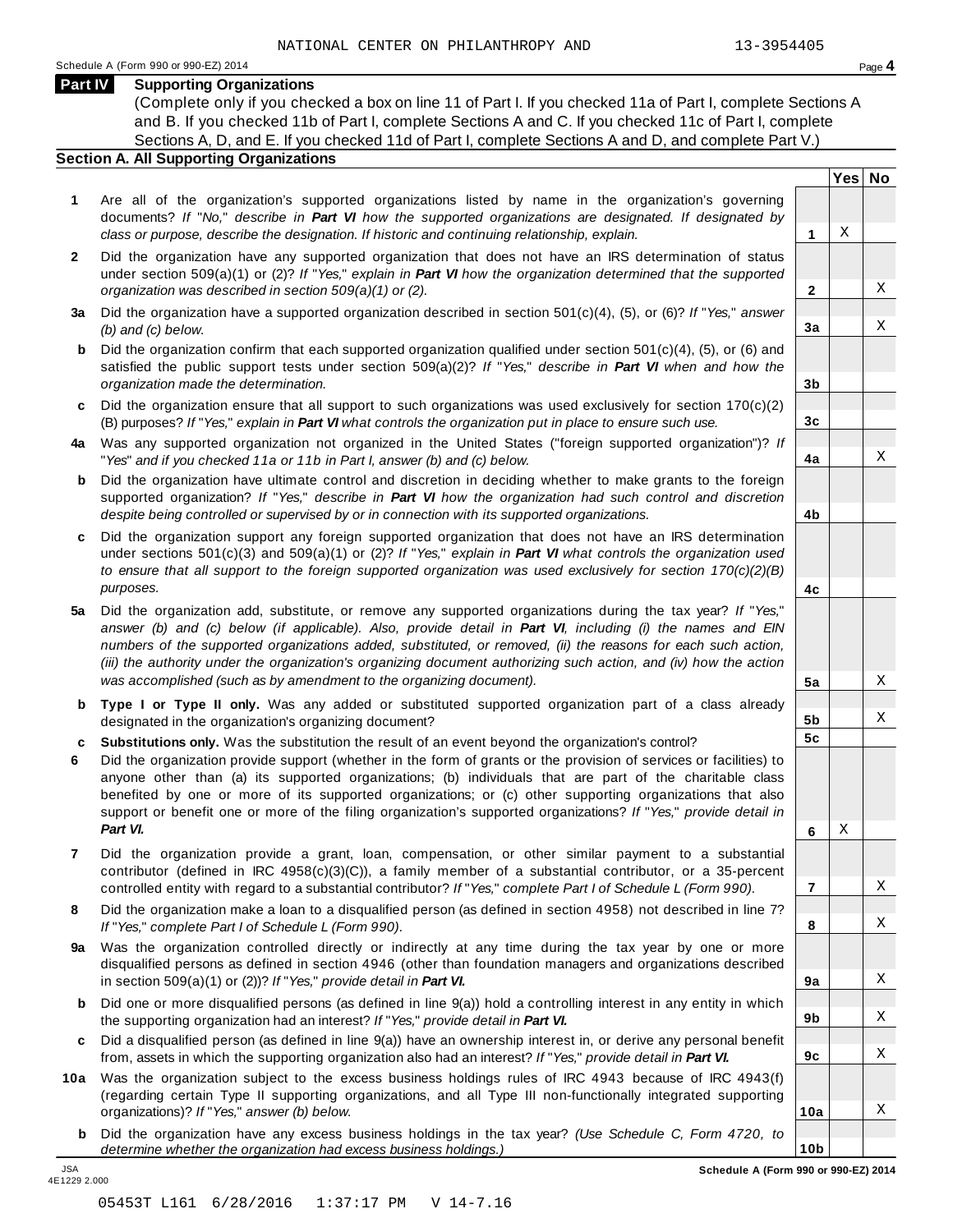NATIONAL CENTER ON PHILANTHROPY AND 13-3954405

## Part IV Supporting Organizations

(Complete only if you checked a box on line 11 of Part I. If you checked 11a of Part I, complete Sections A and B. If you checked 11b of Part I, complete Sections A and C. If you checked 11c of Part I, complete Sections A, D, and E. If you checked 11d of Part I, complete Sections A and D, and complete Part V.)

### Section A. All Supporting Organizations

| | | | Yes | No |
|---|---|---|---|---|
| **1** | Are all of the organization's supported organizations listed by name in the organization's governing documents? *If "No," describe in* ***Part VI*** *how the supported organizations are designated. If designated by class or purpose, describe the designation. If historic and continuing relationship, explain.* | **1** | X | |
| **2** | Did the organization have any supported organization that does not have an IRS determination of status under section 509(a)(1) or (2)? *If "Yes," explain in* ***Part VI*** *how the organization determined that the supported organization was described in section 509(a)(1) or (2).* | **2** | | X |
| **3a** | Did the organization have a supported organization described in section 501(c)(4), (5), or (6)? *If "Yes," answer (b) and (c) below.* | **3a** | | X |
| **b** | Did the organization confirm that each supported organization qualified under section 501(c)(4), (5), or (6) and satisfied the public support tests under section 509(a)(2)? *If "Yes," describe in* ***Part VI*** *when and how the organization made the determination.* | **3b** | | |
| **c** | Did the organization ensure that all support to such organizations was used exclusively for section 170(c)(2)(B) purposes? *If "Yes," explain in* ***Part VI*** *what controls the organization put in place to ensure such use.* | **3c** | | |
| **4a** | Was any supported organization not organized in the United States ("foreign supported organization")? *If "Yes" and if you checked 11a or 11b in Part I, answer (b) and (c) below.* | **4a** | | X |
| **b** | Did the organization have ultimate control and discretion in deciding whether to make grants to the foreign supported organization? *If "Yes," describe in* ***Part VI*** *how the organization had such control and discretion despite being controlled or supervised by or in connection with its supported organizations.* | **4b** | | |
| **c** | Did the organization support any foreign supported organization that does not have an IRS determination under sections 501(c)(3) and 509(a)(1) or (2)? *If "Yes," explain in* ***Part VI*** *what controls the organization used to ensure that all support to the foreign supported organization was used exclusively for section 170(c)(2)(B) purposes.* | **4c** | | |
| **5a** | Did the organization add, substitute, or remove any supported organizations during the tax year? *If "Yes," answer (b) and (c) below (if applicable). Also, provide detail in* ***Part VI****, including (i) the names and EIN numbers of the supported organizations added, substituted, or removed, (ii) the reasons for each such action, (iii) the authority under the organization's organizing document authorizing such action, and (iv) how the action was accomplished (such as by amendment to the organizing document).* | **5a** | | X |
| **b** | **Type I or Type II only.** Was any added or substituted supported organization part of a class already designated in the organization's organizing document? | **5b** | | X |
| **c** | **Substitutions only.** Was the substitution the result of an event beyond the organization's control? | **5c** | | |
| **6** | Did the organization provide support (whether in the form of grants or the provision of services or facilities) to anyone other than (a) its supported organizations; (b) individuals that are part of the charitable class benefited by one or more of its supported organizations; or (c) other supporting organizations that also support or benefit one or more of the filing organization's supported organizations? *If "Yes," provide detail in* ***Part VI.*** | **6** | X | |
| **7** | Did the organization provide a grant, loan, compensation, or other similar payment to a substantial contributor (defined in IRC 4958(c)(3)(C)), a family member of a substantial contributor, or a 35-percent controlled entity with regard to a substantial contributor? *If "Yes," complete Part I of Schedule L (Form 990).* | **7** | | X |
| **8** | Did the organization make a loan to a disqualified person (as defined in section 4958) not described in line 7? *If "Yes," complete Part I of Schedule L (Form 990).* | **8** | | X |
| **9a** | Was the organization controlled directly or indirectly at any time during the tax year by one or more disqualified persons as defined in section 4946 (other than foundation managers and organizations described in section 509(a)(1) or (2))? *If "Yes," provide detail in* ***Part VI.*** | **9a** | | X |
| **b** | Did one or more disqualified persons (as defined in line 9(a)) hold a controlling interest in any entity in which the supporting organization had an interest? *If "Yes," provide detail in* ***Part VI.*** | **9b** | | X |
| **c** | Did a disqualified person (as defined in line 9(a)) have an ownership interest in, or derive any personal benefit from, assets in which the supporting organization also had an interest? *If "Yes," provide detail in* ***Part VI.*** | **9c** | | X |
| **10a** | Was the organization subject to the excess business holdings rules of IRC 4943 because of IRC 4943(f) (regarding certain Type II supporting organizations, and all Type III non-functionally integrated supporting organizations)? *If "Yes," answer (b) below.* | **10a** | | X |
| **b** | Did the organization have any excess business holdings in the tax year? *(Use Schedule C, Form 4720, to determine whether the organization had excess business holdings.)* | **10b** | | |

Schedule A (Form 990 or 990-EZ) 2014

05453T L161 6/28/2016 1:37:17 PM V 14-7.16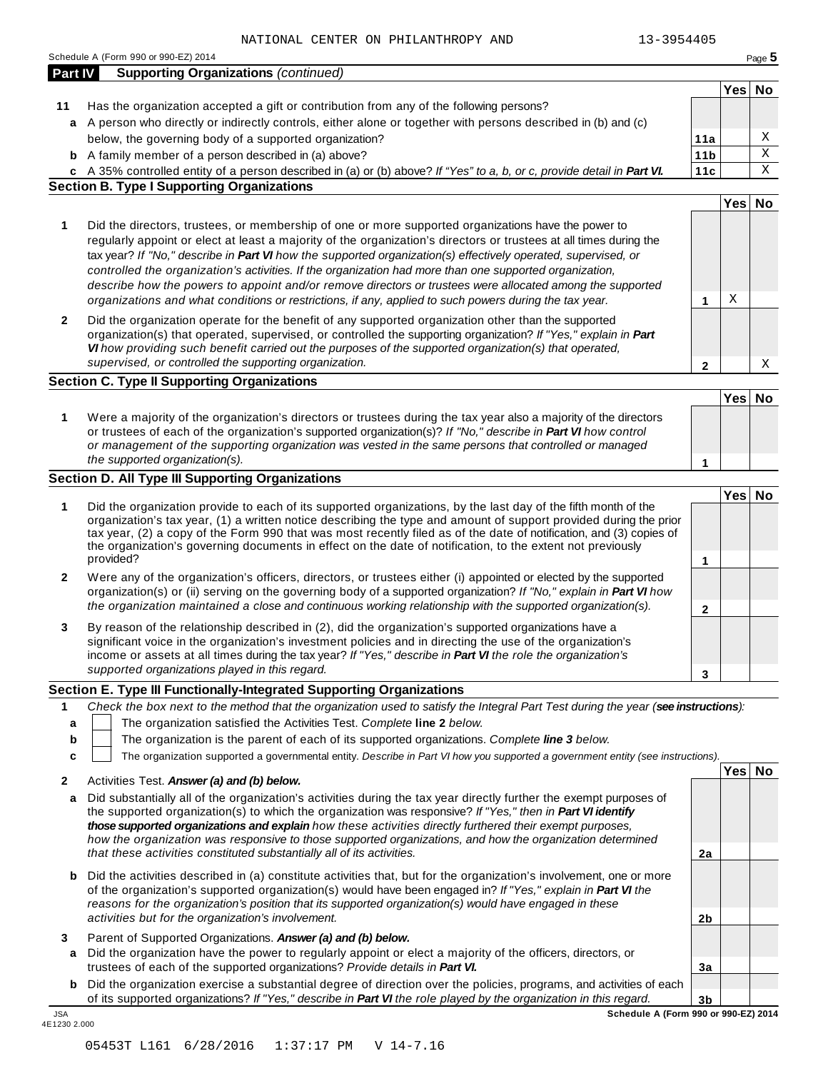## Part IV Supporting Organizations *(continued)*

| | | | Yes | No |
|---|---|---|---|---|
| **11** | Has the organization accepted a gift or contribution from any of the following persons? | | | |
| **a** | A person who directly or indirectly controls, either alone or together with persons described in (b) and (c) below, the governing body of a supported organization? | **11a** | | X |
| **b** | A family member of a person described in (a) above? | **11b** | | X |
| **c** | A 35% controlled entity of a person described in (a) or (b) above? *If "Yes" to a, b, or c, provide detail in **Part VI.*** | **11c** | | X |

### Section B. Type I Supporting Organizations

| | | | Yes | No |
|---|---|---|---|---|
| **1** | Did the directors, trustees, or membership of one or more supported organizations have the power to regularly appoint or elect at least a majority of the organization's directors or trustees at all times during the tax year? *If "No," describe in **Part VI** how the supported organization(s) effectively operated, supervised, or controlled the organization's activities. If the organization had more than one supported organization, describe how the powers to appoint and/or remove directors or trustees were allocated among the supported organizations and what conditions or restrictions, if any, applied to such powers during the tax year.* | **1** | X | |
| **2** | Did the organization operate for the benefit of any supported organization other than the supported organization(s) that operated, supervised, or controlled the supporting organization? *If "Yes," explain in **Part VI** how providing such benefit carried out the purposes of the supported organization(s) that operated, supervised, or controlled the supporting organization.* | **2** | | X |

### Section C. Type II Supporting Organizations

| | | | Yes | No |
|---|---|---|---|---|
| **1** | Were a majority of the organization's directors or trustees during the tax year also a majority of the directors or trustees of each of the organization's supported organization(s)? *If "No," describe in **Part VI** how control or management of the supporting organization was vested in the same persons that controlled or managed the supported organization(s).* | **1** | | |

### Section D. All Type III Supporting Organizations

| | | | Yes | No |
|---|---|---|---|---|
| **1** | Did the organization provide to each of its supported organizations, by the last day of the fifth month of the organization's tax year, (1) a written notice describing the type and amount of support provided during the prior tax year, (2) a copy of the Form 990 that was most recently filed as of the date of notification, and (3) copies of the organization's governing documents in effect on the date of notification, to the extent not previously provided? | **1** | | |
| **2** | Were any of the organization's officers, directors, or trustees either (i) appointed or elected by the supported organization(s) or (ii) serving on the governing body of a supported organization? *If "No," explain in **Part VI** how the organization maintained a close and continuous working relationship with the supported organization(s).* | **2** | | |
| **3** | By reason of the relationship described in (2), did the organization's supported organizations have a significant voice in the organization's investment policies and in directing the use of the organization's income or assets at all times during the tax year? *If "Yes," describe in **Part VI** the role the organization's supported organizations played in this regard.* | **3** | | |

### Section E. Type III Functionally-Integrated Supporting Organizations

**1** *Check the box next to the method that the organization used to satisfy the Integral Part Test during the year (**see instructions**):*

- **a** ☐ The organization satisfied the Activities Test. *Complete* **line 2** *below.*
- **b** ☐ The organization is the parent of each of its supported organizations. *Complete **line 3** below.*
- **c** ☐ The organization supported a governmental entity. *Describe in Part VI how you supported a government entity (see instructions).*

| | | | Yes | No |
|---|---|---|---|---|
| **2** | Activities Test. ***Answer (a) and (b) below.*** | | | |
| **a** | Did substantially all of the organization's activities during the tax year directly further the exempt purposes of the supported organization(s) to which the organization was responsive? *If "Yes," then in **Part VI identify those supported organizations and explain** how these activities directly furthered their exempt purposes, how the organization was responsive to those supported organizations, and how the organization determined that these activities constituted substantially all of its activities.* | **2a** | | |
| **b** | Did the activities described in (a) constitute activities that, but for the organization's involvement, one or more of the organization's supported organization(s) would have been engaged in? *If "Yes," explain in **Part VI** the reasons for the organization's position that its supported organization(s) would have engaged in these activities but for the organization's involvement.* | **2b** | | |
| **3** | Parent of Supported Organizations. ***Answer (a) and (b) below.*** | | | |
| **a** | Did the organization have the power to regularly appoint or elect a majority of the officers, directors, or trustees of each of the supported organizations? *Provide details in **Part VI.*** | **3a** | | |
| **b** | Did the organization exercise a substantial degree of direction over the policies, programs, and activities of each of its supported organizations? *If "Yes," describe in **Part VI** the role played by the organization in this regard.* | **3b** | | |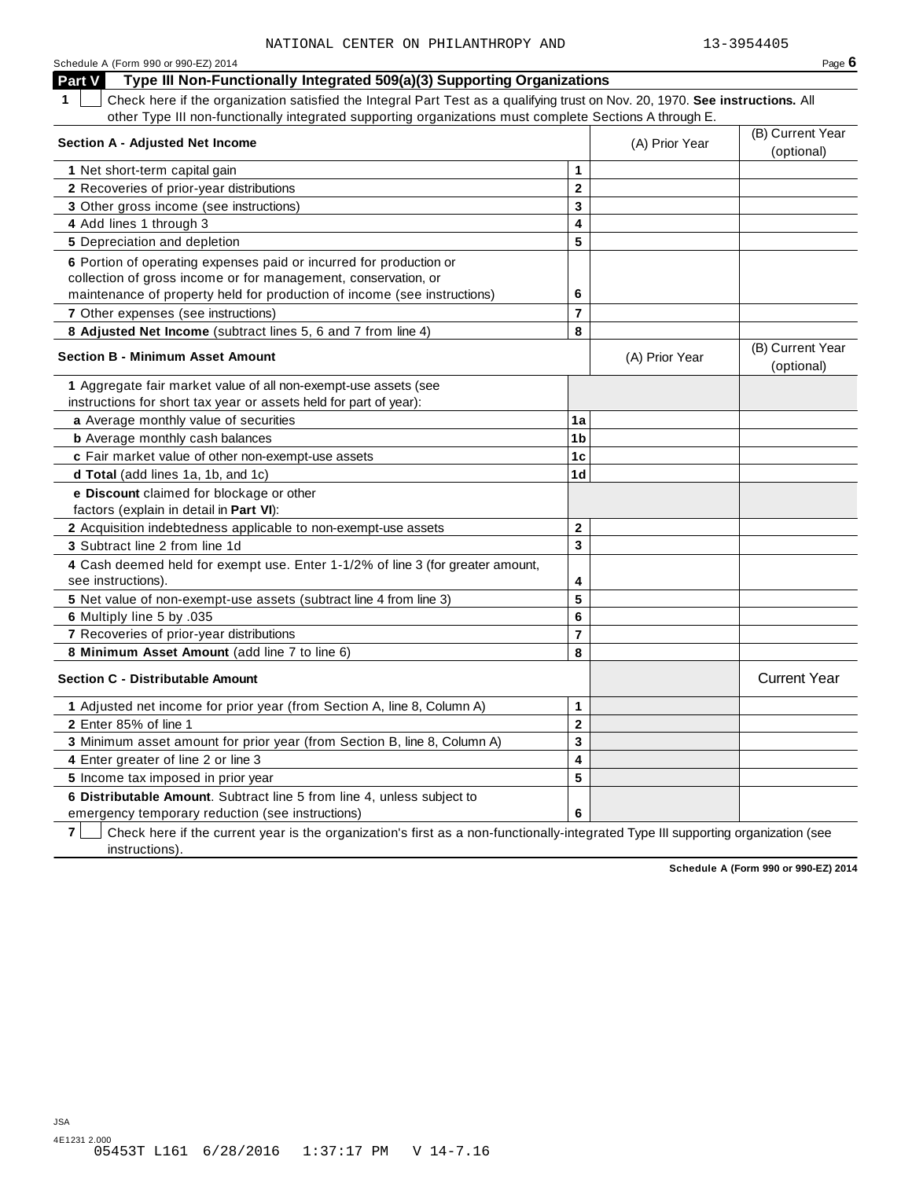NATIONAL CENTER ON PHILANTHROPY AND 13-3954405

Schedule A (Form 990 or 990-EZ) 2014 Page **6**

## Part V Type III Non-Functionally Integrated 509(a)(3) Supporting Organizations

**1** ☐ Check here if the organization satisfied the Integral Part Test as a qualifying trust on Nov. 20, 1970. **See instructions.** All other Type III non-functionally integrated supporting organizations must complete Sections A through E.

| **Section A - Adjusted Net Income** | | (A) Prior Year | (B) Current Year (optional) |
|---|---|---|---|
| **1** Net short-term capital gain | **1** | | |
| **2** Recoveries of prior-year distributions | **2** | | |
| **3** Other gross income (see instructions) | **3** | | |
| **4** Add lines 1 through 3 | **4** | | |
| **5** Depreciation and depletion | **5** | | |
| **6** Portion of operating expenses paid or incurred for production or collection of gross income or for management, conservation, or maintenance of property held for production of income (see instructions) | **6** | | |
| **7** Other expenses (see instructions) | **7** | | |
| **8 Adjusted Net Income** (subtract lines 5, 6 and 7 from line 4) | **8** | | |

| **Section B - Minimum Asset Amount** | | (A) Prior Year | (B) Current Year (optional) |
|---|---|---|---|
| **1** Aggregate fair market value of all non-exempt-use assets (see instructions for short tax year or assets held for part of year): | | | |
| **a** Average monthly value of securities | **1a** | | |
| **b** Average monthly cash balances | **1b** | | |
| **c** Fair market value of other non-exempt-use assets | **1c** | | |
| **d Total** (add lines 1a, 1b, and 1c) | **1d** | | |
| **e Discount** claimed for blockage or other factors (explain in detail in **Part VI**): | | | |
| **2** Acquisition indebtedness applicable to non-exempt-use assets | **2** | | |
| **3** Subtract line 2 from line 1d | **3** | | |
| **4** Cash deemed held for exempt use. Enter 1-1/2% of line 3 (for greater amount, see instructions). | **4** | | |
| **5** Net value of non-exempt-use assets (subtract line 4 from line 3) | **5** | | |
| **6** Multiply line 5 by .035 | **6** | | |
| **7** Recoveries of prior-year distributions | **7** | | |
| **8 Minimum Asset Amount** (add line 7 to line 6) | **8** | | |

| **Section C - Distributable Amount** | | | Current Year |
|---|---|---|---|
| **1** Adjusted net income for prior year (from Section A, line 8, Column A) | **1** | | |
| **2** Enter 85% of line 1 | **2** | | |
| **3** Minimum asset amount for prior year (from Section B, line 8, Column A) | **3** | | |
| **4** Enter greater of line 2 or line 3 | **4** | | |
| **5** Income tax imposed in prior year | **5** | | |
| **6 Distributable Amount**. Subtract line 5 from line 4, unless subject to emergency temporary reduction (see instructions) | **6** | | |

**7** ☐ Check here if the current year is the organization's first as a non-functionally-integrated Type III supporting organization (see instructions).

**Schedule A (Form 990 or 990-EZ) 2014**

JSA
4E1231 2.000
05453T L161 6/28/2016 1:37:17 PM V 14-7.16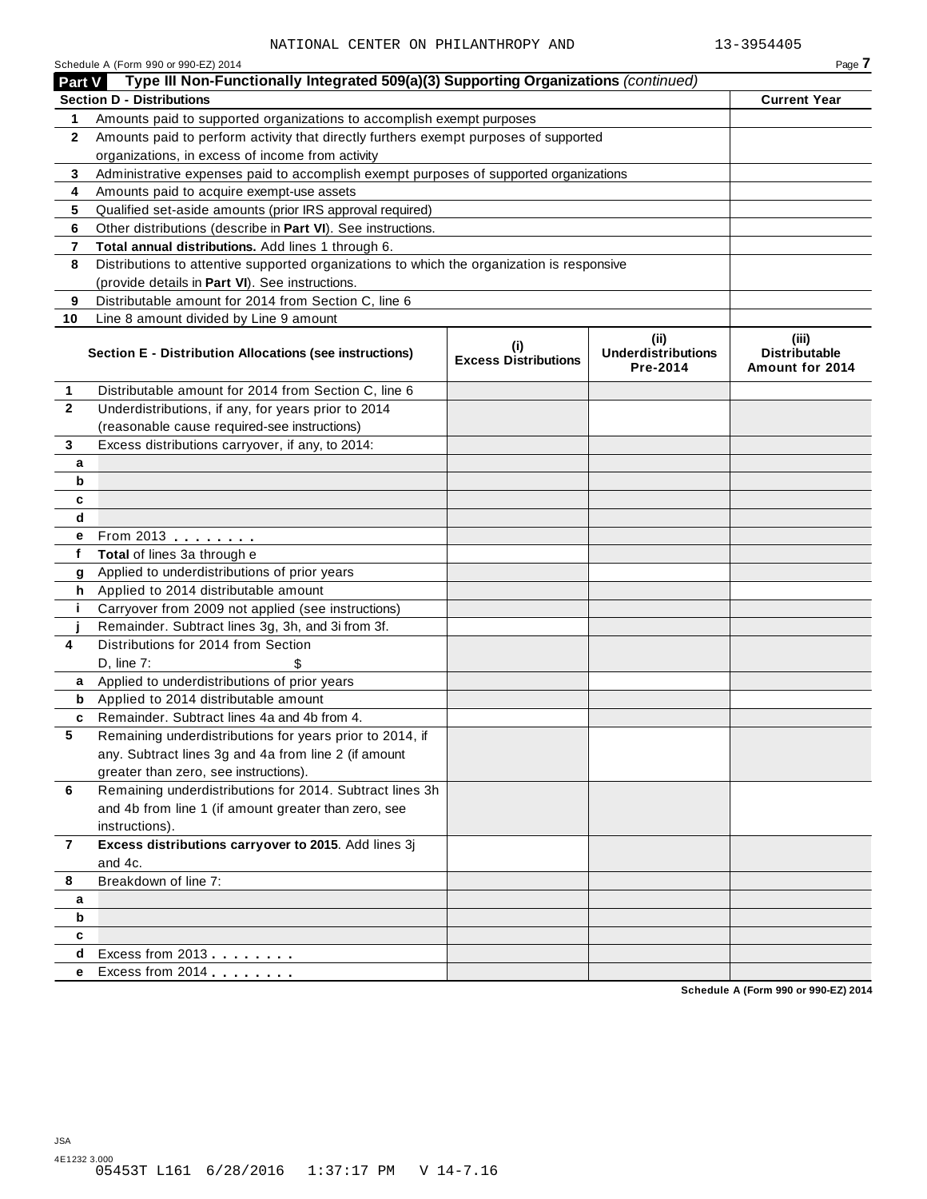NATIONAL CENTER ON PHILANTHROPY AND 13-3954405

Schedule A (Form 990 or 990-EZ) 2014

## Part V Type III Non-Functionally Integrated 509(a)(3) Supporting Organizations *(continued)*

| Section D - Distributions | | Current Year |
|---|---|---|
| 1 | Amounts paid to supported organizations to accomplish exempt purposes | |
| 2 | Amounts paid to perform activity that directly furthers exempt purposes of supported organizations, in excess of income from activity | |
| 3 | Administrative expenses paid to accomplish exempt purposes of supported organizations | |
| 4 | Amounts paid to acquire exempt-use assets | |
| 5 | Qualified set-aside amounts (prior IRS approval required) | |
| 6 | Other distributions (describe in **Part VI**). See instructions. | |
| 7 | **Total annual distributions.** Add lines 1 through 6. | |
| 8 | Distributions to attentive supported organizations to which the organization is responsive (provide details in **Part VI**). See instructions. | |
| 9 | Distributable amount for 2014 from Section C, line 6 | |
| 10 | Line 8 amount divided by Line 9 amount | |

| Section E - Distribution Allocations (see instructions) | | (i) Excess Distributions | (ii) Underdistributions Pre-2014 | (iii) Distributable Amount for 2014 |
|---|---|---|---|---|
| 1 | Distributable amount for 2014 from Section C, line 6 | | | |
| 2 | Underdistributions, if any, for years prior to 2014 (reasonable cause required-see instructions) | | | |
| 3 | Excess distributions carryover, if any, to 2014: | | | |
| a | | | | |
| b | | | | |
| c | | | | |
| d | | | | |
| e | From 2013 . . . . . . . . | | | |
| f | **Total** of lines 3a through e | | | |
| g | Applied to underdistributions of prior years | | | |
| h | Applied to 2014 distributable amount | | | |
| i | Carryover from 2009 not applied (see instructions) | | | |
| j | Remainder. Subtract lines 3g, 3h, and 3i from 3f. | | | |
| 4 | Distributions for 2014 from Section D, line 7: $ | | | |
| a | Applied to underdistributions of prior years | | | |
| b | Applied to 2014 distributable amount | | | |
| c | Remainder. Subtract lines 4a and 4b from 4. | | | |
| 5 | Remaining underdistributions for years prior to 2014, if any. Subtract lines 3g and 4a from line 2 (if amount greater than zero, see instructions). | | | |
| 6 | Remaining underdistributions for 2014. Subtract lines 3h and 4b from line 1 (if amount greater than zero, see instructions). | | | |
| 7 | **Excess distributions carryover to 2015**. Add lines 3j and 4c. | | | |
| 8 | Breakdown of line 7: | | | |
| a | | | | |
| b | | | | |
| c | | | | |
| d | Excess from 2013 . . . . . . . . | | | |
| e | Excess from 2014 . . . . . . . . | | | |

Schedule A (Form 990 or 990-EZ) 2014

JSA
4E1232 3.000
05453T L161 6/28/2016 1:37:17 PM V 14-7.16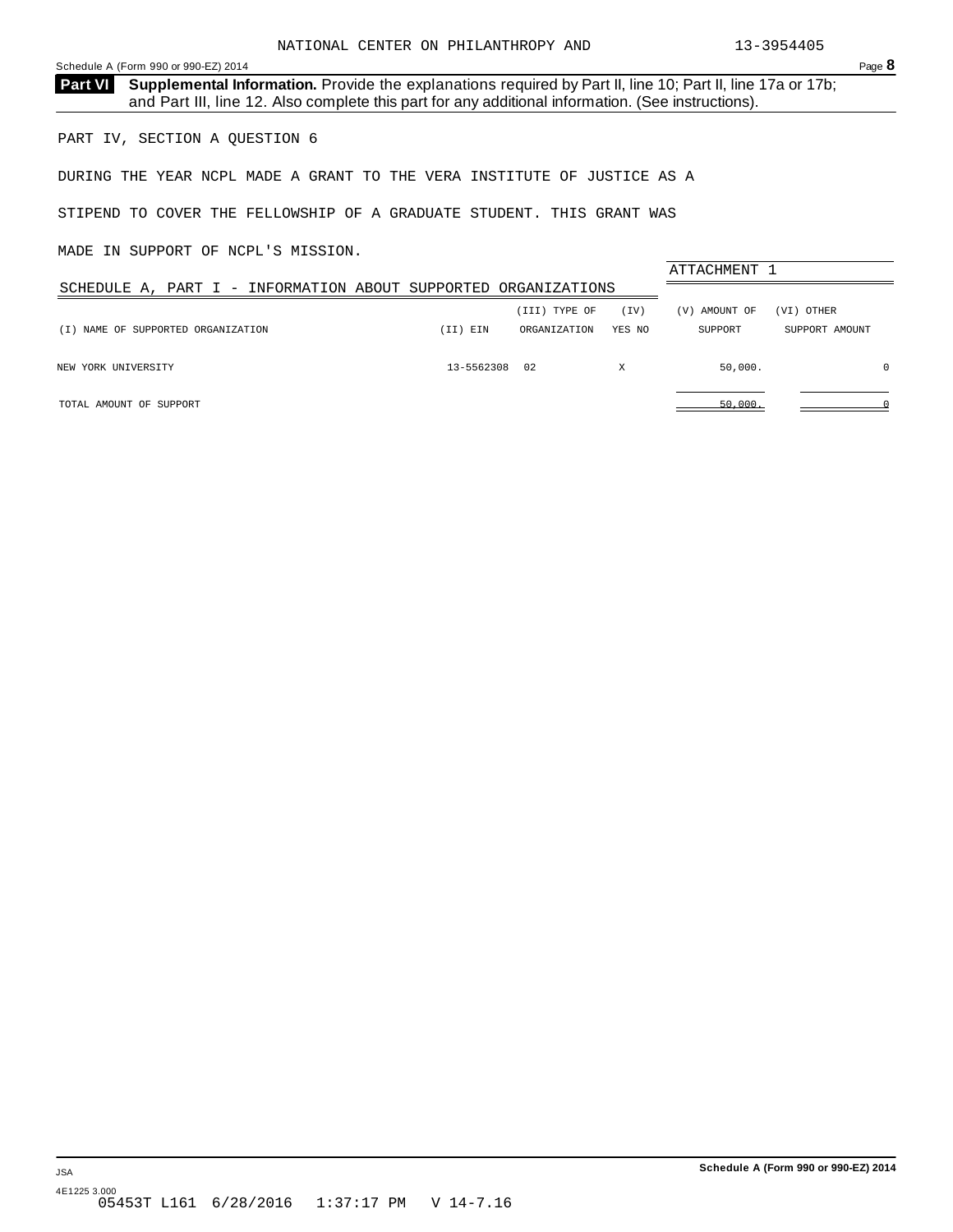NATIONAL CENTER ON PHILANTHROPY AND 13-3954405

Schedule A (Form 990 or 990-EZ) 2014

**Part VI** **Supplemental Information.** Provide the explanations required by Part II, line 10; Part II, line 17a or 17b; and Part III, line 12. Also complete this part for any additional information. (See instructions).

PART IV, SECTION A QUESTION 6

DURING THE YEAR NCPL MADE A GRANT TO THE VERA INSTITUTE OF JUSTICE AS A STIPEND TO COVER THE FELLOWSHIP OF A GRADUATE STUDENT. THIS GRANT WAS MADE IN SUPPORT OF NCPL'S MISSION.

ATTACHMENT 1

SCHEDULE A, PART I - INFORMATION ABOUT SUPPORTED ORGANIZATIONS

| (I) NAME OF SUPPORTED ORGANIZATION | (II) EIN | (III) TYPE OF ORGANIZATION | (IV) YES NO | (V) AMOUNT OF SUPPORT | (VI) OTHER SUPPORT AMOUNT |
|---|---|---|---|---|---|
| NEW YORK UNIVERSITY | 13-5562308 | 02 | X | 50,000. | 0 |
| TOTAL AMOUNT OF SUPPORT | | | | 50,000. | 0 |

Schedule A (Form 990 or 990-EZ) 2014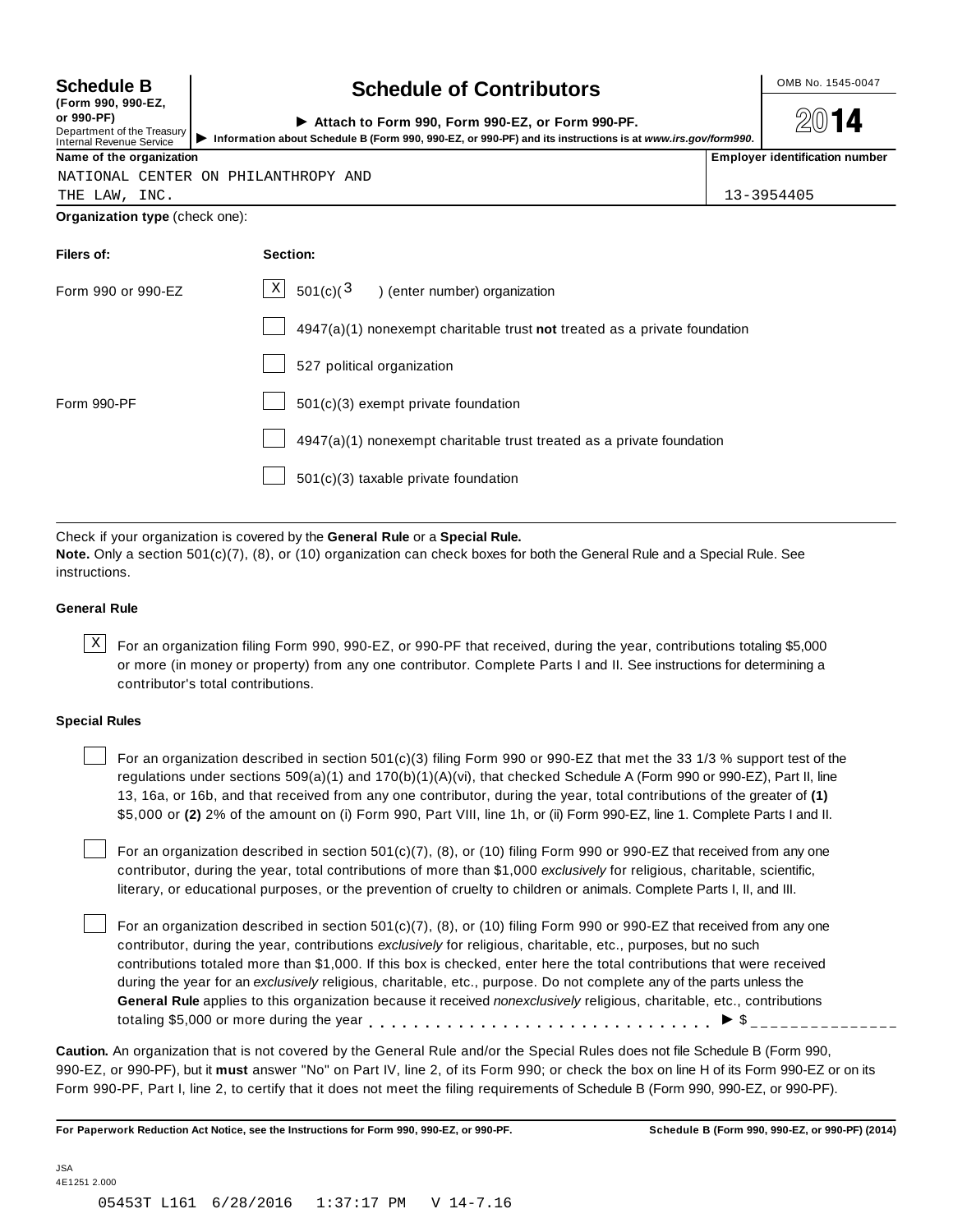# Schedule B

**(Form 990, 990-EZ, or 990-PF)**

Department of the Treasury
Internal Revenue Service

## Schedule of Contributors

► Attach to Form 990, Form 990-EZ, or Form 990-PF.

► Information about Schedule B (Form 990, 990-EZ, or 990-PF) and its instructions is at *www.irs.gov/form990*.

OMB No. 1545-0047

**2014**

| Name of the organization | Employer identification number |
|---|---|
| NATIONAL CENTER ON PHILANTHROPY AND THE LAW, INC. | 13-3954405 |

**Organization type** (check one):

| Filers of: | Section: |
|---|---|
| Form 990 or 990-EZ | [X] 501(c)( 3 ) (enter number) organization |
| | [ ] 4947(a)(1) nonexempt charitable trust **not** treated as a private foundation |
| | [ ] 527 political organization |
| Form 990-PF | [ ] 501(c)(3) exempt private foundation |
| | [ ] 4947(a)(1) nonexempt charitable trust treated as a private foundation |
| | [ ] 501(c)(3) taxable private foundation |

Check if your organization is covered by the **General Rule** or a **Special Rule.**

**Note.** Only a section 501(c)(7), (8), or (10) organization can check boxes for both the General Rule and a Special Rule. See instructions.

### General Rule

[X] For an organization filing Form 990, 990-EZ, or 990-PF that received, during the year, contributions totaling $5,000 or more (in money or property) from any one contributor. Complete Parts I and II. See instructions for determining a contributor's total contributions.

### Special Rules

[ ] For an organization described in section 501(c)(3) filing Form 990 or 990-EZ that met the 33 1/3 % support test of the regulations under sections 509(a)(1) and 170(b)(1)(A)(vi), that checked Schedule A (Form 990 or 990-EZ), Part II, line 13, 16a, or 16b, and that received from any one contributor, during the year, total contributions of the greater of **(1)** $5,000 or **(2)** 2% of the amount on (i) Form 990, Part VIII, line 1h, or (ii) Form 990-EZ, line 1. Complete Parts I and II.

[ ] For an organization described in section 501(c)(7), (8), or (10) filing Form 990 or 990-EZ that received from any one contributor, during the year, total contributions of more than $1,000 *exclusively* for religious, charitable, scientific, literary, or educational purposes, or the prevention of cruelty to children or animals. Complete Parts I, II, and III.

[ ] For an organization described in section 501(c)(7), (8), or (10) filing Form 990 or 990-EZ that received from any one contributor, during the year, contributions *exclusively* for religious, charitable, etc., purposes, but no such contributions totaled more than $1,000. If this box is checked, enter here the total contributions that were received during the year for an *exclusively* religious, charitable, etc., purpose. Do not complete any of the parts unless the **General Rule** applies to this organization because it received *nonexclusively* religious, charitable, etc., contributions totaling $5,000 or more during the year . . . . . . . . . . . . . . . . . . . . . . . . . . . . . ► $ ______________

**Caution.** An organization that is not covered by the General Rule and/or the Special Rules does not file Schedule B (Form 990, 990-EZ, or 990-PF), but it **must** answer "No" on Part IV, line 2, of its Form 990; or check the box on line H of its Form 990-EZ or on its Form 990-PF, Part I, line 2, to certify that it does not meet the filing requirements of Schedule B (Form 990, 990-EZ, or 990-PF).

**For Paperwork Reduction Act Notice, see the Instructions for Form 990, 990-EZ, or 990-PF.** **Schedule B (Form 990, 990-EZ, or 990-PF) (2014)**

JSA
4E1251 2.000

05453T L161 6/28/2016 1:37:17 PM V 14-7.16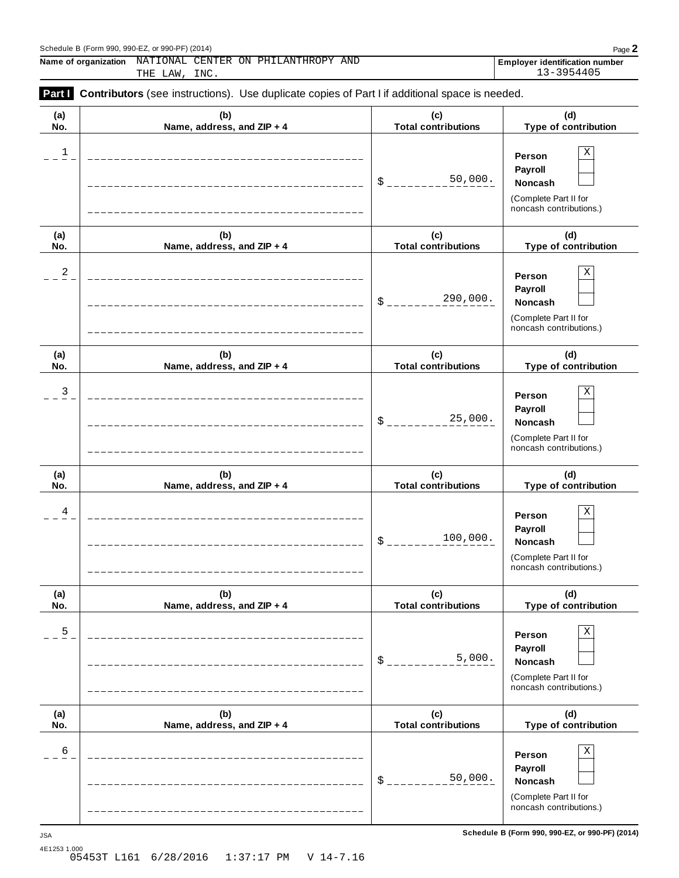Schedule B (Form 990, 990-EZ, or 990-PF) (2014)

**Name of organization** NATIONAL CENTER ON PHILANTHROPY AND THE LAW, INC.

**Employer identification number** 13-3954405

**Part I** **Contributors** (see instructions). Use duplicate copies of Part I if additional space is needed.

| (a) No. | (b) Name, address, and ZIP + 4 | (c) Total contributions | (d) Type of contribution |
|---|---|---|---|
| 1 | | $ 50,000. | Person [X] Payroll [ ] Noncash [ ] (Complete Part II for noncash contributions.) |
| 2 | | $ 290,000. | Person [X] Payroll [ ] Noncash [ ] (Complete Part II for noncash contributions.) |
| 3 | | $ 25,000. | Person [X] Payroll [ ] Noncash [ ] (Complete Part II for noncash contributions.) |
| 4 | | $ 100,000. | Person [X] Payroll [ ] Noncash [ ] (Complete Part II for noncash contributions.) |
| 5 | | $ 5,000. | Person [X] Payroll [ ] Noncash [ ] (Complete Part II for noncash contributions.) |
| 6 | | $ 50,000. | Person [X] Payroll [ ] Noncash [ ] (Complete Part II for noncash contributions.) |

JSA

4E1253 1.000

05453T L161 6/28/2016 1:37:17 PM V 14-7.16

Schedule B (Form 990, 990-EZ, or 990-PF) (2014)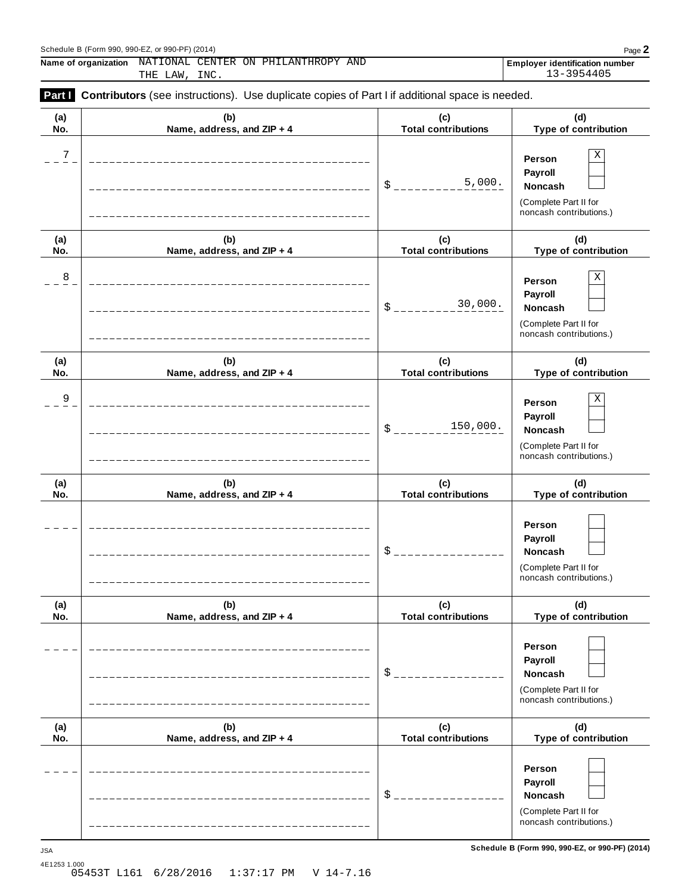Schedule B (Form 990, 990-EZ, or 990-PF) (2014)

**Name of organization** NATIONAL CENTER ON PHILANTHROPY AND THE LAW, INC.

**Employer identification number** 13-3954405

**Part I** **Contributors** (see instructions). Use duplicate copies of Part I if additional space is needed.

| (a) No. | (b) Name, address, and ZIP + 4 | (c) Total contributions | (d) Type of contribution |
|---|---|---|---|
| 7 | | $ 5,000. | Person [X] Payroll [ ] Noncash [ ] (Complete Part II for noncash contributions.) |
| 8 | | $ 30,000. | Person [X] Payroll [ ] Noncash [ ] (Complete Part II for noncash contributions.) |
| 9 | | $ 150,000. | Person [X] Payroll [ ] Noncash [ ] (Complete Part II for noncash contributions.) |
| | | $ | Person [ ] Payroll [ ] Noncash [ ] (Complete Part II for noncash contributions.) |
| | | $ | Person [ ] Payroll [ ] Noncash [ ] (Complete Part II for noncash contributions.) |
| | | $ | Person [ ] Payroll [ ] Noncash [ ] (Complete Part II for noncash contributions.) |

Schedule B (Form 990, 990-EZ, or 990-PF) (2014)

JSA
4E1253 1.000
05453T L161 6/28/2016 1:37:17 PM V 14-7.16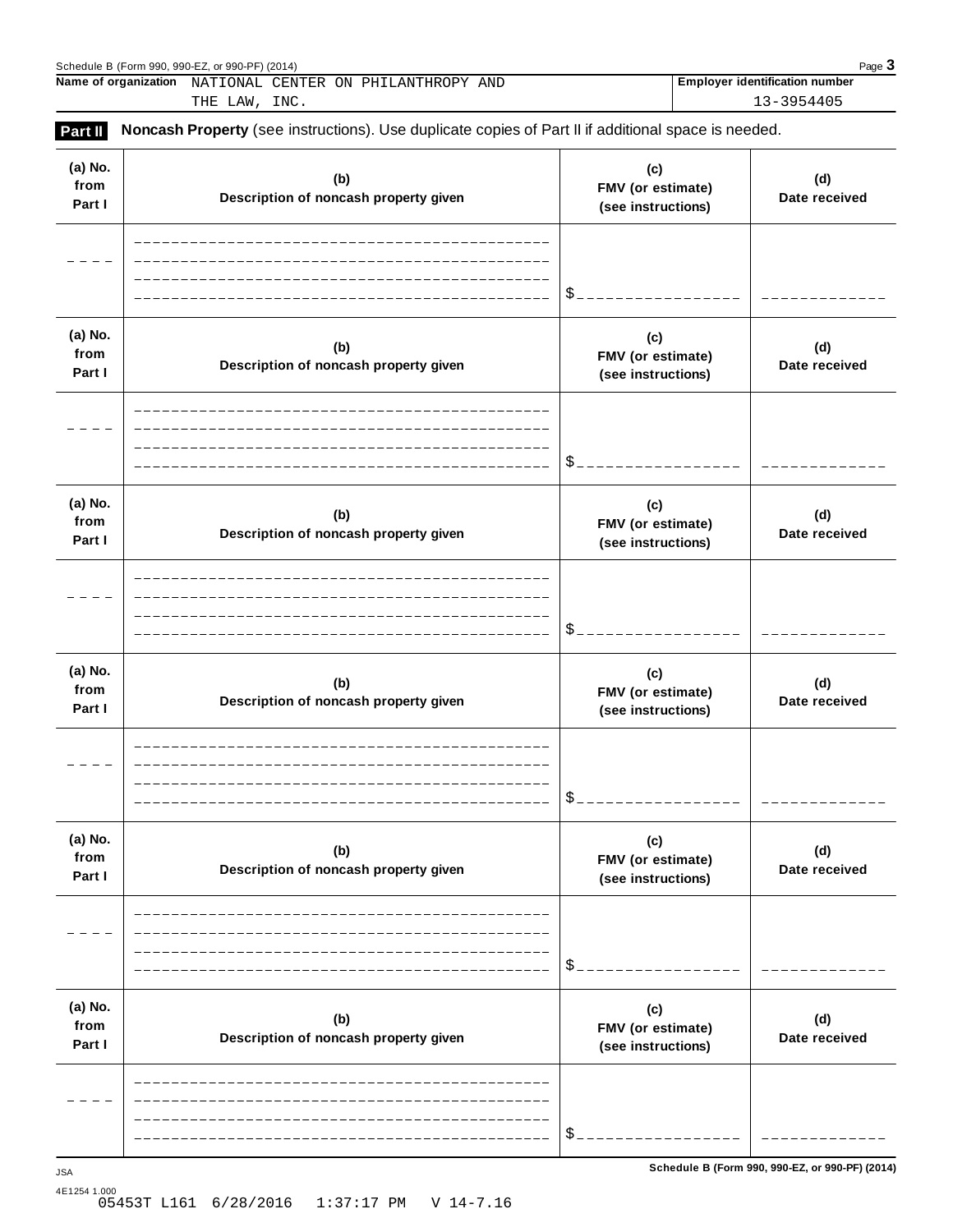Schedule B (Form 990, 990-EZ, or 990-PF) (2014)

**Name of organization** NATIONAL CENTER ON PHILANTHROPY AND THE LAW, INC.

**Employer identification number** 13-3954405

**Part II** **Noncash Property** (see instructions). Use duplicate copies of Part II if additional space is needed.

| (a) No. from Part I | (b) Description of noncash property given | (c) FMV (or estimate) (see instructions) | (d) Date received |
|---|---|---|---|
| | | $ | |

| (a) No. from Part I | (b) Description of noncash property given | (c) FMV (or estimate) (see instructions) | (d) Date received |
|---|---|---|---|
| | | $ | |

| (a) No. from Part I | (b) Description of noncash property given | (c) FMV (or estimate) (see instructions) | (d) Date received |
|---|---|---|---|
| | | $ | |

| (a) No. from Part I | (b) Description of noncash property given | (c) FMV (or estimate) (see instructions) | (d) Date received |
|---|---|---|---|
| | | $ | |

| (a) No. from Part I | (b) Description of noncash property given | (c) FMV (or estimate) (see instructions) | (d) Date received |
|---|---|---|---|
| | | $ | |

| (a) No. from Part I | (b) Description of noncash property given | (c) FMV (or estimate) (see instructions) | (d) Date received |
|---|---|---|---|
| | | $ | |

JSA 4E1254 1.000

**Schedule B (Form 990, 990-EZ, or 990-PF) (2014)**

05453T L161 6/28/2016 1:37:17 PM V 14-7.16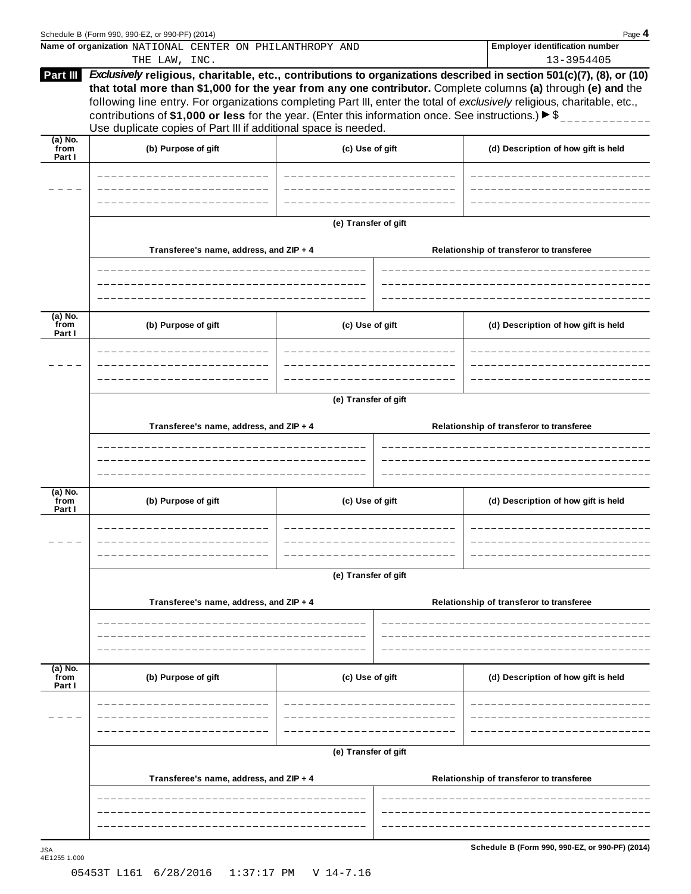Schedule B (Form 990, 990-EZ, or 990-PF) (2014) Page **4**

**Name of organization** NATIONAL CENTER ON PHILANTHROPY AND THE LAW, INC.

**Employer identification number** 13-3954405

**Part III** ***Exclusively* religious, charitable, etc., contributions to organizations described in section 501(c)(7), (8), or (10) that total more than $1,000 for the year from any one contributor.** Complete columns **(a)** through **(e) and** the following line entry. For organizations completing Part III, enter the total of *exclusively* religious, charitable, etc., contributions of **$1,000 or less** for the year. (Enter this information once. See instructions.) ► $ ____________

Use duplicate copies of Part III if additional space is needed.

| (a) No. from Part I | (b) Purpose of gift | (c) Use of gift | (d) Description of how gift is held |
|---|---|---|---|
| ---- | | | |

**(e) Transfer of gift**

| Transferee's name, address, and ZIP + 4 | Relationship of transferor to transferee |
|---|---|
| | |

| (a) No. from Part I | (b) Purpose of gift | (c) Use of gift | (d) Description of how gift is held |
|---|---|---|---|
| ---- | | | |

**(e) Transfer of gift**

| Transferee's name, address, and ZIP + 4 | Relationship of transferor to transferee |
|---|---|
| | |

| (a) No. from Part I | (b) Purpose of gift | (c) Use of gift | (d) Description of how gift is held |
|---|---|---|---|
| ---- | | | |

**(e) Transfer of gift**

| Transferee's name, address, and ZIP + 4 | Relationship of transferor to transferee |
|---|---|
| | |

| (a) No. from Part I | (b) Purpose of gift | (c) Use of gift | (d) Description of how gift is held |
|---|---|---|---|
| ---- | | | |

**(e) Transfer of gift**

| Transferee's name, address, and ZIP + 4 | Relationship of transferor to transferee |
|---|---|
| | |

JSA
4E1255 1.000

**Schedule B (Form 990, 990-EZ, or 990-PF) (2014)**

05453T L161 6/28/2016 1:37:17 PM V 14-7.16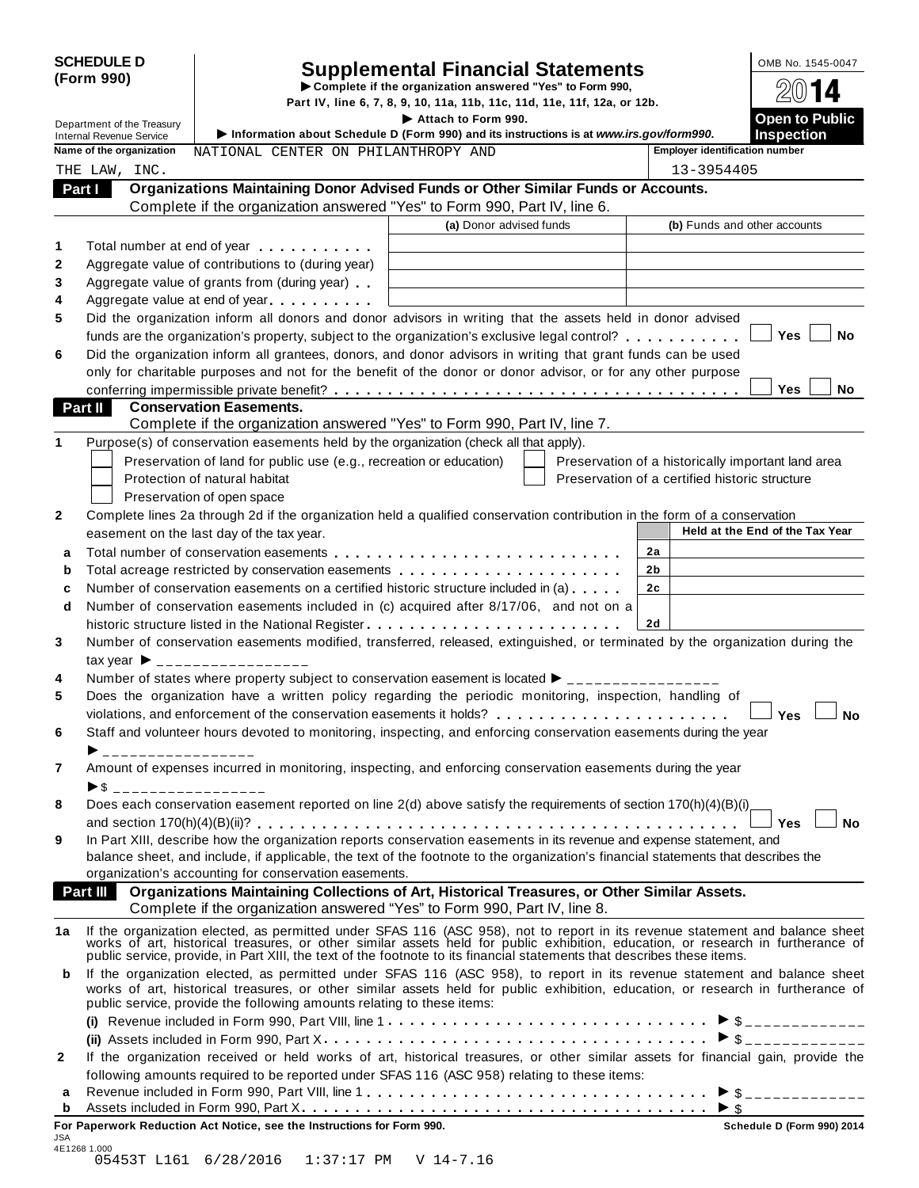**SCHEDULE D (Form 990)**

Department of the Treasury
Internal Revenue Service

# Supplemental Financial Statements

▶ Complete if the organization answered "Yes" to Form 990, Part IV, line 6, 7, 8, 9, 10, 11a, 11b, 11c, 11d, 11e, 11f, 12a, or 12b.

▶ Attach to Form 990.

▶ Information about Schedule D (Form 990) and its instructions is at *www.irs.gov/form990*.

OMB No. 1545-0047

2014

**Open to Public Inspection**

**Name of the organization:** NATIONAL CENTER ON PHILANTHROPY AND THE LAW, INC.

**Employer identification number:** 13-3954405

## Part I Organizations Maintaining Donor Advised Funds or Other Similar Funds or Accounts.

Complete if the organization answered "Yes" to Form 990, Part IV, line 6.

| | | (a) Donor advised funds | (b) Funds and other accounts |
|---|---|---|---|
| 1 | Total number at end of year | | |
| 2 | Aggregate value of contributions to (during year) | | |
| 3 | Aggregate value of grants from (during year) | | |
| 4 | Aggregate value at end of year | | |

5 Did the organization inform all donors and donor advisors in writing that the assets held in donor advised funds are the organization's property, subject to the organization's exclusive legal control? ☐ Yes ☐ No

6 Did the organization inform all grantees, donors, and donor advisors in writing that grant funds can be used only for charitable purposes and not for the benefit of the donor or donor advisor, or for any other purpose conferring impermissible private benefit? ☐ Yes ☐ No

## Part II Conservation Easements.

Complete if the organization answered "Yes" to Form 990, Part IV, line 7.

1 Purpose(s) of conservation easements held by the organization (check all that apply).

- ☐ Preservation of land for public use (e.g., recreation or education)
- ☐ Protection of natural habitat
- ☐ Preservation of open space
- ☐ Preservation of a historically important land area
- ☐ Preservation of a certified historic structure

2 Complete lines 2a through 2d if the organization held a qualified conservation contribution in the form of a conservation easement on the last day of the tax year.

| | | | Held at the End of the Tax Year |
|---|---|---|---|
| a | Total number of conservation easements | 2a | |
| b | Total acreage restricted by conservation easements | 2b | |
| c | Number of conservation easements on a certified historic structure included in (a) | 2c | |
| d | Number of conservation easements included in (c) acquired after 8/17/06, and not on a historic structure listed in the National Register | 2d | |

3 Number of conservation easements modified, transferred, released, extinguished, or terminated by the organization during the tax year ▶ ________________

4 Number of states where property subject to conservation easement is located ▶ ________________

5 Does the organization have a written policy regarding the periodic monitoring, inspection, handling of violations, and enforcement of the conservation easements it holds? ☐ Yes ☐ No

6 Staff and volunteer hours devoted to monitoring, inspecting, and enforcing conservation easements during the year ▶ ________________

7 Amount of expenses incurred in monitoring, inspecting, and enforcing conservation easements during the year ▶ $ ________________

8 Does each conservation easement reported on line 2(d) above satisfy the requirements of section 170(h)(4)(B)(i) and section 170(h)(4)(B)(ii)? ☐ Yes ☐ No

9 In Part XIII, describe how the organization reports conservation easements in its revenue and expense statement, and balance sheet, and include, if applicable, the text of the footnote to the organization's financial statements that describes the organization's accounting for conservation easements.

## Part III Organizations Maintaining Collections of Art, Historical Treasures, or Other Similar Assets.

Complete if the organization answered "Yes" to Form 990, Part IV, line 8.

1a If the organization elected, as permitted under SFAS 116 (ASC 958), not to report in its revenue statement and balance sheet works of art, historical treasures, or other similar assets held for public exhibition, education, or research in furtherance of public service, provide, in Part XIII, the text of the footnote to its financial statements that describes these items.

b If the organization elected, as permitted under SFAS 116 (ASC 958), to report in its revenue statement and balance sheet works of art, historical treasures, or other similar assets held for public exhibition, education, or research in furtherance of public service, provide the following amounts relating to these items:

(i) Revenue included in Form 990, Part VIII, line 1 ▶ $ ____________

(ii) Assets included in Form 990, Part X ▶ $ ____________

2 If the organization received or held works of art, historical treasures, or other similar assets for financial gain, provide the following amounts required to be reported under SFAS 116 (ASC 958) relating to these items:

a Revenue included in Form 990, Part VIII, line 1 ▶ $ ____________

b Assets included in Form 990, Part X ▶ $

**For Paperwork Reduction Act Notice, see the Instructions for Form 990.** **Schedule D (Form 990) 2014**

JSA
4E1268 1.000
05453T L161 6/28/2016 1:37:17 PM V 14-7.16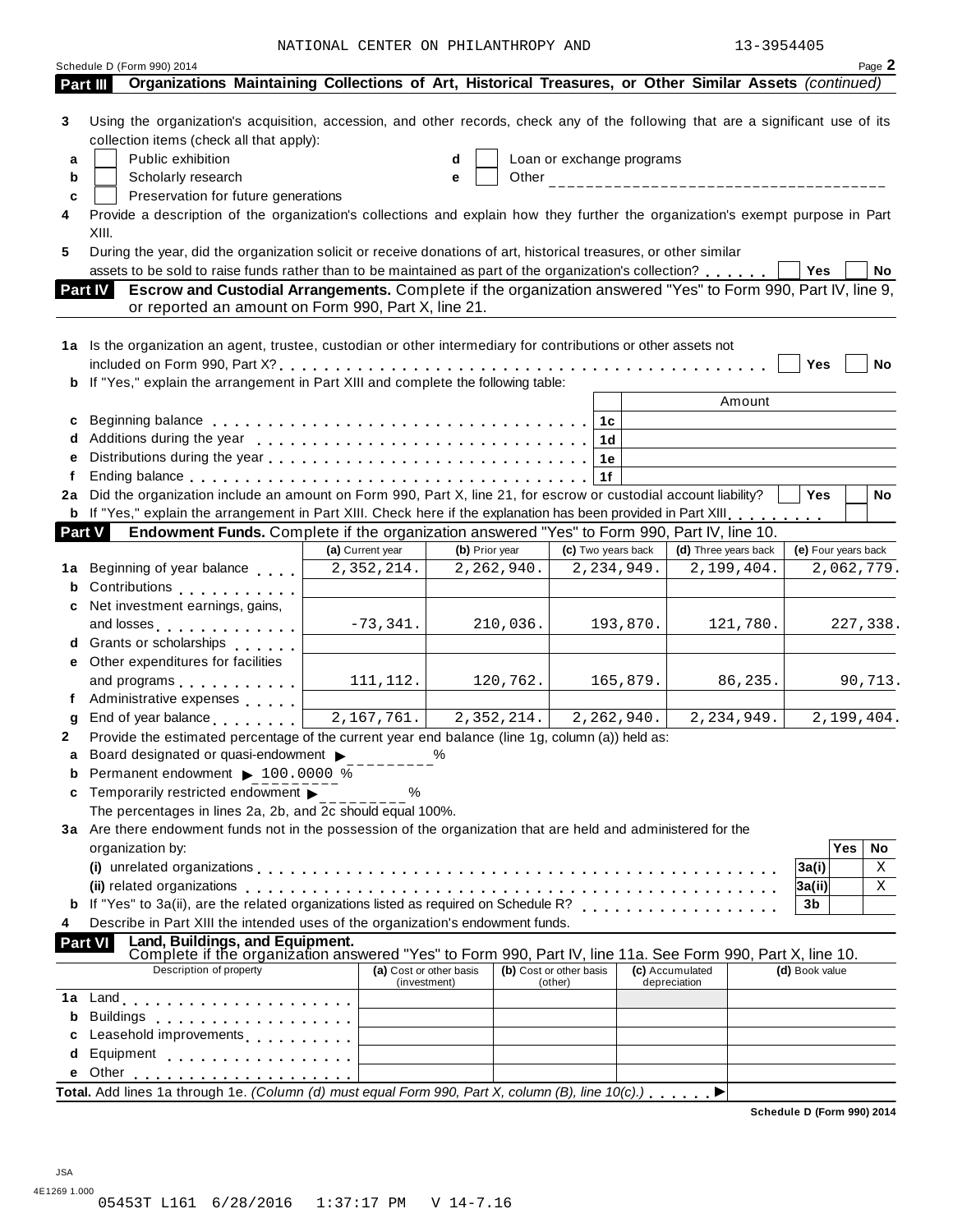NATIONAL CENTER ON PHILANTHROPY AND 13-3954405

Schedule D (Form 990) 2014 Page 2

## Part III Organizations Maintaining Collections of Art, Historical Treasures, or Other Similar Assets *(continued)*

**3** Using the organization's acquisition, accession, and other records, check any of the following that are a significant use of its collection items (check all that apply):

- **a** ☐ Public exhibition
- **b** ☐ Scholarly research
- **c** ☐ Preservation for future generations
- **d** ☐ Loan or exchange programs
- **e** ☐ Other ____________________________________

**4** Provide a description of the organization's collections and explain how they further the organization's exempt purpose in Part XIII.

**5** During the year, did the organization solicit or receive donations of art, historical treasures, or other similar assets to be sold to raise funds rather than to be maintained as part of the organization's collection? ☐ Yes ☐ No

## Part IV Escrow and Custodial Arrangements. Complete if the organization answered "Yes" to Form 990, Part IV, line 9, or reported an amount on Form 990, Part X, line 21.

**1a** Is the organization an agent, trustee, custodian or other intermediary for contributions or other assets not included on Form 990, Part X? ☐ Yes ☐ No

**b** If "Yes," explain the arrangement in Part XIII and complete the following table:

| | | | Amount |
|---|---|---|---|
| **c** | Beginning balance | 1c | |
| **d** | Additions during the year | 1d | |
| **e** | Distributions during the year | 1e | |
| **f** | Ending balance | 1f | |

**2a** Did the organization include an amount on Form 990, Part X, line 21, for escrow or custodial account liability? ☐ Yes ☐ No

**b** If "Yes," explain the arrangement in Part XIII. Check here if the explanation has been provided in Part XIII ☐

## Part V Endowment Funds. Complete if the organization answered "Yes" to Form 990, Part IV, line 10.

| | | (a) Current year | (b) Prior year | (c) Two years back | (d) Three years back | (e) Four years back |
|---|---|---|---|---|---|---|
| **1a** | Beginning of year balance | 2,352,214. | 2,262,940. | 2,234,949. | 2,199,404. | 2,062,779. |
| **b** | Contributions | | | | | |
| **c** | Net investment earnings, gains, and losses | -73,341. | 210,036. | 193,870. | 121,780. | 227,338. |
| **d** | Grants or scholarships | | | | | |
| **e** | Other expenditures for facilities and programs | 111,112. | 120,762. | 165,879. | 86,235. | 90,713. |
| **f** | Administrative expenses | | | | | |
| **g** | End of year balance | 2,167,761. | 2,352,214. | 2,262,940. | 2,234,949. | 2,199,404. |

**2** Provide the estimated percentage of the current year end balance (line 1g, column (a)) held as:

- **a** Board designated or quasi-endowment ▶ ________ %
- **b** Permanent endowment ▶ 100.0000 %
- **c** Temporarily restricted endowment ▶ ________ %

The percentages in lines 2a, 2b, and 2c should equal 100%.

**3a** Are there endowment funds not in the possession of the organization that are held and administered for the organization by:

| | | Yes | No |
|---|---|---|---|
| **(i)** unrelated organizations | 3a(i) | | X |
| **(ii)** related organizations | 3a(ii) | | X |
| **b** If "Yes" to 3a(ii), are the related organizations listed as required on Schedule R? | 3b | | |

**4** Describe in Part XIII the intended uses of the organization's endowment funds.

## Part VI Land, Buildings, and Equipment.

Complete if the organization answered "Yes" to Form 990, Part IV, line 11a. See Form 990, Part X, line 10.

| Description of property | (a) Cost or other basis (investment) | (b) Cost or other basis (other) | (c) Accumulated depreciation | (d) Book value |
|---|---|---|---|---|
| **1a** Land | | | | |
| **b** Buildings | | | | |
| **c** Leasehold improvements | | | | |
| **d** Equipment | | | | |
| **e** Other | | | | |

**Total.** Add lines 1a through 1e. *(Column (d) must equal Form 990, Part X, column (B), line 10(c).)* ▶

**Schedule D (Form 990) 2014**

JSA
4E1269 1.000
05453T L161 6/28/2016 1:37:17 PM V 14-7.16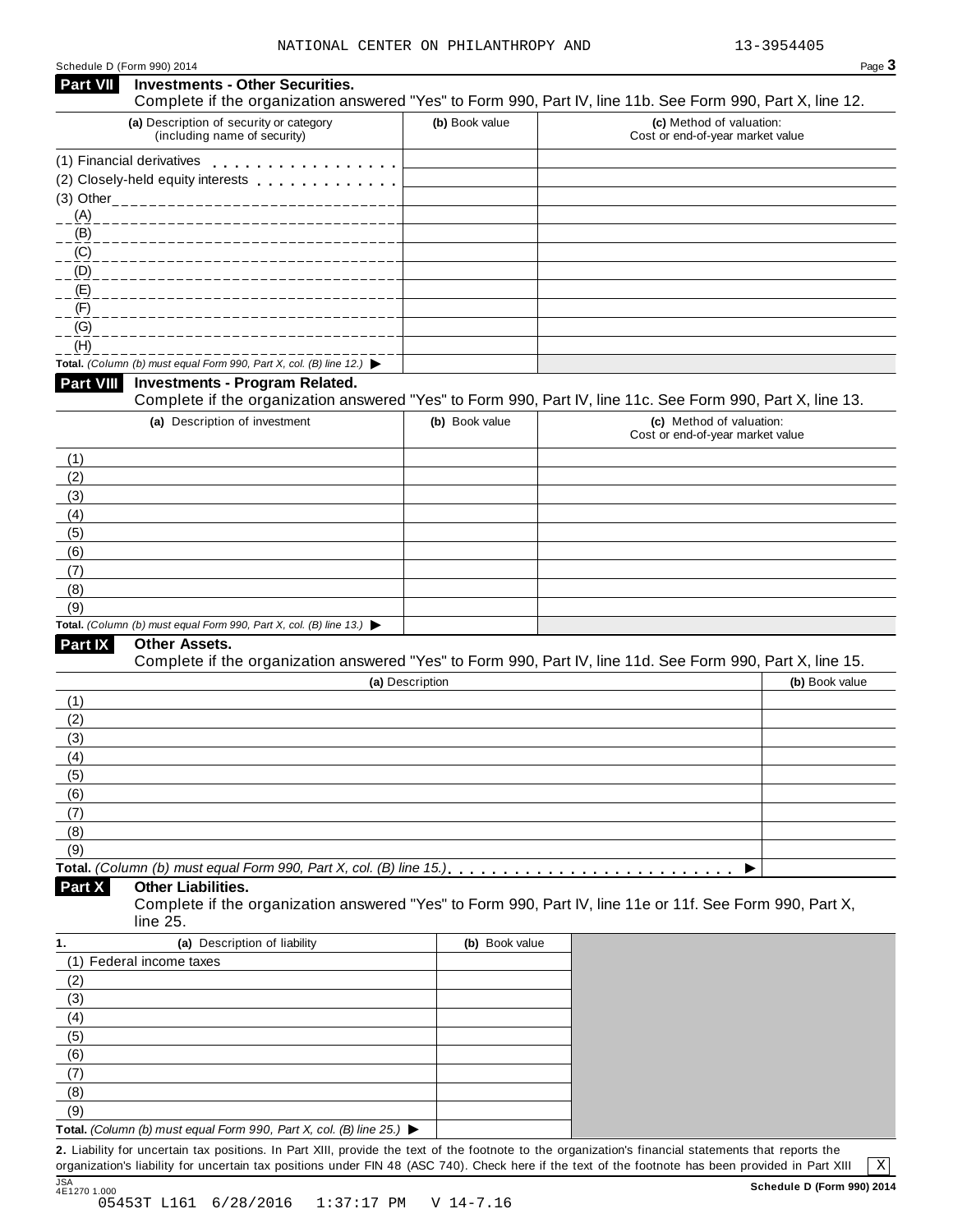NATIONAL CENTER ON PHILANTHROPY AND 13-3954405

Schedule D (Form 990) 2014

## Part VII Investments - Other Securities.

Complete if the organization answered "Yes" to Form 990, Part IV, line 11b. See Form 990, Part X, line 12.

| (a) Description of security or category (including name of security) | (b) Book value | (c) Method of valuation: Cost or end-of-year market value |
|---|---|---|
| (1) Financial derivatives | | |
| (2) Closely-held equity interests | | |
| (3) Other | | |
| (A) | | |
| (B) | | |
| (C) | | |
| (D) | | |
| (E) | | |
| (F) | | |
| (G) | | |
| (H) | | |
| **Total.** *(Column (b) must equal Form 990, Part X, col. (B) line 12.)* ▶ | | |

## Part VIII Investments - Program Related.

Complete if the organization answered "Yes" to Form 990, Part IV, line 11c. See Form 990, Part X, line 13.

| (a) Description of investment | (b) Book value | (c) Method of valuation: Cost or end-of-year market value |
|---|---|---|
| (1) | | |
| (2) | | |
| (3) | | |
| (4) | | |
| (5) | | |
| (6) | | |
| (7) | | |
| (8) | | |
| (9) | | |
| **Total.** *(Column (b) must equal Form 990, Part X, col. (B) line 13.)* ▶ | | |

## Part IX Other Assets.

Complete if the organization answered "Yes" to Form 990, Part IV, line 11d. See Form 990, Part X, line 15.

| (a) Description | (b) Book value |
|---|---|
| (1) | |
| (2) | |
| (3) | |
| (4) | |
| (5) | |
| (6) | |
| (7) | |
| (8) | |
| (9) | |
| **Total.** *(Column (b) must equal Form 990, Part X, col. (B) line 15.)* ▶ | |

## Part X Other Liabilities.

Complete if the organization answered "Yes" to Form 990, Part IV, line 11e or 11f. See Form 990, Part X, line 25.

| 1. (a) Description of liability | (b) Book value |
|---|---|
| (1) Federal income taxes | |
| (2) | |
| (3) | |
| (4) | |
| (5) | |
| (6) | |
| (7) | |
| (8) | |
| (9) | |
| **Total.** *(Column (b) must equal Form 990, Part X, col. (B) line 25.)* ▶ | |

**2.** Liability for uncertain tax positions. In Part XIII, provide the text of the footnote to the organization's financial statements that reports the organization's liability for uncertain tax positions under FIN 48 (ASC 740). Check here if the text of the footnote has been provided in Part XIII [X]

Schedule D (Form 990) 2014

JSA 4E1270 1.000

05453T L161 6/28/2016 1:37:17 PM V 14-7.16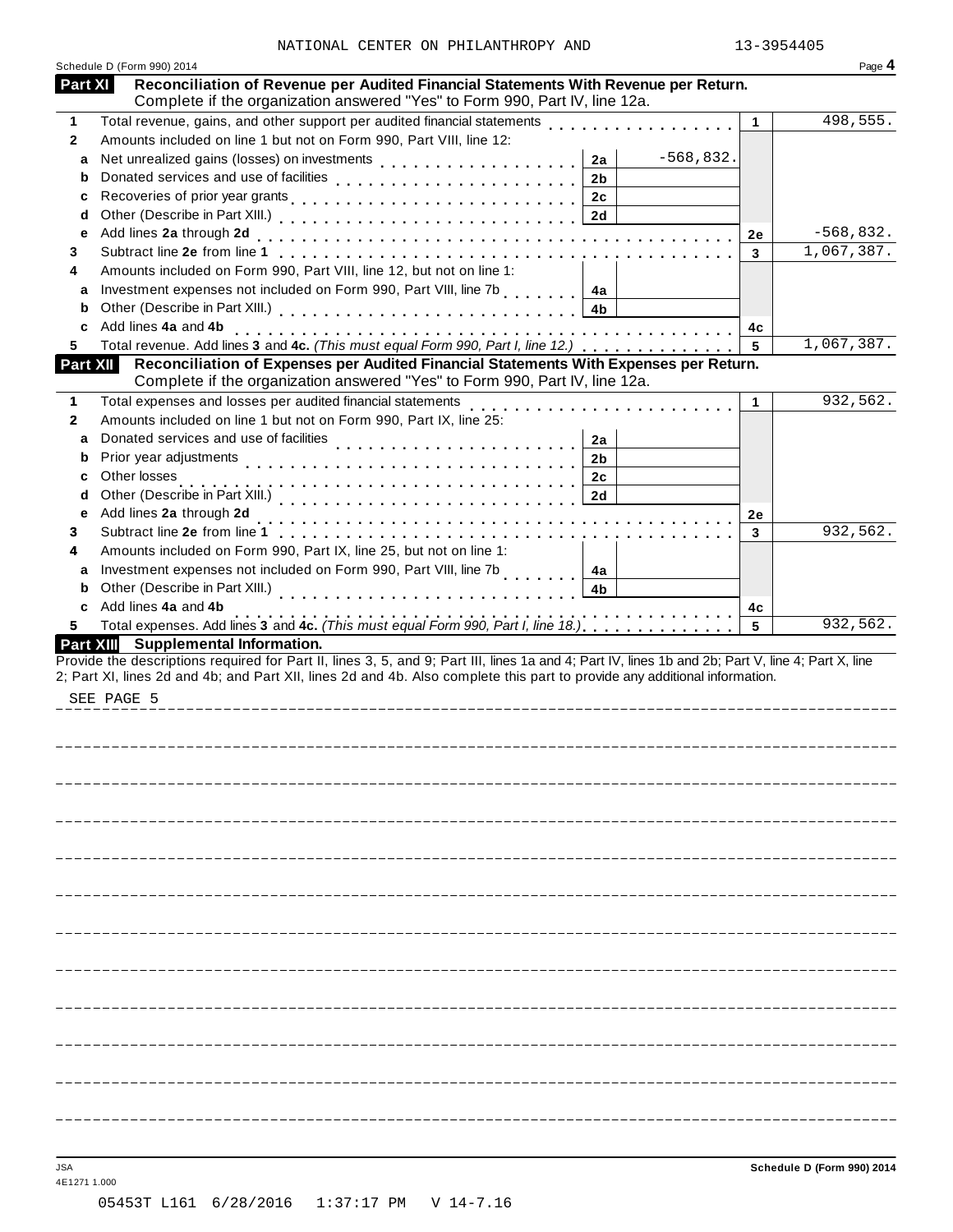NATIONAL CENTER ON PHILANTHROPY AND 13-3954405

Schedule D (Form 990) 2014 Page 4

## Part XI Reconciliation of Revenue per Audited Financial Statements With Revenue per Return.

Complete if the organization answered "Yes" to Form 990, Part IV, line 12a.

| | | | | | |
|---|---|---|---|---|---|
| 1 | Total revenue, gains, and other support per audited financial statements | | | 1 | 498,555. |
| 2 | Amounts included on line 1 but not on Form 990, Part VIII, line 12: | | | | |
| a | Net unrealized gains (losses) on investments | 2a | -568,832. | | |
| b | Donated services and use of facilities | 2b | | | |
| c | Recoveries of prior year grants | 2c | | | |
| d | Other (Describe in Part XIII.) | 2d | | | |
| e | Add lines **2a** through **2d** | | | 2e | -568,832. |
| 3 | Subtract line **2e** from line **1** | | | 3 | 1,067,387. |
| 4 | Amounts included on Form 990, Part VIII, line 12, but not on line 1: | | | | |
| a | Investment expenses not included on Form 990, Part VIII, line 7b | 4a | | | |
| b | Other (Describe in Part XIII.) | 4b | | | |
| c | Add lines **4a** and **4b** | | | 4c | |
| 5 | Total revenue. Add lines **3** and **4c.** *(This must equal Form 990, Part I, line 12.)* | | | 5 | 1,067,387. |

## Part XII Reconciliation of Expenses per Audited Financial Statements With Expenses per Return.

Complete if the organization answered "Yes" to Form 990, Part IV, line 12a.

| | | | | | |
|---|---|---|---|---|---|
| 1 | Total expenses and losses per audited financial statements | | | 1 | 932,562. |
| 2 | Amounts included on line 1 but not on Form 990, Part IX, line 25: | | | | |
| a | Donated services and use of facilities | 2a | | | |
| b | Prior year adjustments | 2b | | | |
| c | Other losses | 2c | | | |
| d | Other (Describe in Part XIII.) | 2d | | | |
| e | Add lines **2a** through **2d** | | | 2e | |
| 3 | Subtract line **2e** from line **1** | | | 3 | 932,562. |
| 4 | Amounts included on Form 990, Part IX, line 25, but not on line 1: | | | | |
| a | Investment expenses not included on Form 990, Part VIII, line 7b | 4a | | | |
| b | Other (Describe in Part XIII.) | 4b | | | |
| c | Add lines **4a** and **4b** | | | 4c | |
| 5 | Total expenses. Add lines **3** and **4c.** *(This must equal Form 990, Part I, line 18.)* | | | 5 | 932,562. |

## Part XIII Supplemental Information.

Provide the descriptions required for Part II, lines 3, 5, and 9; Part III, lines 1a and 4; Part IV, lines 1b and 2b; Part V, line 4; Part X, line 2; Part XI, lines 2d and 4b; and Part XII, lines 2d and 4b. Also complete this part to provide any additional information.

SEE PAGE 5

JSA
4E1271 1.000

Schedule D (Form 990) 2014

05453T L161 6/28/2016 1:37:17 PM V 14-7.16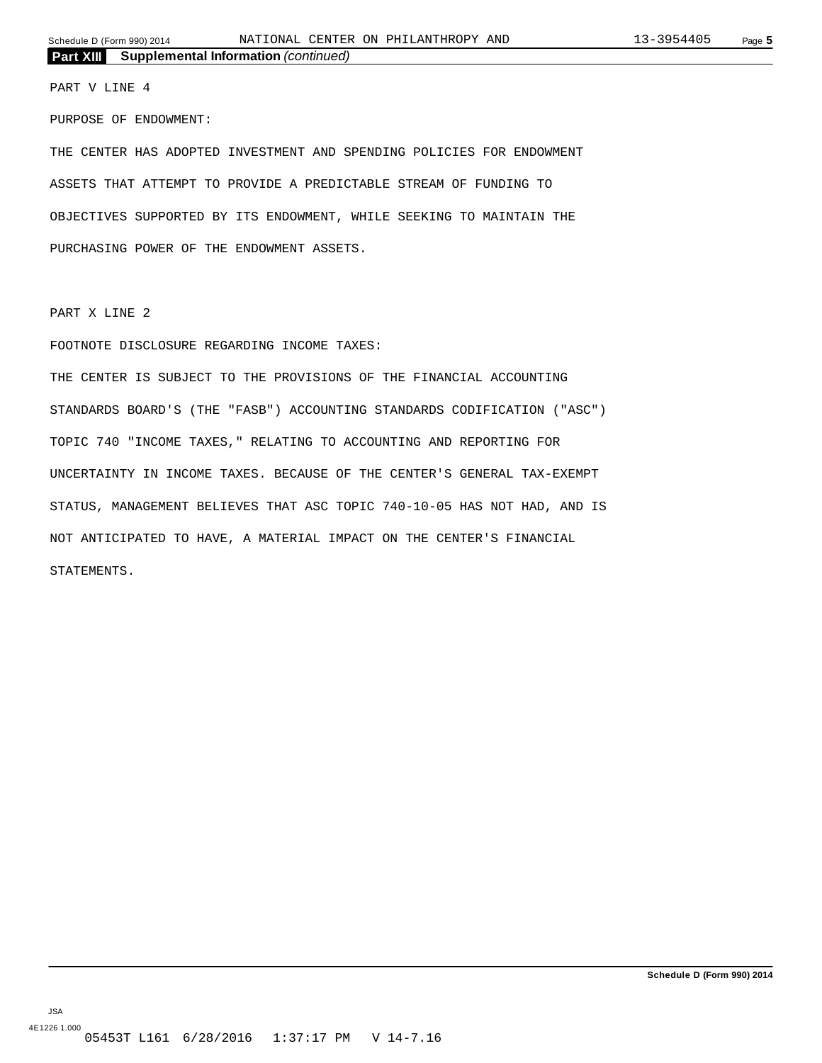## Part XIII Supplemental Information *(continued)*

PART V LINE 4

PURPOSE OF ENDOWMENT:

THE CENTER HAS ADOPTED INVESTMENT AND SPENDING POLICIES FOR ENDOWMENT ASSETS THAT ATTEMPT TO PROVIDE A PREDICTABLE STREAM OF FUNDING TO OBJECTIVES SUPPORTED BY ITS ENDOWMENT, WHILE SEEKING TO MAINTAIN THE PURCHASING POWER OF THE ENDOWMENT ASSETS.

PART X LINE 2

FOOTNOTE DISCLOSURE REGARDING INCOME TAXES:

THE CENTER IS SUBJECT TO THE PROVISIONS OF THE FINANCIAL ACCOUNTING STANDARDS BOARD'S (THE "FASB") ACCOUNTING STANDARDS CODIFICATION ("ASC") TOPIC 740 "INCOME TAXES," RELATING TO ACCOUNTING AND REPORTING FOR UNCERTAINTY IN INCOME TAXES. BECAUSE OF THE CENTER'S GENERAL TAX-EXEMPT STATUS, MANAGEMENT BELIEVES THAT ASC TOPIC 740-10-05 HAS NOT HAD, AND IS NOT ANTICIPATED TO HAVE, A MATERIAL IMPACT ON THE CENTER'S FINANCIAL STATEMENTS.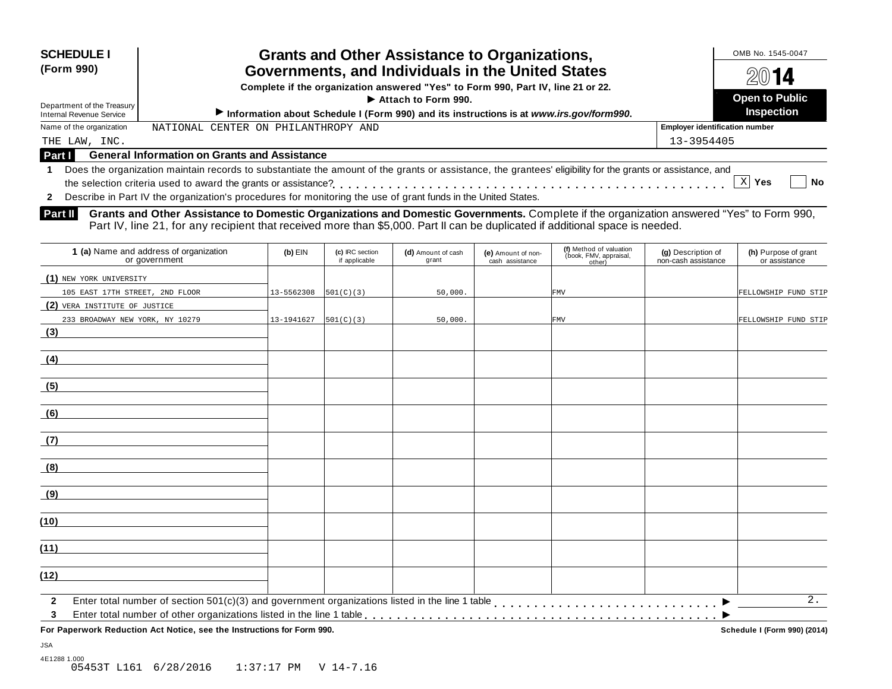**SCHEDULE I (Form 990)**

Department of the Treasury
Internal Revenue Service

# Grants and Other Assistance to Organizations, Governments, and Individuals in the United States

**Complete if the organization answered "Yes" to Form 990, Part IV, line 21 or 22.**
**▶ Attach to Form 990.**
**▶ Information about Schedule I (Form 990) and its instructions is at *www.irs.gov/form990*.**

OMB No. 1545-0047

**2014**

**Open to Public Inspection**

Name of the organization: NATIONAL CENTER ON PHILANTHROPY AND THE LAW, INC.

**Employer identification number:** 13-3954405

## Part I General Information on Grants and Assistance

**1** Does the organization maintain records to substantiate the amount of the grants or assistance, the grantees' eligibility for the grants or assistance, and the selection criteria used to award the grants or assistance? . . . . . . . . . . [X] **Yes** [ ] **No**

**2** Describe in Part IV the organization's procedures for monitoring the use of grant funds in the United States.

## Part II Grants and Other Assistance to Domestic Organizations and Domestic Governments.

Complete if the organization answered "Yes" to Form 990, Part IV, line 21, for any recipient that received more than $5,000. Part II can be duplicated if additional space is needed.

| 1 (a) Name and address of organization or government | (b) EIN | (c) IRC section if applicable | (d) Amount of cash grant | (e) Amount of non-cash assistance | (f) Method of valuation (book, FMV, appraisal, other) | (g) Description of non-cash assistance | (h) Purpose of grant or assistance |
|---|---|---|---|---|---|---|---|
| (1) NEW YORK UNIVERSITY 105 EAST 17TH STREET, 2ND FLOOR | 13-5562308 | 501(C)(3) | 50,000. | | FMV | | FELLOWSHIP FUND STIP |
| (2) VERA INSTITUTE OF JUSTICE 233 BROADWAY NEW YORK, NY 10279 | 13-1941627 | 501(C)(3) | 50,000. | | FMV | | FELLOWSHIP FUND STIP |
| (3) | | | | | | | |
| (4) | | | | | | | |
| (5) | | | | | | | |
| (6) | | | | | | | |
| (7) | | | | | | | |
| (8) | | | | | | | |
| (9) | | | | | | | |
| (10) | | | | | | | |
| (11) | | | | | | | |
| (12) | | | | | | | |

**2** Enter total number of section 501(c)(3) and government organizations listed in the line 1 table . . . . . . . . . . ▶ 2.

**3** Enter total number of other organizations listed in the line 1 table . . . . . . . . . . ▶

**For Paperwork Reduction Act Notice, see the Instructions for Form 990.**

**Schedule I (Form 990) (2014)**

JSA
4E1288 1.000
05453T L161 6/28/2016 1:37:17 PM V 14-7.16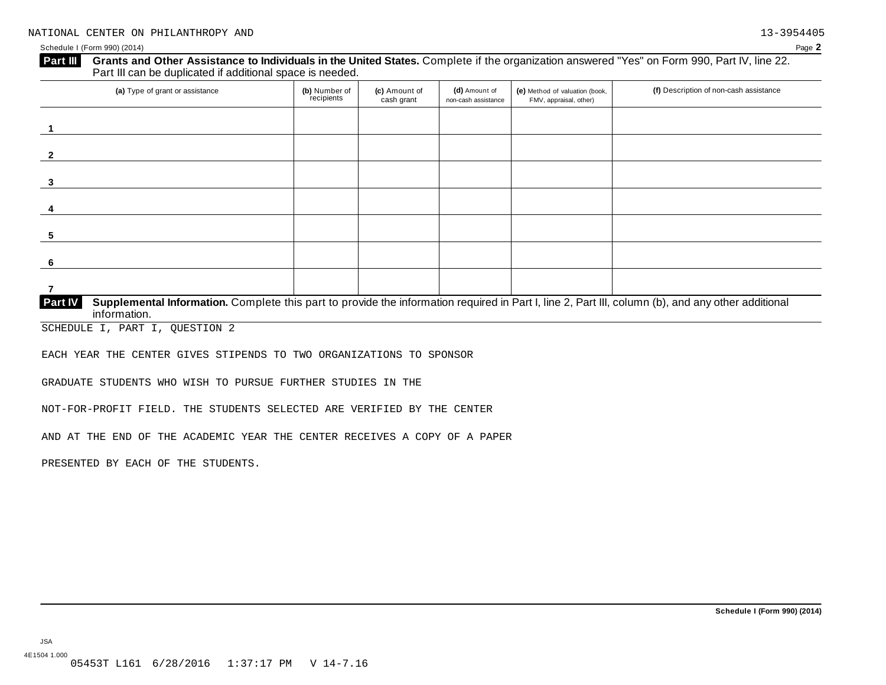NATIONAL CENTER ON PHILANTHROPY AND 13-3954405

Schedule I (Form 990) (2014)

## Part III Grants and Other Assistance to Individuals in the United States.

Complete if the organization answered "Yes" on Form 990, Part IV, line 22. Part III can be duplicated if additional space is needed.

| (a) Type of grant or assistance | (b) Number of recipients | (c) Amount of cash grant | (d) Amount of non-cash assistance | (e) Method of valuation (book, FMV, appraisal, other) | (f) Description of non-cash assistance |
|---|---|---|---|---|---|
| 1 | | | | | |
| 2 | | | | | |
| 3 | | | | | |
| 4 | | | | | |
| 5 | | | | | |
| 6 | | | | | |
| 7 | | | | | |

## Part IV Supplemental Information.

Complete this part to provide the information required in Part I, line 2, Part III, column (b), and any other additional information.

SCHEDULE I, PART I, QUESTION 2

EACH YEAR THE CENTER GIVES STIPENDS TO TWO ORGANIZATIONS TO SPONSOR GRADUATE STUDENTS WHO WISH TO PURSUE FURTHER STUDIES IN THE NOT-FOR-PROFIT FIELD. THE STUDENTS SELECTED ARE VERIFIED BY THE CENTER AND AT THE END OF THE ACADEMIC YEAR THE CENTER RECEIVES A COPY OF A PAPER PRESENTED BY EACH OF THE STUDENTS.

**Schedule I (Form 990) (2014)**

JSA
4E1504 1.000
05453T L161 6/28/2016 1:37:17 PM V 14-7.16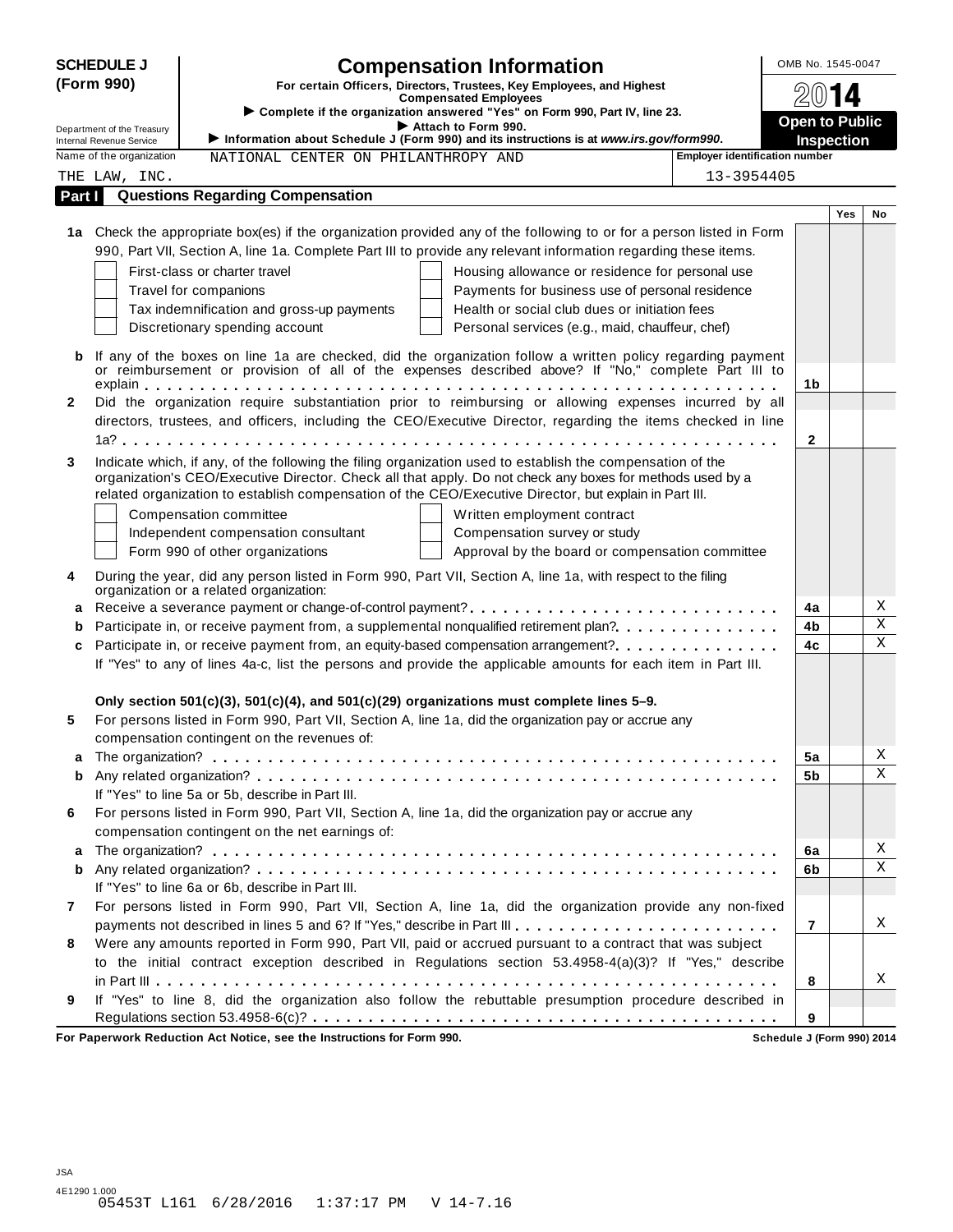**SCHEDULE J (Form 990)**

Department of the Treasury
Internal Revenue Service

# Compensation Information

**For certain Officers, Directors, Trustees, Key Employees, and Highest Compensated Employees**

▶ **Complete if the organization answered "Yes" on Form 990, Part IV, line 23.**

▶ **Attach to Form 990.**

▶ **Information about Schedule J (Form 990) and its instructions is at *www.irs.gov/form990*.**

OMB No. 1545-0047

**2014**

**Open to Public Inspection**

Name of the organization: NATIONAL CENTER ON PHILANTHROPY AND THE LAW, INC.

Employer identification number: 13-3954405

## Part I Questions Regarding Compensation

| | | Line | Yes | No |
|---|---|---|---|---|
| **1a** | Check the appropriate box(es) if the organization provided any of the following to or for a person listed in Form 990, Part VII, Section A, line 1a. Complete Part III to provide any relevant information regarding these items.<br>☐ First-class or charter travel ☐ Housing allowance or residence for personal use<br>☐ Travel for companions ☐ Payments for business use of personal residence<br>☐ Tax indemnification and gross-up payments ☐ Health or social club dues or initiation fees<br>☐ Discretionary spending account ☐ Personal services (e.g., maid, chauffeur, chef) | | | |
| **b** | If any of the boxes on line 1a are checked, did the organization follow a written policy regarding payment or reimbursement or provision of all of the expenses described above? If "No," complete Part III to explain | 1b | | |
| **2** | Did the organization require substantiation prior to reimbursing or allowing expenses incurred by all directors, trustees, and officers, including the CEO/Executive Director, regarding the items checked in line 1a? | 2 | | |
| **3** | Indicate which, if any, of the following the filing organization used to establish the compensation of the organization's CEO/Executive Director. Check all that apply. Do not check any boxes for methods used by a related organization to establish compensation of the CEO/Executive Director, but explain in Part III.<br>☐ Compensation committee ☐ Written employment contract<br>☐ Independent compensation consultant ☐ Compensation survey or study<br>☐ Form 990 of other organizations ☐ Approval by the board or compensation committee | | | |
| **4** | During the year, did any person listed in Form 990, Part VII, Section A, line 1a, with respect to the filing organization or a related organization: | | | |
| **a** | Receive a severance payment or change-of-control payment? | 4a | | X |
| **b** | Participate in, or receive payment from, a supplemental nonqualified retirement plan? | 4b | | X |
| **c** | Participate in, or receive payment from, an equity-based compensation arrangement? | 4c | | X |
| | If "Yes" to any of lines 4a-c, list the persons and provide the applicable amounts for each item in Part III. | | | |
| | **Only section 501(c)(3), 501(c)(4), and 501(c)(29) organizations must complete lines 5–9.** | | | |
| **5** | For persons listed in Form 990, Part VII, Section A, line 1a, did the organization pay or accrue any compensation contingent on the revenues of: | | | |
| **a** | The organization? | 5a | | X |
| **b** | Any related organization? | 5b | | X |
| | If "Yes" to line 5a or 5b, describe in Part III. | | | |
| **6** | For persons listed in Form 990, Part VII, Section A, line 1a, did the organization pay or accrue any compensation contingent on the net earnings of: | | | |
| **a** | The organization? | 6a | | X |
| **b** | Any related organization? | 6b | | X |
| | If "Yes" to line 6a or 6b, describe in Part III. | | | |
| **7** | For persons listed in Form 990, Part VII, Section A, line 1a, did the organization provide any non-fixed payments not described in lines 5 and 6? If "Yes," describe in Part III | 7 | | X |
| **8** | Were any amounts reported in Form 990, Part VII, paid or accrued pursuant to a contract that was subject to the initial contract exception described in Regulations section 53.4958-4(a)(3)? If "Yes," describe in Part III | 8 | | X |
| **9** | If "Yes" to line 8, did the organization also follow the rebuttable presumption procedure described in Regulations section 53.4958-6(c)? | 9 | | |

**For Paperwork Reduction Act Notice, see the Instructions for Form 990.** **Schedule J (Form 990) 2014**

JSA
4E1290 1.000
05453T L161 6/28/2016 1:37:17 PM V 14-7.16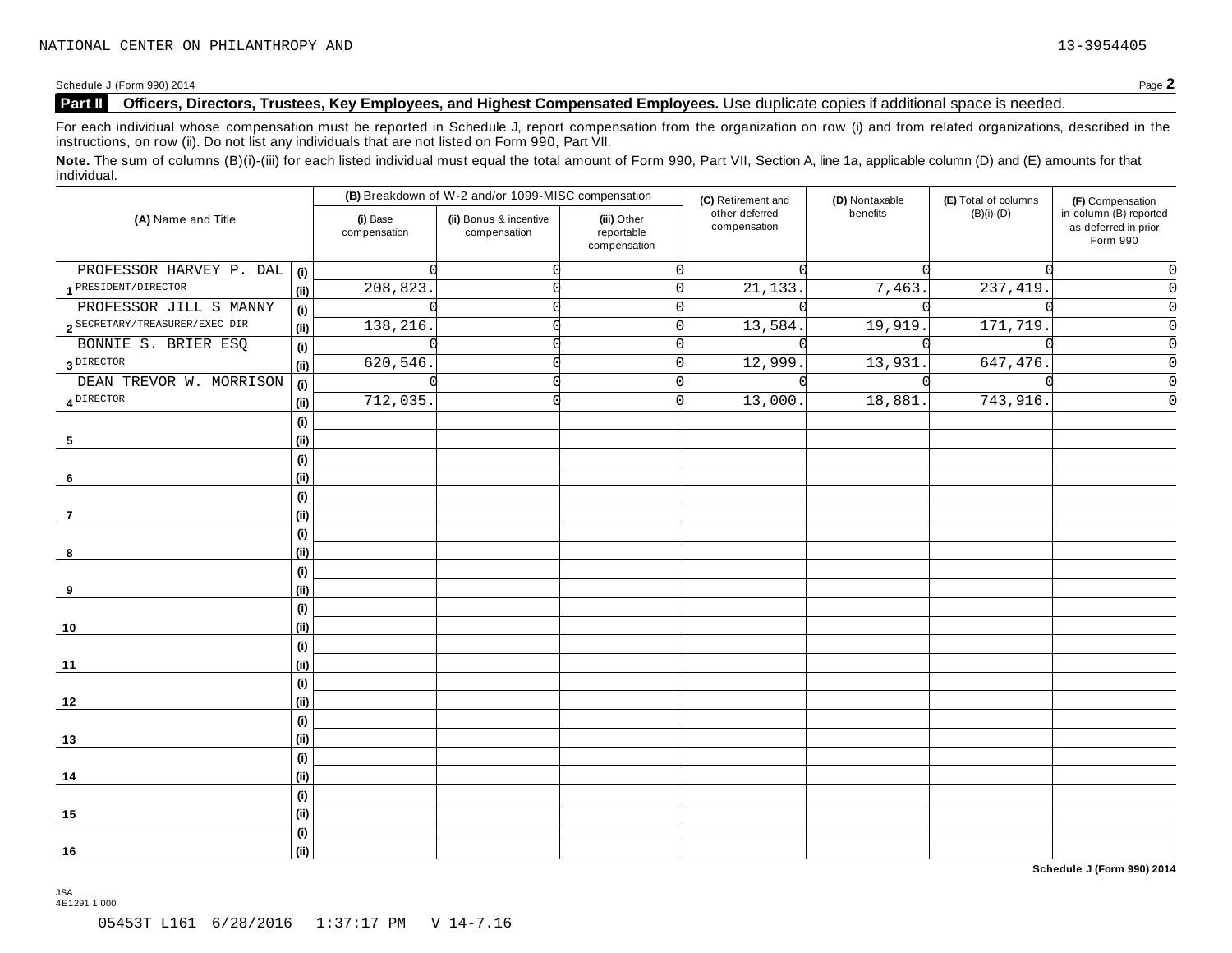NATIONAL CENTER ON PHILANTHROPY AND 13-3954405

Schedule J (Form 990) 2014

## Part II Officers, Directors, Trustees, Key Employees, and Highest Compensated Employees. Use duplicate copies if additional space is needed.

For each individual whose compensation must be reported in Schedule J, report compensation from the organization on row (i) and from related organizations, described in the instructions, on row (ii). Do not list any individuals that are not listed on Form 990, Part VII.

**Note.** The sum of columns (B)(i)-(iii) for each listed individual must equal the total amount of Form 990, Part VII, Section A, line 1a, applicable column (D) and (E) amounts for that individual.

| (A) Name and Title | | (B) Breakdown of W-2 and/or 1099-MISC compensation | | | (C) Retirement and other deferred compensation | (D) Nontaxable benefits | (E) Total of columns (B)(i)-(D) | (F) Compensation in column (B) reported as deferred in prior Form 990 |
|---|---|---|---|---|---|---|---|---|
| | | (i) Base compensation | (ii) Bonus & incentive compensation | (iii) Other reportable compensation | | | | |
| PROFESSOR HARVEY P. DAL | (i) | 0 | 0 | 0 | 0 | 0 | 0 | 0 |
| 1 PRESIDENT/DIRECTOR | (ii) | 208,823. | 0 | 0 | 21,133. | 7,463. | 237,419. | 0 |
| PROFESSOR JILL S MANNY | (i) | 0 | 0 | 0 | 0 | 0 | 0 | 0 |
| 2 SECRETARY/TREASURER/EXEC DIR | (ii) | 138,216. | 0 | 0 | 13,584. | 19,919. | 171,719. | 0 |
| BONNIE S. BRIER ESQ | (i) | 0 | 0 | 0 | 0 | 0 | 0 | 0 |
| 3 DIRECTOR | (ii) | 620,546. | 0 | 0 | 12,999. | 13,931. | 647,476. | 0 |
| DEAN TREVOR W. MORRISON | (i) | 0 | 0 | 0 | 0 | 0 | 0 | 0 |
| 4 DIRECTOR | (ii) | 712,035. | 0 | 0 | 13,000. | 18,881. | 743,916. | 0 |
| 5 | (i) | | | | | | | |
| | (ii) | | | | | | | |
| 6 | (i) | | | | | | | |
| | (ii) | | | | | | | |
| 7 | (i) | | | | | | | |
| | (ii) | | | | | | | |
| 8 | (i) | | | | | | | |
| | (ii) | | | | | | | |
| 9 | (i) | | | | | | | |
| | (ii) | | | | | | | |
| 10 | (i) | | | | | | | |
| | (ii) | | | | | | | |
| 11 | (i) | | | | | | | |
| | (ii) | | | | | | | |
| 12 | (i) | | | | | | | |
| | (ii) | | | | | | | |
| 13 | (i) | | | | | | | |
| | (ii) | | | | | | | |
| 14 | (i) | | | | | | | |
| | (ii) | | | | | | | |
| 15 | (i) | | | | | | | |
| | (ii) | | | | | | | |
| 16 | (i) | | | | | | | |
| | (ii) | | | | | | | |

Schedule J (Form 990) 2014

JSA
4E1291 1.000

05453T L161 6/28/2016 1:37:17 PM V 14-7.16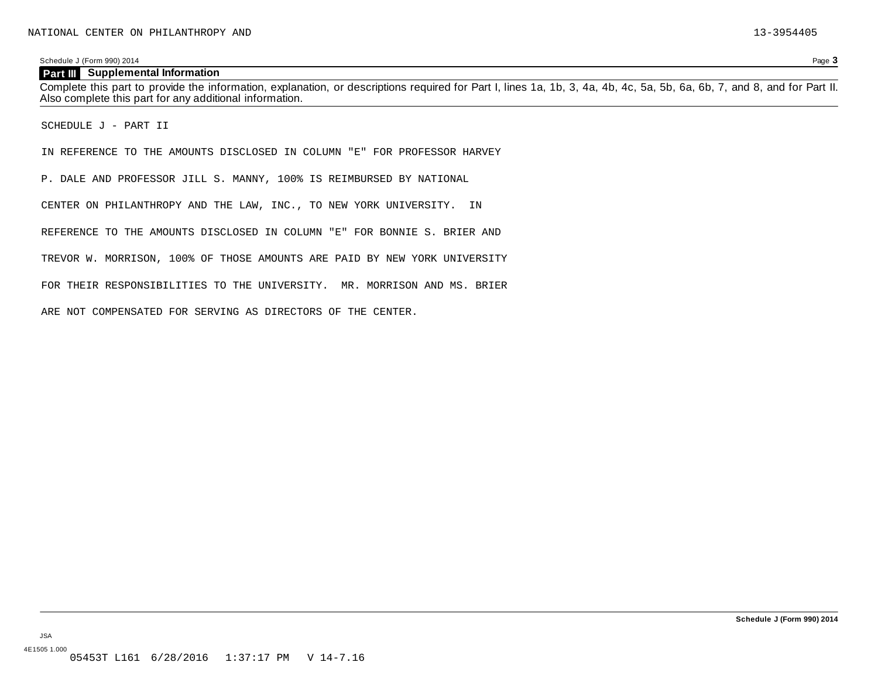## Part III Supplemental Information

Complete this part to provide the information, explanation, or descriptions required for Part I, lines 1a, 1b, 3, 4a, 4b, 4c, 5a, 5b, 6a, 6b, 7, and 8, and for Part II. Also complete this part for any additional information.

SCHEDULE J - PART II

IN REFERENCE TO THE AMOUNTS DISCLOSED IN COLUMN "E" FOR PROFESSOR HARVEY P. DALE AND PROFESSOR JILL S. MANNY, 100% IS REIMBURSED BY NATIONAL CENTER ON PHILANTHROPY AND THE LAW, INC., TO NEW YORK UNIVERSITY. IN REFERENCE TO THE AMOUNTS DISCLOSED IN COLUMN "E" FOR BONNIE S. BRIER AND TREVOR W. MORRISON, 100% OF THOSE AMOUNTS ARE PAID BY NEW YORK UNIVERSITY FOR THEIR RESPONSIBILITIES TO THE UNIVERSITY. MR. MORRISON AND MS. BRIER ARE NOT COMPENSATED FOR SERVING AS DIRECTORS OF THE CENTER.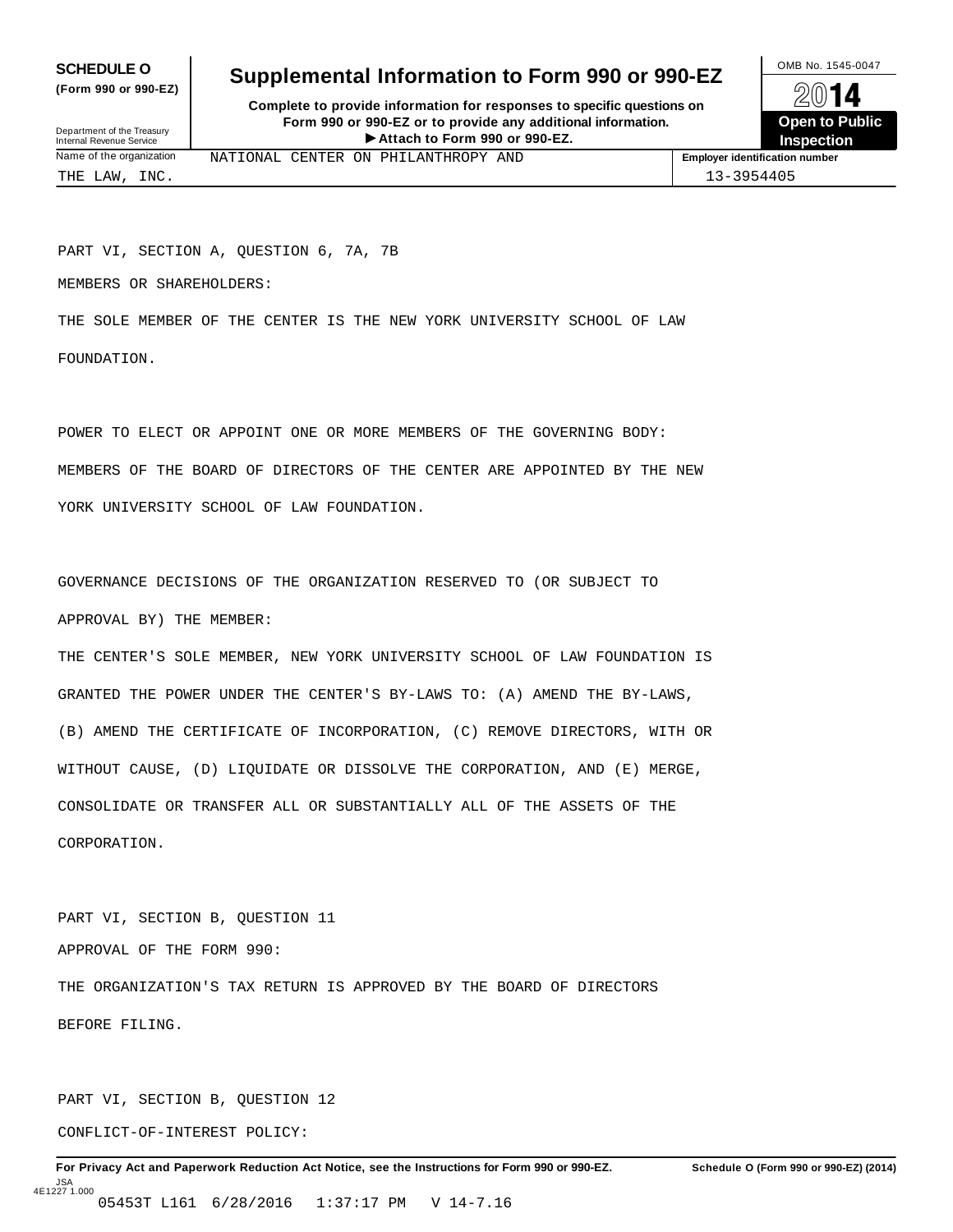**SCHEDULE O**
**(Form 990 or 990-EZ)**

Department of the Treasury
Internal Revenue Service

# Supplemental Information to Form 990 or 990-EZ

**Complete to provide information for responses to specific questions on Form 990 or 990-EZ or to provide any additional information.**
**▶ Attach to Form 990 or 990-EZ.**

OMB No. 1545-0047
**2014**
**Open to Public Inspection**

| Name of the organization | Employer identification number |
|---|---|
| NATIONAL CENTER ON PHILANTHROPY AND THE LAW, INC. | 13-3954405 |

PART VI, SECTION A, QUESTION 6, 7A, 7B

MEMBERS OR SHAREHOLDERS:

THE SOLE MEMBER OF THE CENTER IS THE NEW YORK UNIVERSITY SCHOOL OF LAW FOUNDATION.

POWER TO ELECT OR APPOINT ONE OR MORE MEMBERS OF THE GOVERNING BODY:

MEMBERS OF THE BOARD OF DIRECTORS OF THE CENTER ARE APPOINTED BY THE NEW YORK UNIVERSITY SCHOOL OF LAW FOUNDATION.

GOVERNANCE DECISIONS OF THE ORGANIZATION RESERVED TO (OR SUBJECT TO APPROVAL BY) THE MEMBER:

THE CENTER'S SOLE MEMBER, NEW YORK UNIVERSITY SCHOOL OF LAW FOUNDATION IS GRANTED THE POWER UNDER THE CENTER'S BY-LAWS TO: (A) AMEND THE BY-LAWS, (B) AMEND THE CERTIFICATE OF INCORPORATION, (C) REMOVE DIRECTORS, WITH OR WITHOUT CAUSE, (D) LIQUIDATE OR DISSOLVE THE CORPORATION, AND (E) MERGE, CONSOLIDATE OR TRANSFER ALL OR SUBSTANTIALLY ALL OF THE ASSETS OF THE CORPORATION.

PART VI, SECTION B, QUESTION 11

APPROVAL OF THE FORM 990:

THE ORGANIZATION'S TAX RETURN IS APPROVED BY THE BOARD OF DIRECTORS BEFORE FILING.

PART VI, SECTION B, QUESTION 12

CONFLICT-OF-INTEREST POLICY:

**For Privacy Act and Paperwork Reduction Act Notice, see the Instructions for Form 990 or 990-EZ.** **Schedule O (Form 990 or 990-EZ) (2014)**

JSA
4E1227 1.000
05453T L161 6/28/2016 1:37:17 PM V 14-7.16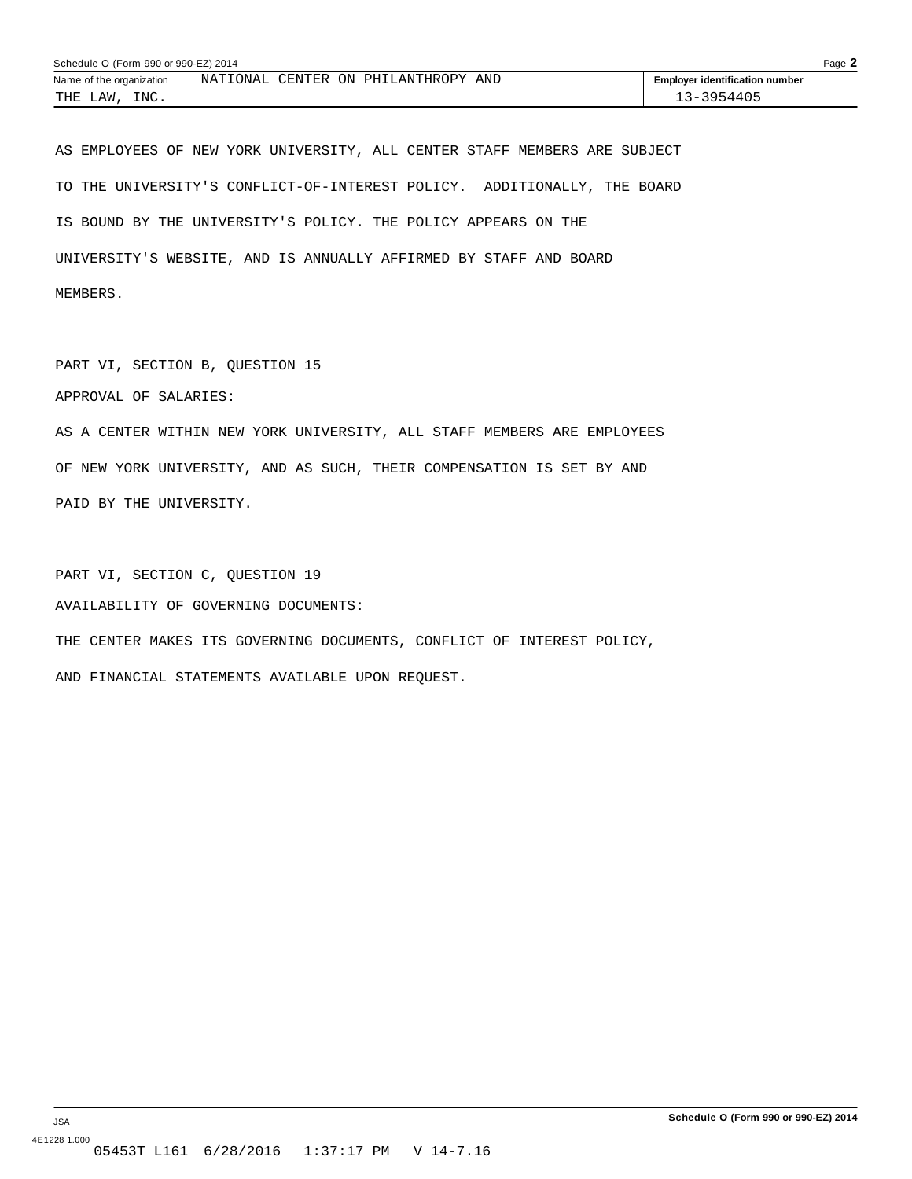Name of the organization NATIONAL CENTER ON PHILANTHROPY AND THE LAW, INC.

Employer identification number 13-3954405

AS EMPLOYEES OF NEW YORK UNIVERSITY, ALL CENTER STAFF MEMBERS ARE SUBJECT TO THE UNIVERSITY'S CONFLICT-OF-INTEREST POLICY. ADDITIONALLY, THE BOARD IS BOUND BY THE UNIVERSITY'S POLICY. THE POLICY APPEARS ON THE UNIVERSITY'S WEBSITE, AND IS ANNUALLY AFFIRMED BY STAFF AND BOARD MEMBERS.

PART VI, SECTION B, QUESTION 15

APPROVAL OF SALARIES:

AS A CENTER WITHIN NEW YORK UNIVERSITY, ALL STAFF MEMBERS ARE EMPLOYEES OF NEW YORK UNIVERSITY, AND AS SUCH, THEIR COMPENSATION IS SET BY AND PAID BY THE UNIVERSITY.

PART VI, SECTION C, QUESTION 19

AVAILABILITY OF GOVERNING DOCUMENTS:

THE CENTER MAKES ITS GOVERNING DOCUMENTS, CONFLICT OF INTEREST POLICY, AND FINANCIAL STATEMENTS AVAILABLE UPON REQUEST.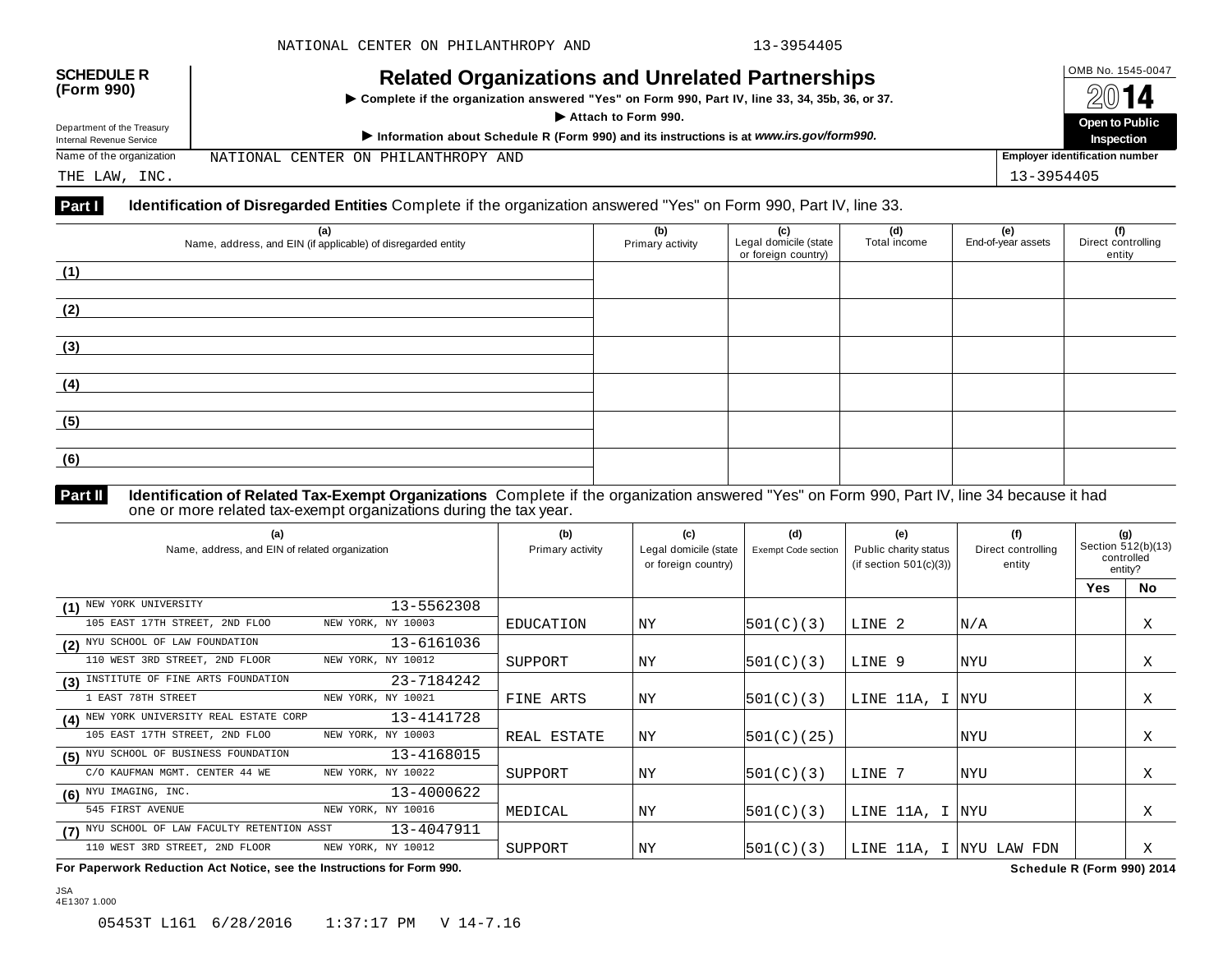**SCHEDULE R (Form 990)**

Department of the Treasury
Internal Revenue Service

# Related Organizations and Unrelated Partnerships

▶ Complete if the organization answered "Yes" on Form 990, Part IV, line 33, 34, 35b, 36, or 37.

▶ Attach to Form 990.

▶ Information about Schedule R (Form 990) and its instructions is at *www.irs.gov/form990*.

OMB No. 1545-0047

2014

**Open to Public Inspection**

Name of the organization: NATIONAL CENTER ON PHILANTHROPY AND THE LAW, INC.

Employer identification number: 13-3954405

## Part I Identification of Disregarded Entities

Complete if the organization answered "Yes" on Form 990, Part IV, line 33.

| (a) Name, address, and EIN (if applicable) of disregarded entity | (b) Primary activity | (c) Legal domicile (state or foreign country) | (d) Total income | (e) End-of-year assets | (f) Direct controlling entity |
|---|---|---|---|---|---|
| (1) | | | | | |
| (2) | | | | | |
| (3) | | | | | |
| (4) | | | | | |
| (5) | | | | | |
| (6) | | | | | |

## Part II Identification of Related Tax-Exempt Organizations

Complete if the organization answered "Yes" on Form 990, Part IV, line 34 because it had one or more related tax-exempt organizations during the tax year.

| (a) Name, address, and EIN of related organization | (b) Primary activity | (c) Legal domicile (state or foreign country) | (d) Exempt Code section | (e) Public charity status (if section 501(c)(3)) | (f) Direct controlling entity | (g) Section 512(b)(13) controlled entity? Yes | No |
|---|---|---|---|---|---|---|---|
| (1) NEW YORK UNIVERSITY 13-5562308<br>105 EAST 17TH STREET, 2ND FLOO NEW YORK, NY 10003 | EDUCATION | NY | 501(C)(3) | LINE 2 | N/A | | X |
| (2) NYU SCHOOL OF LAW FOUNDATION 13-6161036<br>110 WEST 3RD STREET, 2ND FLOOR NEW YORK, NY 10012 | SUPPORT | NY | 501(C)(3) | LINE 9 | NYU | | X |
| (3) INSTITUTE OF FINE ARTS FOUNDATION 23-7184242<br>1 EAST 78TH STREET NEW YORK, NY 10021 | FINE ARTS | NY | 501(C)(3) | LINE 11A, I | NYU | | X |
| (4) NEW YORK UNIVERSITY REAL ESTATE CORP 13-4141728<br>105 EAST 17TH STREET, 2ND FLOO NEW YORK, NY 10003 | REAL ESTATE | NY | 501(C)(25) | | NYU | | X |
| (5) NYU SCHOOL OF BUSINESS FOUNDATION 13-4168015<br>C/O KAUFMAN MGMT. CENTER 44 WE NEW YORK, NY 10022 | SUPPORT | NY | 501(C)(3) | LINE 7 | NYU | | X |
| (6) NYU IMAGING, INC. 13-4000622<br>545 FIRST AVENUE NEW YORK, NY 10016 | MEDICAL | NY | 501(C)(3) | LINE 11A, I | NYU | | X |
| (7) NYU SCHOOL OF LAW FACULTY RETENTION ASST 13-4047911<br>110 WEST 3RD STREET, 2ND FLOOR NEW YORK, NY 10012 | SUPPORT | NY | 501(C)(3) | LINE 11A, I | NYU LAW FDN | | X |

**For Paperwork Reduction Act Notice, see the Instructions for Form 990.** **Schedule R (Form 990) 2014**

JSA
4E1307 1.000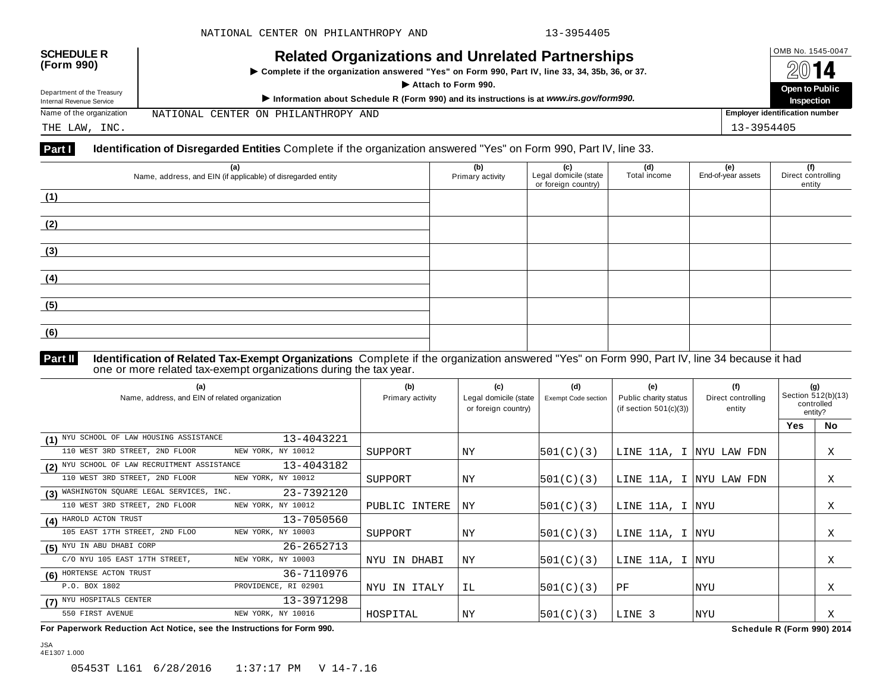NATIONAL CENTER ON PHILANTHROPY AND 13-3954405

**SCHEDULE R (Form 990)**

Department of the Treasury
Internal Revenue Service

# Related Organizations and Unrelated Partnerships

▶ Complete if the organization answered "Yes" on Form 990, Part IV, line 33, 34, 35b, 36, or 37.

▶ Attach to Form 990.

▶ Information about Schedule R (Form 990) and its instructions is at *www.irs.gov/form990.*

OMB No. 1545-0047

**2014**

**Open to Public Inspection**

Name of the organization: NATIONAL CENTER ON PHILANTHROPY AND THE LAW, INC.

Employer identification number: 13-3954405

**Part I** **Identification of Disregarded Entities** Complete if the organization answered "Yes" on Form 990, Part IV, line 33.

| (a) Name, address, and EIN (if applicable) of disregarded entity | (b) Primary activity | (c) Legal domicile (state or foreign country) | (d) Total income | (e) End-of-year assets | (f) Direct controlling entity |
|---|---|---|---|---|---|
| (1) | | | | | |
| (2) | | | | | |
| (3) | | | | | |
| (4) | | | | | |
| (5) | | | | | |
| (6) | | | | | |

**Part II** **Identification of Related Tax-Exempt Organizations** Complete if the organization answered "Yes" on Form 990, Part IV, line 34 because it had one or more related tax-exempt organizations during the tax year.

| (a) Name, address, and EIN of related organization | (b) Primary activity | (c) Legal domicile (state or foreign country) | (d) Exempt Code section | (e) Public charity status (if section 501(c)(3)) | (f) Direct controlling entity | (g) Section 512(b)(13) controlled entity? Yes | No |
|---|---|---|---|---|---|---|---|
| (1) NYU SCHOOL OF LAW HOUSING ASSISTANCE 13-4043221 110 WEST 3RD STREET, 2ND FLOOR NEW YORK, NY 10012 | SUPPORT | NY | 501(C)(3) | LINE 11A, I | NYU LAW FDN | | X |
| (2) NYU SCHOOL OF LAW RECRUITMENT ASSISTANCE 13-4043182 110 WEST 3RD STREET, 2ND FLOOR NEW YORK, NY 10012 | SUPPORT | NY | 501(C)(3) | LINE 11A, I | NYU LAW FDN | | X |
| (3) WASHINGTON SQUARE LEGAL SERVICES, INC. 23-7392120 110 WEST 3RD STREET, 2ND FLOOR NEW YORK, NY 10012 | PUBLIC INTERE | NY | 501(C)(3) | LINE 11A, I | NYU | | X |
| (4) HAROLD ACTON TRUST 13-7050560 105 EAST 17TH STREET, 2ND FLOO NEW YORK, NY 10003 | SUPPORT | NY | 501(C)(3) | LINE 11A, I | NYU | | X |
| (5) NYU IN ABU DHABI CORP 26-2652713 C/O NYU 105 EAST 17TH STREET, NEW YORK, NY 10003 | NYU IN DHABI | NY | 501(C)(3) | LINE 11A, I | NYU | | X |
| (6) HORTENSE ACTON TRUST 36-7110976 P.O. BOX 1802 PROVIDENCE, RI 02901 | NYU IN ITALY | IL | 501(C)(3) | PF | NYU | | X |
| (7) NYU HOSPITALS CENTER 13-3971298 550 FIRST AVENUE NEW YORK, NY 10016 | HOSPITAL | NY | 501(C)(3) | LINE 3 | NYU | | X |

**For Paperwork Reduction Act Notice, see the Instructions for Form 990.** **Schedule R (Form 990) 2014**

JSA
4E1307 1.000

05453T L161 6/28/2016 1:37:17 PM V 14-7.16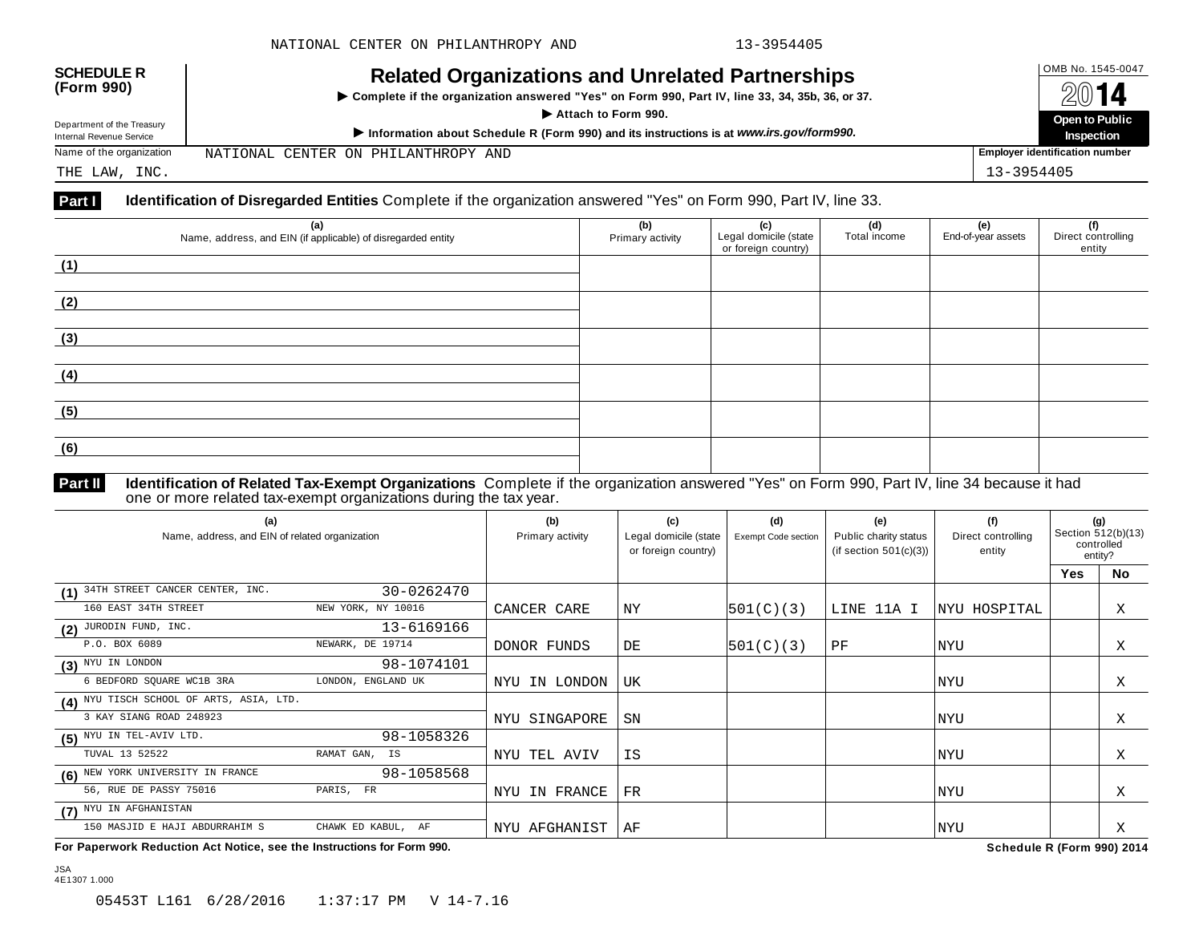NATIONAL CENTER ON PHILANTHROPY AND 13-3954405

**SCHEDULE R (Form 990)**

Department of the Treasury
Internal Revenue Service

# Related Organizations and Unrelated Partnerships

▶ Complete if the organization answered "Yes" on Form 990, Part IV, line 33, 34, 35b, 36, or 37.

▶ Attach to Form 990.

▶ Information about Schedule R (Form 990) and its instructions is at *www.irs.gov/form990.*

OMB No. 1545-0047

**2014**

**Open to Public Inspection**

Name of the organization: NATIONAL CENTER ON PHILANTHROPY AND THE LAW, INC.

Employer identification number: 13-3954405

**Part I** **Identification of Disregarded Entities** Complete if the organization answered "Yes" on Form 990, Part IV, line 33.

| (a) Name, address, and EIN (if applicable) of disregarded entity | (b) Primary activity | (c) Legal domicile (state or foreign country) | (d) Total income | (e) End-of-year assets | (f) Direct controlling entity |
|---|---|---|---|---|---|
| (1) | | | | | |
| (2) | | | | | |
| (3) | | | | | |
| (4) | | | | | |
| (5) | | | | | |
| (6) | | | | | |

**Part II** **Identification of Related Tax-Exempt Organizations** Complete if the organization answered "Yes" on Form 990, Part IV, line 34 because it had one or more related tax-exempt organizations during the tax year.

| (a) Name, address, and EIN of related organization | (b) Primary activity | (c) Legal domicile (state or foreign country) | (d) Exempt Code section | (e) Public charity status (if section 501(c)(3)) | (f) Direct controlling entity | (g) Section 512(b)(13) controlled entity? Yes | No |
|---|---|---|---|---|---|---|---|
| (1) 34TH STREET CANCER CENTER, INC. 30-0262470 160 EAST 34TH STREET NEW YORK, NY 10016 | CANCER CARE | NY | 501(C)(3) | LINE 11A I | NYU HOSPITAL | | X |
| (2) JURODIN FUND, INC. 13-6169166 P.O. BOX 6089 NEWARK, DE 19714 | DONOR FUNDS | DE | 501(C)(3) | PF | NYU | | X |
| (3) NYU IN LONDON 98-1074101 6 BEDFORD SQUARE WC1B 3RA LONDON, ENGLAND UK | NYU IN LONDON | UK | | | NYU | | X |
| (4) NYU TISCH SCHOOL OF ARTS, ASIA, LTD. 3 KAY SIANG ROAD 248923 | NYU SINGAPORE | SN | | | NYU | | X |
| (5) NYU IN TEL-AVIV LTD. 98-1058326 TUVAL 13 52522 RAMAT GAN, IS | NYU TEL AVIV | IS | | | NYU | | X |
| (6) NEW YORK UNIVERSITY IN FRANCE 98-1058568 56, RUE DE PASSY 75016 PARIS, FR | NYU IN FRANCE | FR | | | NYU | | X |
| (7) NYU IN AFGHANISTAN 150 MASJID E HAJI ABDURRAHIM S CHAWK ED KABUL, AF | NYU AFGHANIST | AF | | | NYU | | X |

**For Paperwork Reduction Act Notice, see the Instructions for Form 990.** **Schedule R (Form 990) 2014**

JSA
4E1307 1.000

05453T L161 6/28/2016 1:37:17 PM V 14-7.16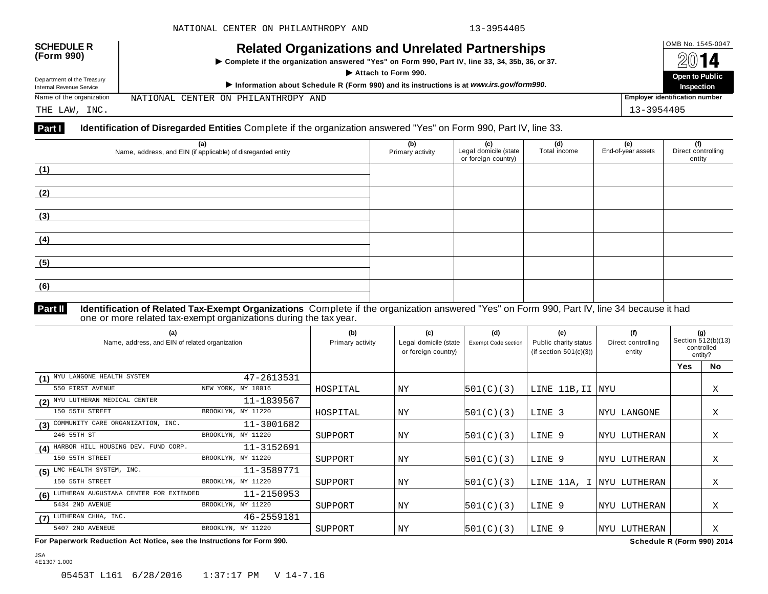NATIONAL CENTER ON PHILANTHROPY AND 13-3954405

**SCHEDULE R (Form 990)**

Department of the Treasury
Internal Revenue Service

# Related Organizations and Unrelated Partnerships

▶ Complete if the organization answered "Yes" on Form 990, Part IV, line 33, 34, 35b, 36, or 37.
▶ Attach to Form 990.
▶ Information about Schedule R (Form 990) and its instructions is at *www.irs.gov/form990.*

OMB No. 1545-0047
**2014**
**Open to Public Inspection**

Name of the organization: NATIONAL CENTER ON PHILANTHROPY AND THE LAW, INC.

Employer identification number: 13-3954405

**Part I** **Identification of Disregarded Entities** Complete if the organization answered "Yes" on Form 990, Part IV, line 33.

| (a) Name, address, and EIN (if applicable) of disregarded entity | (b) Primary activity | (c) Legal domicile (state or foreign country) | (d) Total income | (e) End-of-year assets | (f) Direct controlling entity |
|---|---|---|---|---|---|
| (1) | | | | | |
| (2) | | | | | |
| (3) | | | | | |
| (4) | | | | | |
| (5) | | | | | |
| (6) | | | | | |

**Part II** **Identification of Related Tax-Exempt Organizations** Complete if the organization answered "Yes" on Form 990, Part IV, line 34 because it had one or more related tax-exempt organizations during the tax year.

| (a) Name, address, and EIN of related organization | (b) Primary activity | (c) Legal domicile (state or foreign country) | (d) Exempt Code section | (e) Public charity status (if section 501(c)(3)) | (f) Direct controlling entity | (g) Section 512(b)(13) controlled entity? Yes | No |
|---|---|---|---|---|---|---|---|
| (1) NYU LANGONE HEALTH SYSTEM 47-2613531<br>550 FIRST AVENUE NEW YORK, NY 10016 | HOSPITAL | NY | 501(C)(3) | LINE 11B,II | NYU | | X |
| (2) NYU LUTHERAN MEDICAL CENTER 11-1839567<br>150 55TH STREET BROOKLYN, NY 11220 | HOSPITAL | NY | 501(C)(3) | LINE 3 | NYU LANGONE | | X |
| (3) COMMUNITY CARE ORGANIZATION, INC. 11-3001682<br>246 55TH ST BROOKLYN, NY 11220 | SUPPORT | NY | 501(C)(3) | LINE 9 | NYU LUTHERAN | | X |
| (4) HARBOR HILL HOUSING DEV. FUND CORP. 11-3152691<br>150 55TH STREET BROOKLYN, NY 11220 | SUPPORT | NY | 501(C)(3) | LINE 9 | NYU LUTHERAN | | X |
| (5) LMC HEALTH SYSTEM, INC. 11-3589771<br>150 55TH STREET BROOKLYN, NY 11220 | SUPPORT | NY | 501(C)(3) | LINE 11A, I | NYU LUTHERAN | | X |
| (6) LUTHERAN AUGUSTANA CENTER FOR EXTENDED 11-2150953<br>5434 2ND AVENUE BROOKLYN, NY 11220 | SUPPORT | NY | 501(C)(3) | LINE 9 | NYU LUTHERAN | | X |
| (7) LUTHERAN CHHA, INC. 46-2559181<br>5407 2ND AVENEUE BROOKLYN, NY 11220 | SUPPORT | NY | 501(C)(3) | LINE 9 | NYU LUTHERAN | | X |

**For Paperwork Reduction Act Notice, see the Instructions for Form 990.** **Schedule R (Form 990) 2014**

JSA
4E1307 1.000

05453T L161 6/28/2016 1:37:17 PM V 14-7.16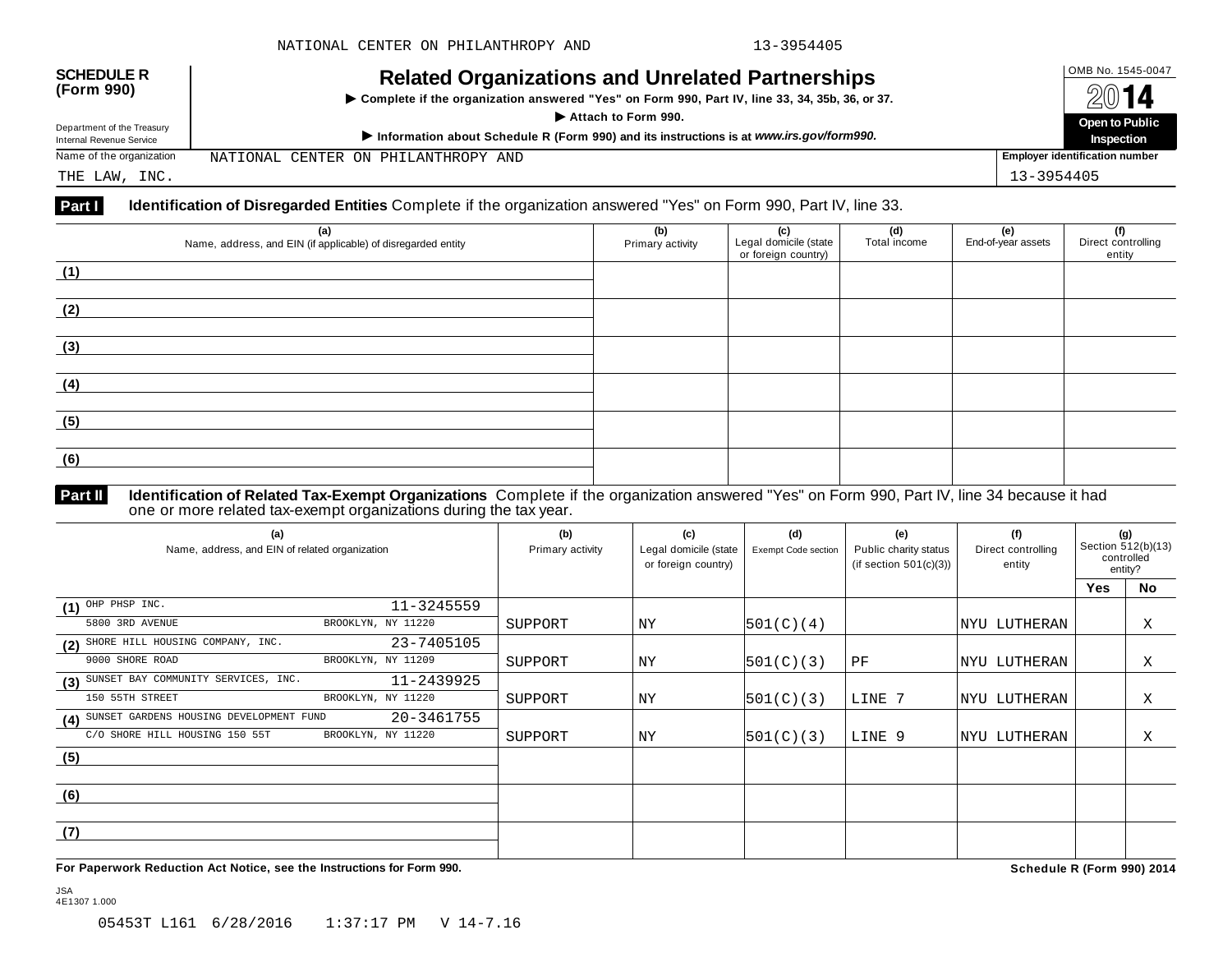NATIONAL CENTER ON PHILANTHROPY AND 13-3954405

**SCHEDULE R (Form 990)**

Department of the Treasury
Internal Revenue Service

# Related Organizations and Unrelated Partnerships

▶ Complete if the organization answered "Yes" on Form 990, Part IV, line 33, 34, 35b, 36, or 37.
▶ Attach to Form 990.
▶ Information about Schedule R (Form 990) and its instructions is at *www.irs.gov/form990.*

OMB No. 1545-0047
**2014**
**Open to Public Inspection**

Name of the organization: NATIONAL CENTER ON PHILANTHROPY AND THE LAW, INC.

Employer identification number: 13-3954405

**Part I** **Identification of Disregarded Entities** Complete if the organization answered "Yes" on Form 990, Part IV, line 33.

| (a) Name, address, and EIN (if applicable) of disregarded entity | (b) Primary activity | (c) Legal domicile (state or foreign country) | (d) Total income | (e) End-of-year assets | (f) Direct controlling entity |
|---|---|---|---|---|---|
| (1) | | | | | |
| (2) | | | | | |
| (3) | | | | | |
| (4) | | | | | |
| (5) | | | | | |
| (6) | | | | | |

**Part II** **Identification of Related Tax-Exempt Organizations** Complete if the organization answered "Yes" on Form 990, Part IV, line 34 because it had one or more related tax-exempt organizations during the tax year.

| (a) Name, address, and EIN of related organization | (b) Primary activity | (c) Legal domicile (state or foreign country) | (d) Exempt Code section | (e) Public charity status (if section 501(c)(3)) | (f) Direct controlling entity | (g) Section 512(b)(13) controlled entity? Yes | No |
|---|---|---|---|---|---|---|---|
| (1) OHP PHSP INC. 11-3245559 5800 3RD AVENUE BROOKLYN, NY 11220 | SUPPORT | NY | 501(C)(4) | | NYU LUTHERAN | | X |
| (2) SHORE HILL HOUSING COMPANY, INC. 23-7405105 9000 SHORE ROAD BROOKLYN, NY 11209 | SUPPORT | NY | 501(C)(3) | PF | NYU LUTHERAN | | X |
| (3) SUNSET BAY COMMUNITY SERVICES, INC. 11-2439925 150 55TH STREET BROOKLYN, NY 11220 | SUPPORT | NY | 501(C)(3) | LINE 7 | NYU LUTHERAN | | X |
| (4) SUNSET GARDENS HOUSING DEVELOPMENT FUND 20-3461755 C/O SHORE HILL HOUSING 150 55T BROOKLYN, NY 11220 | SUPPORT | NY | 501(C)(3) | LINE 9 | NYU LUTHERAN | | X |
| (5) | | | | | | | |
| (6) | | | | | | | |
| (7) | | | | | | | |

**For Paperwork Reduction Act Notice, see the Instructions for Form 990.** **Schedule R (Form 990) 2014**

JSA
4E1307 1.000

05453T L161 6/28/2016 1:37:17 PM V 14-7.16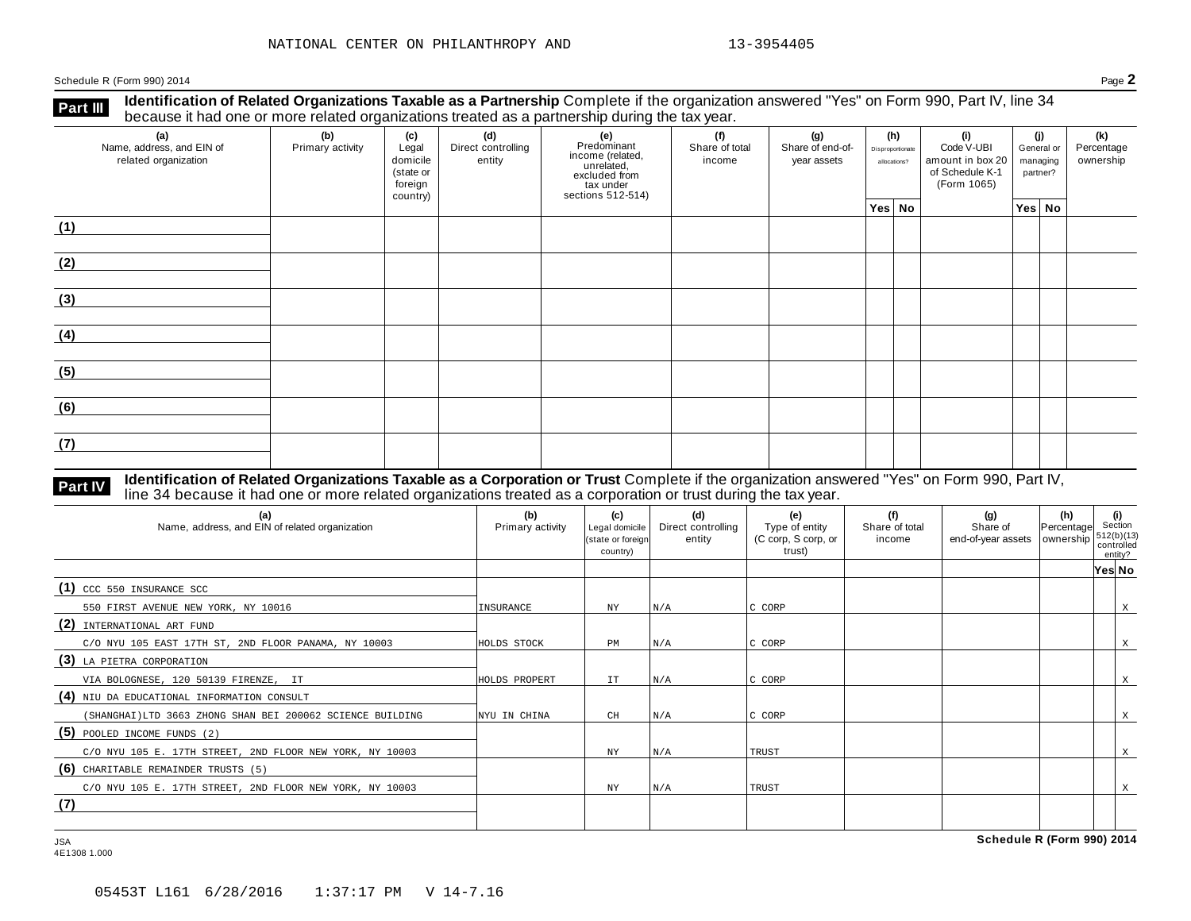NATIONAL CENTER ON PHILANTHROPY AND 13-3954405

Schedule R (Form 990) 2014

## Part III Identification of Related Organizations Taxable as a Partnership

Complete if the organization answered "Yes" on Form 990, Part IV, line 34 because it had one or more related organizations treated as a partnership during the tax year.

| (a) Name, address, and EIN of related organization | (b) Primary activity | (c) Legal domicile (state or foreign country) | (d) Direct controlling entity | (e) Predominant income (related, unrelated, excluded from tax under sections 512-514) | (f) Share of total income | (g) Share of end-of-year assets | (h) Disproportionate allocations? Yes | (h) No | (i) Code V-UBI amount in box 20 of Schedule K-1 (Form 1065) | (j) General or managing partner? Yes | (j) No | (k) Percentage ownership |
|---|---|---|---|---|---|---|---|---|---|---|---|---|
| (1) | | | | | | | | | | | | |
| (2) | | | | | | | | | | | | |
| (3) | | | | | | | | | | | | |
| (4) | | | | | | | | | | | | |
| (5) | | | | | | | | | | | | |
| (6) | | | | | | | | | | | | |
| (7) | | | | | | | | | | | | |

## Part IV Identification of Related Organizations Taxable as a Corporation or Trust

Complete if the organization answered "Yes" on Form 990, Part IV, line 34 because it had one or more related organizations treated as a corporation or trust during the tax year.

| (a) Name, address, and EIN of related organization | (b) Primary activity | (c) Legal domicile (state or foreign country) | (d) Direct controlling entity | (e) Type of entity (C corp, S corp, or trust) | (f) Share of total income | (g) Share of end-of-year assets | (h) Percentage ownership | (i) Section 512(b)(13) controlled entity? Yes | (i) No |
|---|---|---|---|---|---|---|---|---|---|
| (1) CCC 550 INSURANCE SCC<br>550 FIRST AVENUE NEW YORK, NY 10016 | INSURANCE | NY | N/A | C CORP | | | | | X |
| (2) INTERNATIONAL ART FUND<br>C/O NYU 105 EAST 17TH ST, 2ND FLOOR PANAMA, NY 10003 | HOLDS STOCK | PM | N/A | C CORP | | | | | X |
| (3) LA PIETRA CORPORATION<br>VIA BOLOGNESE, 120 50139 FIRENZE, IT | HOLDS PROPERT | IT | N/A | C CORP | | | | | X |
| (4) NIU DA EDUCATIONAL INFORMATION CONSULT<br>(SHANGHAI)LTD 3663 ZHONG SHAN BEI 200062 SCIENCE BUILDING | NYU IN CHINA | CH | N/A | C CORP | | | | | X |
| (5) POOLED INCOME FUNDS (2)<br>C/O NYU 105 E. 17TH STREET, 2ND FLOOR NEW YORK, NY 10003 | | NY | N/A | TRUST | | | | | X |
| (6) CHARITABLE REMAINDER TRUSTS (5)<br>C/O NYU 105 E. 17TH STREET, 2ND FLOOR NEW YORK, NY 10003 | | NY | N/A | TRUST | | | | | X |
| (7) | | | | | | | | | |

JSA
4E1308 1.000

Schedule R (Form 990) 2014

05453T L161 6/28/2016 1:37:17 PM V 14-7.16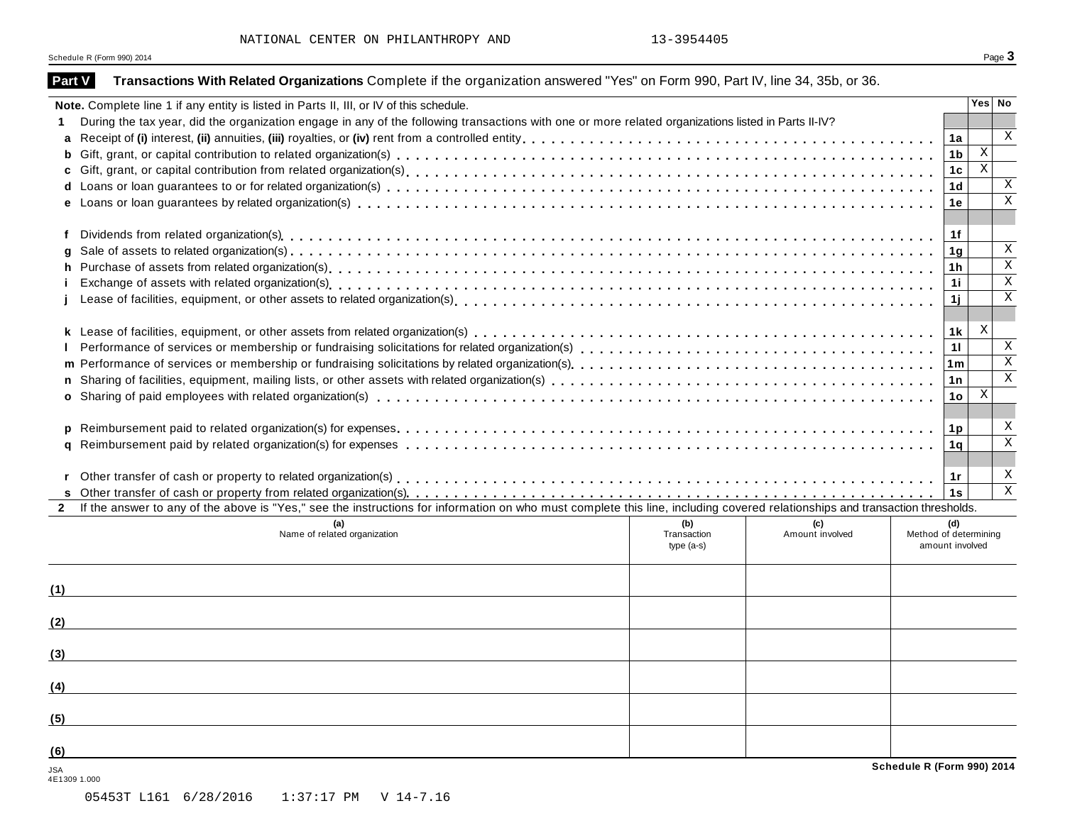NATIONAL CENTER ON PHILANTHROPY AND 13-3954405

## Part V Transactions With Related Organizations

Complete if the organization answered "Yes" on Form 990, Part IV, line 34, 35b, or 36.

**Note.** Complete line 1 if any entity is listed in Parts II, III, or IV of this schedule.

| | | | Yes | No |
|---|---|---|---|---|
| **1** | During the tax year, did the organization engage in any of the following transactions with one or more related organizations listed in Parts II-IV? | | | |
| **a** | Receipt of **(i)** interest, **(ii)** annuities, **(iii)** royalties, or **(iv)** rent from a controlled entity | **1a** | | X |
| **b** | Gift, grant, or capital contribution to related organization(s) | **1b** | X | |
| **c** | Gift, grant, or capital contribution from related organization(s) | **1c** | X | |
| **d** | Loans or loan guarantees to or for related organization(s) | **1d** | | X |
| **e** | Loans or loan guarantees by related organization(s) | **1e** | | X |
| **f** | Dividends from related organization(s) | **1f** | | |
| **g** | Sale of assets to related organization(s) | **1g** | | X |
| **h** | Purchase of assets from related organization(s) | **1h** | | X |
| **i** | Exchange of assets with related organization(s) | **1i** | | X |
| **j** | Lease of facilities, equipment, or other assets to related organization(s) | **1j** | | X |
| **k** | Lease of facilities, equipment, or other assets from related organization(s) | **1k** | X | |
| **l** | Performance of services or membership or fundraising solicitations for related organization(s) | **1l** | | X |
| **m** | Performance of services or membership or fundraising solicitations by related organization(s) | **1m** | | X |
| **n** | Sharing of facilities, equipment, mailing lists, or other assets with related organization(s) | **1n** | | X |
| **o** | Sharing of paid employees with related organization(s) | **1o** | X | |
| **p** | Reimbursement paid to related organization(s) for expenses | **1p** | | X |
| **q** | Reimbursement paid by related organization(s) for expenses | **1q** | | X |
| **r** | Other transfer of cash or property to related organization(s) | **1r** | | X |
| **s** | Other transfer of cash or property from related organization(s) | **1s** | | X |

**2** If the answer to any of the above is "Yes," see the instructions for information on who must complete this line, including covered relationships and transaction thresholds.

| | (a) Name of related organization | (b) Transaction type (a-s) | (c) Amount involved | (d) Method of determining amount involved |
|---|---|---|---|---|
| (1) | | | | |
| (2) | | | | |
| (3) | | | | |
| (4) | | | | |
| (5) | | | | |
| (6) | | | | |

JSA
4E1309 1.000

05453T L161 6/28/2016 1:37:17 PM V 14-7.16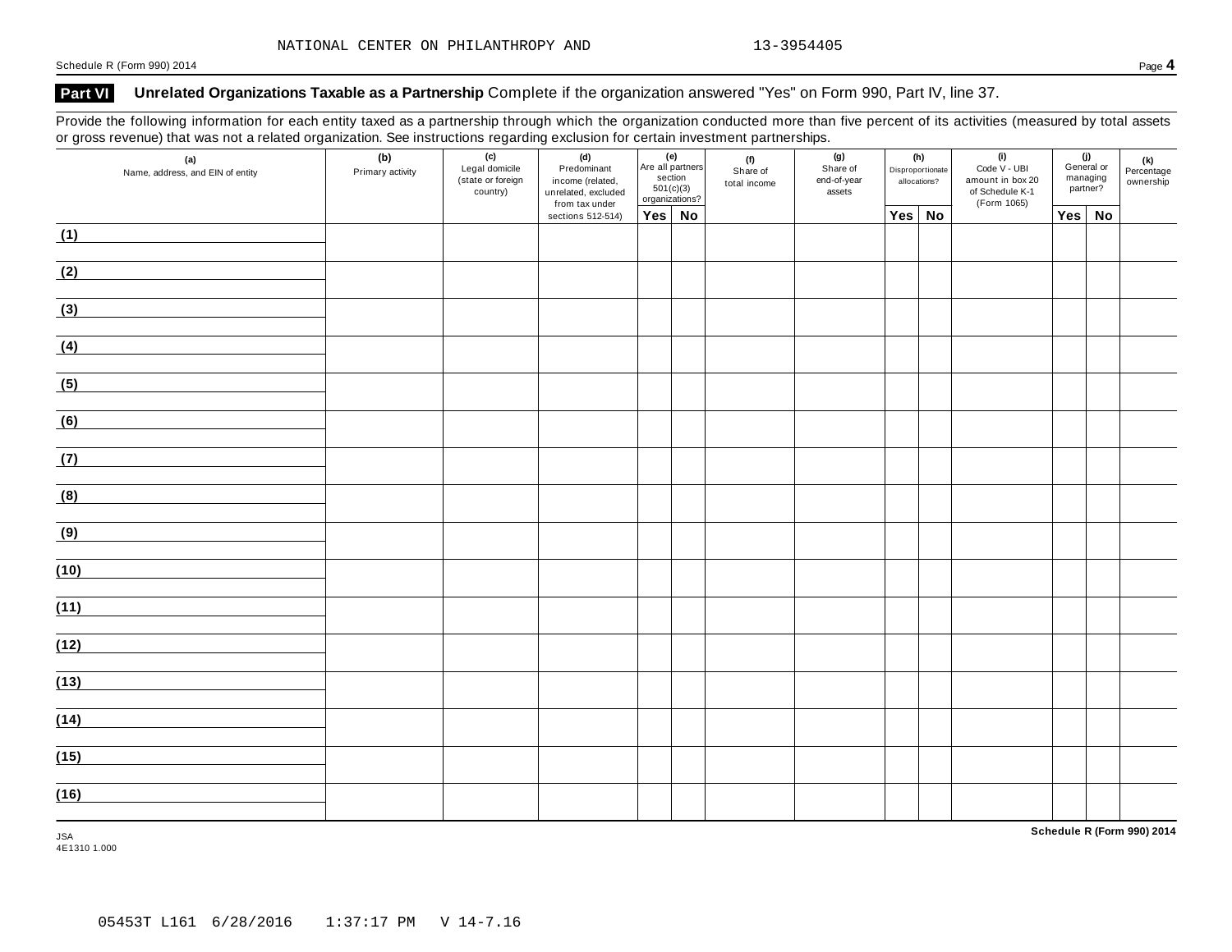NATIONAL CENTER ON PHILANTHROPY AND 13-3954405

## Part VI Unrelated Organizations Taxable as a Partnership Complete if the organization answered "Yes" on Form 990, Part IV, line 37.

Provide the following information for each entity taxed as a partnership through which the organization conducted more than five percent of its activities (measured by total assets or gross revenue) that was not a related organization. See instructions regarding exclusion for certain investment partnerships.

| (a) Name, address, and EIN of entity | (b) Primary activity | (c) Legal domicile (state or foreign country) | (d) Predominant income (related, unrelated, excluded from tax under sections 512-514) | (e) Are all partners section 501(c)(3) organizations? | | (f) Share of total income | (g) Share of end-of-year assets | (h) Disproportionate allocations? | | (i) Code V - UBI amount in box 20 of Schedule K-1 (Form 1065) | (j) General or managing partner? | | (k) Percentage ownership |
|---|---|---|---|---|---|---|---|---|---|---|---|---|---|
| | | | | Yes | No | | | Yes | No | | Yes | No | |
| (1) | | | | | | | | | | | | | |
| (2) | | | | | | | | | | | | | |
| (3) | | | | | | | | | | | | | |
| (4) | | | | | | | | | | | | | |
| (5) | | | | | | | | | | | | | |
| (6) | | | | | | | | | | | | | |
| (7) | | | | | | | | | | | | | |
| (8) | | | | | | | | | | | | | |
| (9) | | | | | | | | | | | | | |
| (10) | | | | | | | | | | | | | |
| (11) | | | | | | | | | | | | | |
| (12) | | | | | | | | | | | | | |
| (13) | | | | | | | | | | | | | |
| (14) | | | | | | | | | | | | | |
| (15) | | | | | | | | | | | | | |
| (16) | | | | | | | | | | | | | |

JSA
4E1310 1.000

05453T L161 6/28/2016 1:37:17 PM V 14-7.16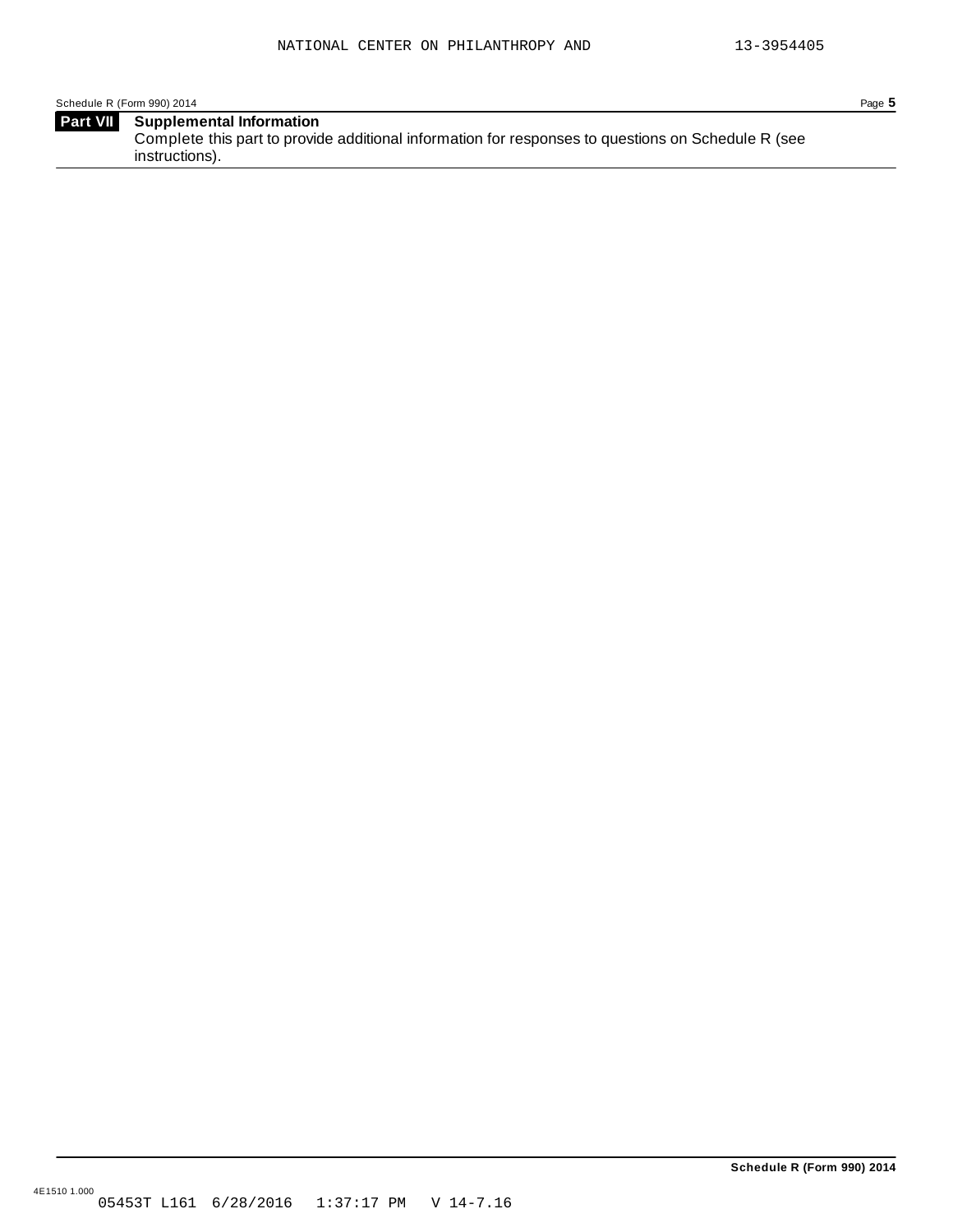## Part VII Supplemental Information

Complete this part to provide additional information for responses to questions on Schedule R (see instructions).